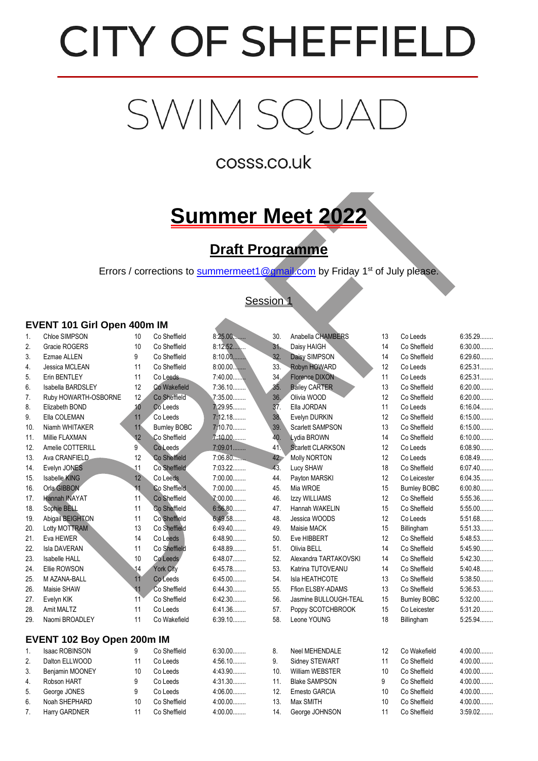# CITY OF SHEFFIELD

# SWIM SQUAD

cosss.co.uk

# Summer Meet 2022

## Draft Programme

Errors / corrections to summermeet1@gmail.com by Friday 1st of July please.

Session 1

DRAFT

### EVENT 101 Girl Open 400m IM

| No. | Name | Age | Club | Time |
|---|---|---|---|---|
| 1. | Chloe SIMPSON | 10 | Co Sheffield | 8:25.00........ |
| 2. | Gracie ROGERS | 10 | Co Sheffield | 8:12.52........ |
| 3. | Ezmae ALLEN | 9 | Co Sheffield | 8:10.00........ |
| 4. | Jessica MCLEAN | 11 | Co Sheffield | 8:00.00........ |
| 5. | Erin BENTLEY | 11 | Co Leeds | 7:40.00........ |
| 6. | Isabella BARDSLEY | 12 | Co Wakefield | 7:36.10........ |
| 7. | Ruby HOWARTH-OSBORNE | 12 | Co Sheffield | 7:35.00........ |
| 8. | Elizabeth BOND | 10 | Co Leeds | 7:29.95........ |
| 9. | Ella COLEMAN | 11 | Co Leeds | 7:12.18........ |
| 10. | Niamh WHITAKER | 11 | Burnley BOBC | 7:10.70........ |
| 11. | Millie FLAXMAN | 12 | Co Sheffield | 7:10.00........ |
| 12. | Amelie COTTERILL | 9 | Co Leeds | 7:09.01........ |
| 13. | Ava CRANFIELD | 12 | Co Sheffield | 7:06.80........ |
| 14. | Evelyn JONES | 11 | Co Sheffield | 7:03.22........ |
| 15. | Isabelle KING | 12 | Co Leeds | 7:00.00........ |
| 16. | Orla GIBBON | 11 | Co Sheffield | 7:00.00........ |
| 17. | Hannah INAYAT | 11 | Co Sheffield | 7:00.00........ |
| 18. | Sophie BELL | 11 | Co Sheffield | 6:56.80........ |
| 19. | Abigail BEIGHTON | 11 | Co Sheffield | 6:49.58........ |
| 20. | Lotty MOTTRAM | 13 | Co Sheffield | 6:49.40........ |
| 21. | Eva HEWER | 14 | Co Leeds | 6:48.90........ |
| 22. | Isla DAVERAN | 11 | Co Sheffield | 6:48.89........ |
| 23. | Isabelle HALL | 10 | Co Leeds | 6:48.07........ |
| 24. | Ellie ROWSON | 14 | York City | 6:45.78........ |
| 25. | M AZANA-BALL | 11 | Co Leeds | 6:45.00........ |
| 26. | Maisie SHAW | 11 | Co Sheffield | 6:44.30........ |
| 27. | Evelyn KIK | 11 | Co Sheffield | 6:42.30........ |
| 28. | Amit MALTZ | 11 | Co Leeds | 6:41.36........ |
| 29. | Naomi BROADLEY | 11 | Co Wakefield | 6:39.10........ |
| 30. | Anabella CHAMBERS | 13 | Co Leeds | 6:35.29........ |
| 31. | Daisy HAIGH | 14 | Co Sheffield | 6:30.00........ |
| 32. | Daisy SIMPSON | 14 | Co Sheffield | 6:29.60........ |
| 33. | Robyn HOWARD | 12 | Co Leeds | 6:25.31........ |
| 34. | Florence DIXON | 11 | Co Leeds | 6:25.31........ |
| 35. | Bailey CARTER | 13 | Co Sheffield | 6:20.00........ |
| 36. | Olivia WOOD | 12 | Co Sheffield | 6:20.00........ |
| 37. | Ella JORDAN | 11 | Co Leeds | 6:16.04........ |
| 38. | Evelyn DURKIN | 12 | Co Sheffield | 6:15.00........ |
| 39. | Scarlett SAMPSON | 13 | Co Sheffield | 6:15.00........ |
| 40. | Lydia BROWN | 14 | Co Sheffield | 6:10.00........ |
| 41. | Scarlett CLARKSON | 12 | Co Leeds | 6:08.90........ |
| 42. | Molly NORTON | 12 | Co Leeds | 6:08.49........ |
| 43. | Lucy SHAW | 18 | Co Sheffield | 6:07.40........ |
| 44. | Payton MARSKI | 12 | Co Leicester | 6:04.35........ |
| 45. | Mia WROE | 15 | Burnley BOBC | 6:00.80........ |
| 46. | Izzy WILLIAMS | 12 | Co Sheffield | 5:55.36........ |
| 47. | Hannah WAKELIN | 15 | Co Sheffield | 5:55.00........ |
| 48. | Jessica WOODS | 12 | Co Leeds | 5:51.68........ |
| 49. | Maisie MACK | 15 | Billingham | 5:51.33........ |
| 50. | Eve HIBBERT | 12 | Co Sheffield | 5:48.53........ |
| 51. | Olivia BELL | 14 | Co Sheffield | 5:45.90........ |
| 52. | Alexandra TARTAKOVSKI | 14 | Co Sheffield | 5:42.30........ |
| 53. | Katrina TUTOVEANU | 14 | Co Sheffield | 5:40.48........ |
| 54. | Isla HEATHCOTE | 13 | Co Sheffield | 5:38.50........ |
| 55. | Ffion ELSBY-ADAMS | 13 | Co Sheffield | 5:36.53........ |
| 56. | Jasmine BULLOUGH-TEAL | 15 | Burnley BOBC | 5:32.00........ |
| 57. | Poppy SCOTCHBROOK | 15 | Co Leicester | 5:31.20........ |
| 58. | Leone YOUNG | 18 | Billingham | 5:25.94........ |

### EVENT 102 Boy Open 200m IM

| No. | Name | Age | Club | Time |
|---|---|---|---|---|
| 1. | Isaac ROBINSON | 9 | Co Sheffield | 6:30.00........ |
| 2. | Dalton ELLWOOD | 11 | Co Leeds | 4:56.10........ |
| 3. | Benjamin MOONEY | 10 | Co Leeds | 4:43.90........ |
| 4. | Robson HART | 9 | Co Leeds | 4:31.30........ |
| 5. | George JONES | 9 | Co Leeds | 4:06.00........ |
| 6. | Noah SHEPHARD | 10 | Co Sheffield | 4:00.00........ |
| 7. | Harry GARDNER | 11 | Co Sheffield | 4:00.00........ |
| 8. | Neel MEHENDALE | 12 | Co Wakefield | 4:00.00........ |
| 9. | Sidney STEWART | 11 | Co Sheffield | 4:00.00........ |
| 10. | William WEBSTER | 10 | Co Sheffield | 4:00.00........ |
| 11. | Blake SAMPSON | 9 | Co Sheffield | 4:00.00........ |
| 12. | Ernesto GARCIA | 10 | Co Sheffield | 4:00.00........ |
| 13. | Max SMITH | 10 | Co Sheffield | 4:00.00........ |
| 14. | George JOHNSON | 11 | Co Sheffield | 3:59.02........ |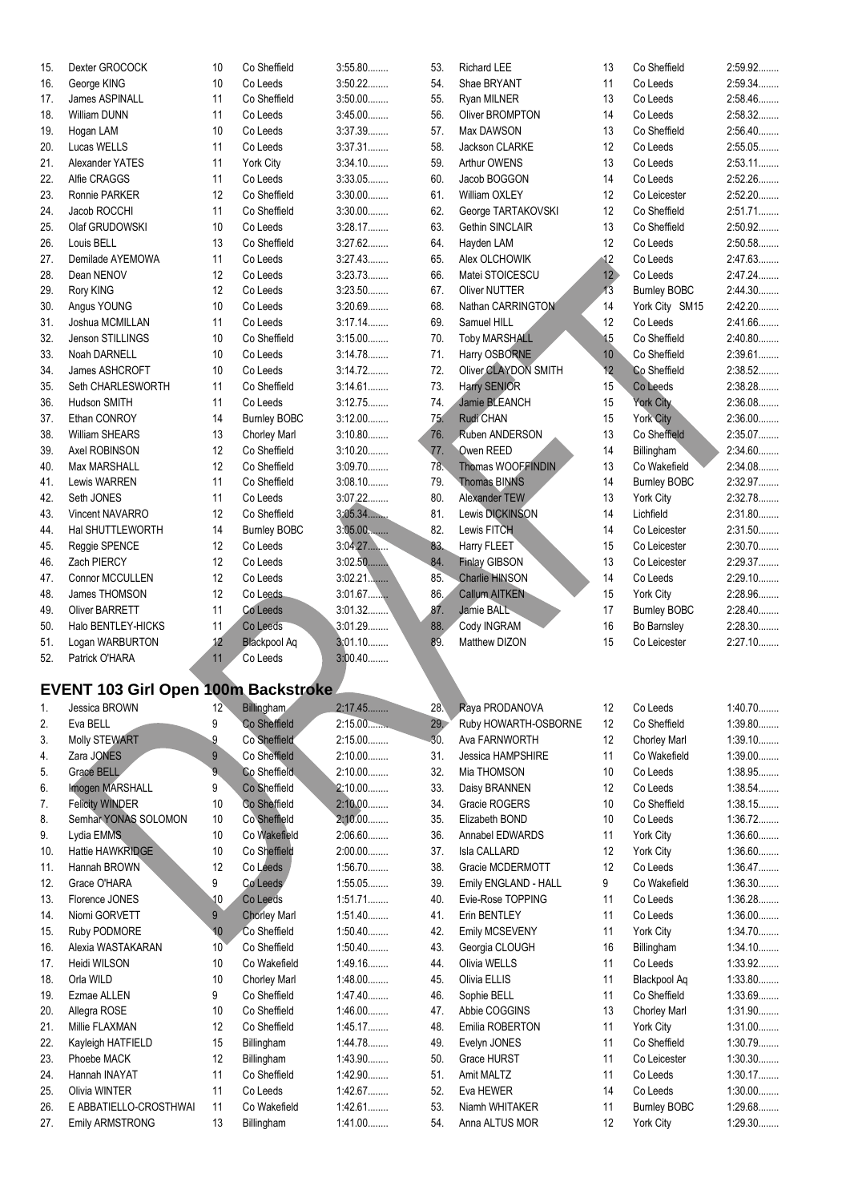| | | | | |
|---|---|---|---|---|
| 15. | Dexter GROCOCK | 10 | Co Sheffield | 3:55.80........ |
| 16. | George KING | 10 | Co Leeds | 3:50.22........ |
| 17. | James ASPINALL | 11 | Co Sheffield | 3:50.00........ |
| 18. | William DUNN | 11 | Co Leeds | 3:45.00........ |
| 19. | Hogan LAM | 10 | Co Leeds | 3:37.39........ |
| 20. | Lucas WELLS | 11 | Co Leeds | 3:37.31........ |
| 21. | Alexander YATES | 11 | York City | 3:34.10........ |
| 22. | Alfie CRAGGS | 11 | Co Leeds | 3:33.05........ |
| 23. | Ronnie PARKER | 12 | Co Sheffield | 3:30.00........ |
| 24. | Jacob ROCCHI | 11 | Co Sheffield | 3:30.00........ |
| 25. | Olaf GRUDOWSKI | 10 | Co Leeds | 3:28.17........ |
| 26. | Louis BELL | 13 | Co Sheffield | 3:27.62........ |
| 27. | Demilade AYEMOWA | 11 | Co Leeds | 3:27.43........ |
| 28. | Dean NENOV | 12 | Co Leeds | 3:23.73........ |
| 29. | Rory KING | 12 | Co Leeds | 3:23.50........ |
| 30. | Angus YOUNG | 10 | Co Leeds | 3:20.69........ |
| 31. | Joshua MCMILLAN | 11 | Co Leeds | 3:17.14........ |
| 32. | Jenson STILLINGS | 10 | Co Sheffield | 3:15.00........ |
| 33. | Noah DARNELL | 10 | Co Leeds | 3:14.78........ |
| 34. | James ASHCROFT | 10 | Co Leeds | 3:14.72........ |
| 35. | Seth CHARLESWORTH | 11 | Co Sheffield | 3:14.61........ |
| 36. | Hudson SMITH | 11 | Co Leeds | 3:12.75........ |
| 37. | Ethan CONROY | 14 | Burnley BOBC | 3:12.00........ |
| 38. | William SHEARS | 13 | Chorley Marl | 3:10.80........ |
| 39. | Axel ROBINSON | 12 | Co Sheffield | 3:10.20........ |
| 40. | Max MARSHALL | 12 | Co Sheffield | 3:09.70........ |
| 41. | Lewis WARREN | 11 | Co Sheffield | 3:08.10........ |
| 42. | Seth JONES | 11 | Co Leeds | 3:07.22........ |
| 43. | Vincent NAVARRO | 12 | Co Sheffield | 3:05.34........ |
| 44. | Hal SHUTTLEWORTH | 14 | Burnley BOBC | 3:05.00........ |
| 45. | Reggie SPENCE | 12 | Co Leeds | 3:04.27........ |
| 46. | Zach PIERCY | 12 | Co Leeds | 3:02.50........ |
| 47. | Connor MCCULLEN | 12 | Co Leeds | 3:02.21........ |
| 48. | James THOMSON | 12 | Co Leeds | 3:01.67........ |
| 49. | Oliver BARRETT | 11 | Co Leeds | 3:01.32........ |
| 50. | Halo BENTLEY-HICKS | 11 | Co Leeds | 3:01.29........ |
| 51. | Logan WARBURTON | 12 | Blackpool Aq | 3:01.10........ |
| 52. | Patrick O'HARA | 11 | Co Leeds | 3:00.40........ |
| 53. | Richard LEE | 13 | Co Sheffield | 2:59.92........ |
| 54. | Shae BRYANT | 11 | Co Leeds | 2:59.34........ |
| 55. | Ryan MILNER | 13 | Co Leeds | 2:58.46........ |
| 56. | Oliver BROMPTON | 14 | Co Leeds | 2:58.32........ |
| 57. | Max DAWSON | 13 | Co Sheffield | 2:56.40........ |
| 58. | Jackson CLARKE | 12 | Co Leeds | 2:55.05........ |
| 59. | Arthur OWENS | 13 | Co Leeds | 2:53.11........ |
| 60. | Jacob BOGGON | 14 | Co Leeds | 2:52.26........ |
| 61. | William OXLEY | 12 | Co Leicester | 2:52.20........ |
| 62. | George TARTAKOVSKI | 12 | Co Sheffield | 2:51.71........ |
| 63. | Gethin SINCLAIR | 13 | Co Sheffield | 2:50.92........ |
| 64. | Hayden LAM | 12 | Co Leeds | 2:50.58........ |
| 65. | Alex OLCHOWIK | 12 | Co Leeds | 2:47.63........ |
| 66. | Matei STOICESCU | 12 | Co Leeds | 2:47.24........ |
| 67. | Oliver NUTTER | 13 | Burnley BOBC | 2:44.30........ |
| 68. | Nathan CARRINGTON | 14 | York City SM15 | 2:42.20........ |
| 69. | Samuel HILL | 12 | Co Leeds | 2:41.66........ |
| 70. | Toby MARSHALL | 15 | Co Sheffield | 2:40.80........ |
| 71. | Harry OSBORNE | 10 | Co Sheffield | 2:39.61........ |
| 72. | Oliver CLAYDON SMITH | 12 | Co Sheffield | 2:38.52........ |
| 73. | Harry SENIOR | 15 | Co Leeds | 2:38.28........ |
| 74. | Jamie BLEANCH | 15 | York City | 2:36.08........ |
| 75. | Rudi CHAN | 15 | York City | 2:36.00........ |
| 76. | Ruben ANDERSON | 13 | Co Sheffield | 2:35.07........ |
| 77. | Owen REED | 14 | Billingham | 2:34.60........ |
| 78. | Thomas WOOFFINDIN | 13 | Co Wakefield | 2:34.08........ |
| 79. | Thomas BINNS | 14 | Burnley BOBC | 2:32.97........ |
| 80. | Alexander TEW | 13 | York City | 2:32.78........ |
| 81. | Lewis DICKINSON | 14 | Lichfield | 2:31.80........ |
| 82. | Lewis FITCH | 14 | Co Leicester | 2:31.50........ |
| 83. | Harry FLEET | 15 | Co Leicester | 2:30.70........ |
| 84. | Finlay GIBSON | 13 | Co Leicester | 2:29.37........ |
| 85. | Charlie HINSON | 14 | Co Leeds | 2:29.10........ |
| 86. | Callum AITKEN | 15 | York City | 2:28.96........ |
| 87. | Jamie BALL | 17 | Burnley BOBC | 2:28.40........ |
| 88. | Cody INGRAM | 16 | Bo Barnsley | 2:28.30........ |
| 89. | Matthew DIZON | 15 | Co Leicester | 2:27.10........ |

## EVENT 103 Girl Open 100m Backstroke

| | | | | |
|---|---|---|---|---|
| 1. | Jessica BROWN | 12 | Billingham | 2:17.45........ |
| 2. | Eva BELL | 9 | Co Sheffield | 2:15.00........ |
| 3. | Molly STEWART | 9 | Co Sheffield | 2:15.00........ |
| 4. | Zara JONES | 9 | Co Sheffield | 2:10.00........ |
| 5. | Grace BELL | 9 | Co Sheffield | 2:10.00........ |
| 6. | Imogen MARSHALL | 9 | Co Sheffield | 2:10.00........ |
| 7. | Felicity WINDER | 10 | Co Sheffield | 2:10.00........ |
| 8. | Semhar YONAS SOLOMON | 10 | Co Sheffield | 2:10.00........ |
| 9. | Lydia EMMS | 10 | Co Wakefield | 2:06.60........ |
| 10. | Hattie HAWKRIDGE | 10 | Co Sheffield | 2:00.00........ |
| 11. | Hannah BROWN | 12 | Co Leeds | 1:56.70........ |
| 12. | Grace O'HARA | 9 | Co Leeds | 1:55.05........ |
| 13. | Florence JONES | 10 | Co Leeds | 1:51.71........ |
| 14. | Niomi GORVETT | 9 | Chorley Marl | 1:51.40........ |
| 15. | Ruby PODMORE | 10 | Co Sheffield | 1:50.40........ |
| 16. | Alexia WASTAKARAN | 10 | Co Sheffield | 1:50.40........ |
| 17. | Heidi WILSON | 10 | Co Wakefield | 1:49.16........ |
| 18. | Orla WILD | 10 | Chorley Marl | 1:48.00........ |
| 19. | Ezmae ALLEN | 9 | Co Sheffield | 1:47.40........ |
| 20. | Allegra ROSE | 10 | Co Sheffield | 1:46.00........ |
| 21. | Millie FLAXMAN | 12 | Co Sheffield | 1:45.17........ |
| 22. | Kayleigh HATFIELD | 15 | Billingham | 1:44.78........ |
| 23. | Phoebe MACK | 12 | Billingham | 1:43.90........ |
| 24. | Hannah INAYAT | 11 | Co Sheffield | 1:42.90........ |
| 25. | Olivia WINTER | 11 | Co Leeds | 1:42.67........ |
| 26. | E ABBATIELLO-CROSTHWAI | 11 | Co Wakefield | 1:42.61........ |
| 27. | Emily ARMSTRONG | 13 | Billingham | 1:41.00........ |
| 28. | Raya PRODANOVA | 12 | Co Leeds | 1:40.70........ |
| 29. | Ruby HOWARTH-OSBORNE | 12 | Co Sheffield | 1:39.80........ |
| 30. | Ava FARNWORTH | 12 | Chorley Marl | 1:39.10........ |
| 31. | Jessica HAMPSHIRE | 11 | Co Wakefield | 1:39.00........ |
| 32. | Mia THOMSON | 10 | Co Leeds | 1:38.95........ |
| 33. | Daisy BRANNEN | 12 | Co Leeds | 1:38.54........ |
| 34. | Gracie ROGERS | 10 | Co Sheffield | 1:38.15........ |
| 35. | Elizabeth BOND | 10 | Co Leeds | 1:36.72........ |
| 36. | Annabel EDWARDS | 11 | York City | 1:36.60........ |
| 37. | Isla CALLARD | 12 | York City | 1:36.60........ |
| 38. | Gracie MCDERMOTT | 12 | Co Leeds | 1:36.47........ |
| 39. | Emily ENGLAND - HALL | 9 | Co Wakefield | 1:36.30........ |
| 40. | Evie-Rose TOPPING | 11 | Co Leeds | 1:36.28........ |
| 41. | Erin BENTLEY | 11 | Co Leeds | 1:36.00........ |
| 42. | Emily MCSEVENY | 11 | York City | 1:34.70........ |
| 43. | Georgia CLOUGH | 16 | Billingham | 1:34.10........ |
| 44. | Olivia WELLS | 11 | Co Leeds | 1:33.92........ |
| 45. | Olivia ELLIS | 11 | Blackpool Aq | 1:33.80........ |
| 46. | Sophie BELL | 11 | Co Sheffield | 1:33.69........ |
| 47. | Abbie COGGINS | 13 | Chorley Marl | 1:31.90........ |
| 48. | Emilia ROBERTON | 11 | York City | 1:31.00........ |
| 49. | Evelyn JONES | 11 | Co Sheffield | 1:30.79........ |
| 50. | Grace HURST | 11 | Co Leicester | 1:30.30........ |
| 51. | Amit MALTZ | 11 | Co Leeds | 1:30.17........ |
| 52. | Eva HEWER | 14 | Co Leeds | 1:30.00........ |
| 53. | Niamh WHITAKER | 11 | Burnley BOBC | 1:29.68........ |
| 54. | Anna ALTUS MOR | 12 | York City | 1:29.30........ |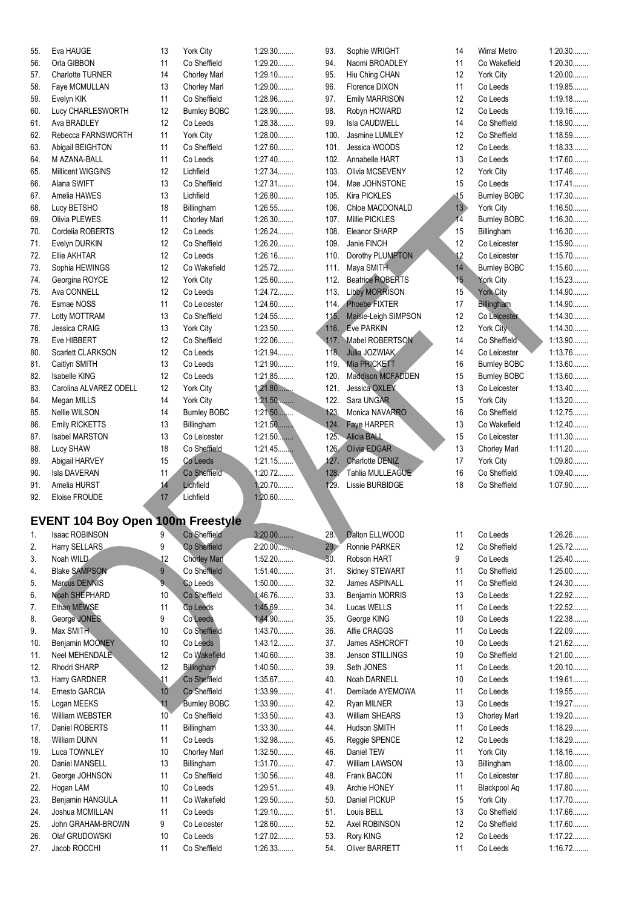| | | | | |
|---|---|---|---|---|
| 55. | Eva HAUGE | 13 | York City | 1:29.30........ |
| 56. | Orla GIBBON | 11 | Co Sheffield | 1:29.20........ |
| 57. | Charlotte TURNER | 14 | Chorley Marl | 1:29.10........ |
| 58. | Faye MCMULLAN | 13 | Chorley Marl | 1:29.00........ |
| 59. | Evelyn KIK | 11 | Co Sheffield | 1:28.96........ |
| 60. | Lucy CHARLESWORTH | 12 | Burnley BOBC | 1:28.90........ |
| 61. | Ava BRADLEY | 12 | Co Leeds | 1:28.38........ |
| 62. | Rebecca FARNSWORTH | 11 | York City | 1:28.00........ |
| 63. | Abigail BEIGHTON | 11 | Co Sheffield | 1:27.60........ |
| 64. | M AZANA-BALL | 11 | Co Leeds | 1:27.40........ |
| 65. | Millicent WIGGINS | 12 | Lichfield | 1:27.34........ |
| 66. | Alana SWIFT | 13 | Co Sheffield | 1:27.31........ |
| 67. | Amelia HAWES | 13 | Lichfield | 1:26.80........ |
| 68. | Lucy BETSHO | 18 | Billingham | 1:26.55........ |
| 69. | Olivia PLEWES | 11 | Chorley Marl | 1:26.30........ |
| 70. | Cordelia ROBERTS | 12 | Co Leeds | 1:26.24........ |
| 71. | Evelyn DURKIN | 12 | Co Sheffield | 1:26.20........ |
| 72. | Ellie AKHTAR | 12 | Co Leeds | 1:26.16........ |
| 73. | Sophia HEWINGS | 12 | Co Wakefield | 1:25.72........ |
| 74. | Georgina ROYCE | 12 | York City | 1:25.60........ |
| 75. | Ava CONNELL | 12 | Co Leeds | 1:24.72........ |
| 76. | Esmae NOSS | 11 | Co Leicester | 1:24.60........ |
| 77. | Lotty MOTTRAM | 13 | Co Sheffield | 1:24.55........ |
| 78. | Jessica CRAIG | 13 | York City | 1:23.50........ |
| 79. | Eve HIBBERT | 12 | Co Sheffield | 1:22.06........ |
| 80. | Scarlett CLARKSON | 12 | Co Leeds | 1:21.94........ |
| 81. | Caitlyn SMITH | 13 | Co Leeds | 1:21.90........ |
| 82. | Isabelle KING | 12 | Co Leeds | 1:21.85........ |
| 83. | Carolina ALVAREZ ODELL | 12 | York City | 1:21.80........ |
| 84. | Megan MILLS | 14 | York City | 1:21.50........ |
| 85. | Nellie WILSON | 14 | Burnley BOBC | 1:21.50........ |
| 86. | Emily RICKETTS | 13 | Billingham | 1:21.50........ |
| 87. | Isabel MARSTON | 13 | Co Leicester | 1:21.50........ |
| 88. | Lucy SHAW | 18 | Co Sheffield | 1:21.45........ |
| 89. | Abigail HARVEY | 15 | Co Leeds | 1:21.15........ |
| 90. | Isla DAVERAN | 11 | Co Sheffield | 1:20.72........ |
| 91. | Amelia HURST | 14 | Lichfield | 1:20.70........ |
| 92. | Eloise FROUDE | 17 | Lichfield | 1:20.60........ |
| 93. | Sophie WRIGHT | 14 | Wirral Metro | 1:20.30........ |
| 94. | Naomi BROADLEY | 11 | Co Wakefield | 1:20.30........ |
| 95. | Hiu Ching CHAN | 12 | York City | 1:20.00........ |
| 96. | Florence DIXON | 11 | Co Leeds | 1:19.85........ |
| 97. | Emily MARRISON | 12 | Co Leeds | 1:19.18........ |
| 98. | Robyn HOWARD | 12 | Co Leeds | 1:19.16........ |
| 99. | Isla CAUDWELL | 14 | Co Sheffield | 1:18.90........ |
| 100. | Jasmine LUMLEY | 12 | Co Sheffield | 1:18.59........ |
| 101. | Jessica WOODS | 12 | Co Leeds | 1:18.33........ |
| 102. | Annabelle HART | 13 | Co Leeds | 1:17.60........ |
| 103. | Olivia MCSEVENY | 12 | York City | 1:17.46........ |
| 104. | Mae JOHNSTONE | 15 | Co Leeds | 1:17.41........ |
| 105. | Kira PICKLES | 15 | Burnley BOBC | 1:17.30........ |
| 106. | Chloe MACDONALD | 13 | York City | 1:16.50........ |
| 107. | Millie PICKLES | 14 | Burnley BOBC | 1:16.30........ |
| 108. | Eleanor SHARP | 15 | Billingham | 1:16.30........ |
| 109. | Janie FINCH | 12 | Co Leicester | 1:15.90........ |
| 110. | Dorothy PLUMPTON | 12 | Co Leicester | 1:15.70........ |
| 111. | Maya SMITH | 14 | Burnley BOBC | 1:15.60........ |
| 112. | Beatrice ROBERTS | 15 | York City | 1:15.23........ |
| 113. | Libby MORRISON | 15 | York City | 1:14.90........ |
| 114. | Phoebe FIXTER | 17 | Billingham | 1:14.90........ |
| 115. | Maisie-Leigh SIMPSON | 12 | Co Leicester | 1:14.30........ |
| 116. | Eve PARKIN | 12 | York City | 1:14.30........ |
| 117. | Mabel ROBERTSON | 14 | Co Sheffield | 1:13.90........ |
| 118. | Julia JOZWIAK | 14 | Co Leicester | 1:13.76........ |
| 119. | Mia PRICKETT | 16 | Burnley BOBC | 1:13.60........ |
| 120. | Maddison MCFADDEN | 15 | Burnley BOBC | 1:13.60........ |
| 121. | Jessica OXLEY | 13 | Co Leicester | 1:13.40........ |
| 122. | Sara UNGAR | 15 | York City | 1:13.20........ |
| 123. | Monica NAVARRO | 16 | Co Sheffield | 1:12.75........ |
| 124. | Faye HARPER | 13 | Co Wakefield | 1:12.40........ |
| 125. | Alicia BALL | 15 | Co Leicester | 1:11.30........ |
| 126. | Olivia EDGAR | 13 | Chorley Marl | 1:11.20........ |
| 127. | Charlotte DENIZ | 17 | York City | 1:09.80........ |
| 128. | Tahlia MULLEAGUE | 16 | Co Sheffield | 1:09.40........ |
| 129. | Lissie BURBIDGE | 18 | Co Sheffield | 1:07.90........ |

## EVENT 104 Boy Open 100m Freestyle

| | | | | |
|---|---|---|---|---|
| 1. | Isaac ROBINSON | 9 | Co Sheffield | 3:20.00........ |
| 2. | Harry SELLARS | 9 | Co Sheffield | 2:20.00........ |
| 3. | Noah WILD | 12 | Chorley Marl | 1:52.20........ |
| 4. | Blake SAMPSON | 9 | Co Sheffield | 1:51.40........ |
| 5. | Marcus DENNIS | 9 | Co Leeds | 1:50.00........ |
| 6. | Noah SHEPHARD | 10 | Co Sheffield | 1:46.76........ |
| 7. | Ethan MEWSE | 11 | Co Leeds | 1:45.69........ |
| 8. | George JONES | 9 | Co Leeds | 1:44.90........ |
| 9. | Max SMITH | 10 | Co Sheffield | 1:43.70........ |
| 10. | Benjamin MOONEY | 10 | Co Leeds | 1:43.12........ |
| 11. | Neel MEHENDALE | 12 | Co Wakefield | 1:40.60........ |
| 12. | Rhodri SHARP | 12 | Billingham | 1:40.50........ |
| 13. | Harry GARDNER | 11 | Co Sheffield | 1:35.67........ |
| 14. | Ernesto GARCIA | 10 | Co Sheffield | 1:33.99........ |
| 15. | Logan MEEKS | 11 | Burnley BOBC | 1:33.90........ |
| 16. | William WEBSTER | 10 | Co Sheffield | 1:33.50........ |
| 17. | Daniel ROBERTS | 11 | Billingham | 1:33.30........ |
| 18. | William DUNN | 11 | Co Leeds | 1:32.98........ |
| 19. | Luca TOWNLEY | 10 | Chorley Marl | 1:32.50........ |
| 20. | Daniel MANSELL | 13 | Billingham | 1:31.70........ |
| 21. | George JOHNSON | 11 | Co Sheffield | 1:30.56........ |
| 22. | Hogan LAM | 10 | Co Leeds | 1:29.51........ |
| 23. | Benjamin HANGULA | 11 | Co Wakefield | 1:29.50........ |
| 24. | Joshua MCMILLAN | 11 | Co Leeds | 1:29.10........ |
| 25. | John GRAHAM-BROWN | 9 | Co Leicester | 1:28.60........ |
| 26. | Olaf GRUDOWSKI | 10 | Co Leeds | 1:27.02........ |
| 27. | Jacob ROCCHI | 11 | Co Sheffield | 1:26.33........ |
| 28. | Dalton ELLWOOD | 11 | Co Leeds | 1:26.26........ |
| 29. | Ronnie PARKER | 12 | Co Sheffield | 1:25.72........ |
| 30. | Robson HART | 9 | Co Leeds | 1:25.40........ |
| 31. | Sidney STEWART | 11 | Co Sheffield | 1:25.00........ |
| 32. | James ASPINALL | 11 | Co Sheffield | 1:24.30........ |
| 33. | Benjamin MORRIS | 13 | Co Leeds | 1:22.92........ |
| 34. | Lucas WELLS | 11 | Co Leeds | 1:22.52........ |
| 35. | George KING | 10 | Co Leeds | 1:22.38........ |
| 36. | Alfie CRAGGS | 11 | Co Leeds | 1:22.09........ |
| 37. | James ASHCROFT | 10 | Co Leeds | 1:21.62........ |
| 38. | Jenson STILLINGS | 10 | Co Sheffield | 1:21.00........ |
| 39. | Seth JONES | 11 | Co Leeds | 1:20.10........ |
| 40. | Noah DARNELL | 10 | Co Leeds | 1:19.61........ |
| 41. | Demilade AYEMOWA | 11 | Co Leeds | 1:19.55........ |
| 42. | Ryan MILNER | 13 | Co Leeds | 1:19.27........ |
| 43. | William SHEARS | 13 | Chorley Marl | 1:19.20........ |
| 44. | Hudson SMITH | 11 | Co Leeds | 1:18.29........ |
| 45. | Reggie SPENCE | 12 | Co Leeds | 1:18.29........ |
| 46. | Daniel TEW | 11 | York City | 1:18.16........ |
| 47. | William LAWSON | 13 | Billingham | 1:18.00........ |
| 48. | Frank BACON | 11 | Co Leicester | 1:17.80........ |
| 49. | Archie HONEY | 11 | Blackpool Aq | 1:17.80........ |
| 50. | Daniel PICKUP | 15 | York City | 1:17.70........ |
| 51. | Louis BELL | 13 | Co Sheffield | 1:17.66........ |
| 52. | Axel ROBINSON | 12 | Co Sheffield | 1:17.60........ |
| 53. | Rory KING | 12 | Co Leeds | 1:17.22........ |
| 54. | Oliver BARRETT | 11 | Co Leeds | 1:16.72........ |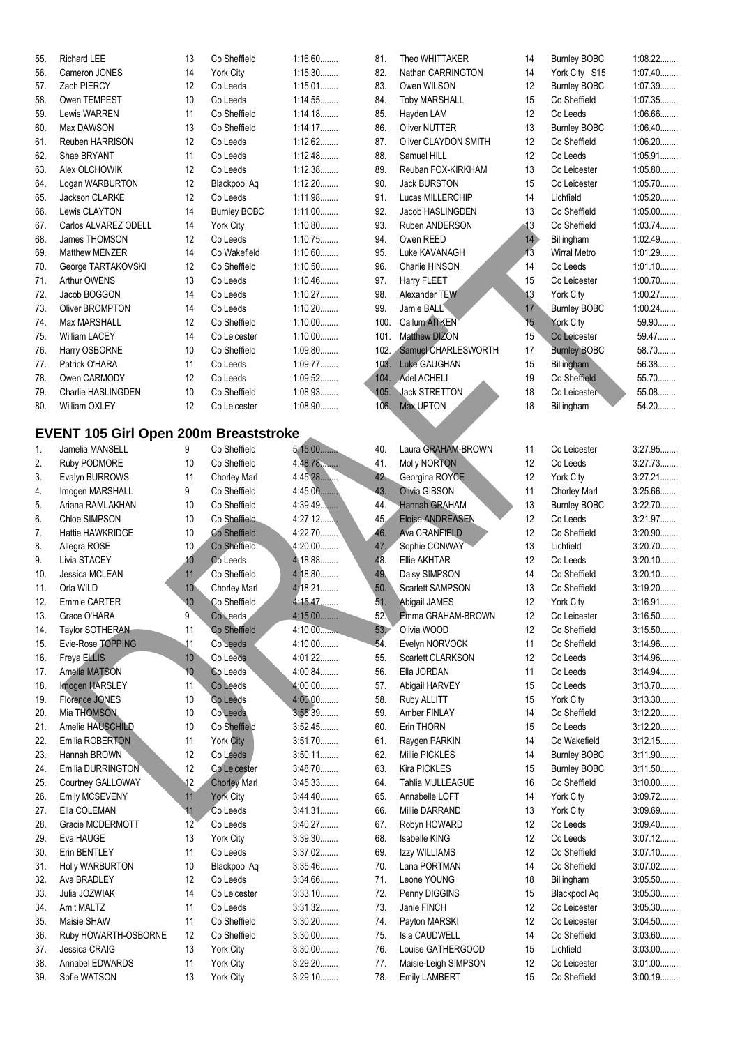| | | | | |
|---|---|---|---|---|
| 55. | Richard LEE | 13 | Co Sheffield | 1:16.60........ |
| 56. | Cameron JONES | 14 | York City | 1:15.30........ |
| 57. | Zach PIERCY | 12 | Co Leeds | 1:15.01........ |
| 58. | Owen TEMPEST | 10 | Co Leeds | 1:14.55........ |
| 59. | Lewis WARREN | 11 | Co Sheffield | 1:14.18........ |
| 60. | Max DAWSON | 13 | Co Sheffield | 1:14.17........ |
| 61. | Reuben HARRISON | 12 | Co Leeds | 1:12.62........ |
| 62. | Shae BRYANT | 11 | Co Leeds | 1:12.48........ |
| 63. | Alex OLCHOWIK | 12 | Co Leeds | 1:12.38........ |
| 64. | Logan WARBURTON | 12 | Blackpool Aq | 1:12.20........ |
| 65. | Jackson CLARKE | 12 | Co Leeds | 1:11.98........ |
| 66. | Lewis CLAYTON | 14 | Burnley BOBC | 1:11.00........ |
| 67. | Carlos ALVAREZ ODELL | 14 | York City | 1:10.80........ |
| 68. | James THOMSON | 12 | Co Leeds | 1:10.75........ |
| 69. | Matthew MENZER | 14 | Co Wakefield | 1:10.60........ |
| 70. | George TARTAKOVSKI | 12 | Co Sheffield | 1:10.50........ |
| 71. | Arthur OWENS | 13 | Co Leeds | 1:10.46........ |
| 72. | Jacob BOGGON | 14 | Co Leeds | 1:10.27........ |
| 73. | Oliver BROMPTON | 14 | Co Leeds | 1:10.20........ |
| 74. | Max MARSHALL | 12 | Co Sheffield | 1:10.00........ |
| 75. | William LACEY | 14 | Co Leicester | 1:10.00........ |
| 76. | Harry OSBORNE | 10 | Co Sheffield | 1:09.80........ |
| 77. | Patrick O'HARA | 11 | Co Leeds | 1:09.77........ |
| 78. | Owen CARMODY | 12 | Co Leeds | 1:09.52........ |
| 79. | Charlie HASLINGDEN | 10 | Co Sheffield | 1:08.93........ |
| 80. | William OXLEY | 12 | Co Leicester | 1:08.90........ |
| 81. | Theo WHITTAKER | 14 | Burnley BOBC | 1:08.22........ |
| 82. | Nathan CARRINGTON | 14 | York City S15 | 1:07.40........ |
| 83. | Owen WILSON | 12 | Burnley BOBC | 1:07.39........ |
| 84. | Toby MARSHALL | 15 | Co Sheffield | 1:07.35........ |
| 85. | Hayden LAM | 12 | Co Leeds | 1:06.66........ |
| 86. | Oliver NUTTER | 13 | Burnley BOBC | 1:06.40........ |
| 87. | Oliver CLAYDON SMITH | 12 | Co Sheffield | 1:06.20........ |
| 88. | Samuel HILL | 12 | Co Leeds | 1:05.91........ |
| 89. | Reuban FOX-KIRKHAM | 13 | Co Leicester | 1:05.80........ |
| 90. | Jack BURSTON | 15 | Co Leicester | 1:05.70........ |
| 91. | Lucas MILLERCHIP | 14 | Lichfield | 1:05.20........ |
| 92. | Jacob HASLINGDEN | 13 | Co Sheffield | 1:05.00........ |
| 93. | Ruben ANDERSON | 13 | Co Sheffield | 1:03.74........ |
| 94. | Owen REED | 14 | Billingham | 1:02.49........ |
| 95. | Luke KAVANAGH | 13 | Wirral Metro | 1:01.29........ |
| 96. | Charlie HINSON | 14 | Co Leeds | 1:01.10........ |
| 97. | Harry FLEET | 15 | Co Leicester | 1:00.70........ |
| 98. | Alexander TEW | 13 | York City | 1:00.27........ |
| 99. | Jamie BALL | 17 | Burnley BOBC | 1:00.24........ |
| 100. | Callum AITKEN | 15 | York City | 59.90........ |
| 101. | Matthew DIZON | 15 | Co Leicester | 59.47........ |
| 102. | Samuel CHARLESWORTH | 17 | Burnley BOBC | 58.70........ |
| 103. | Luke GAUGHAN | 15 | Billingham | 56.38........ |
| 104. | Adel ACHELI | 19 | Co Sheffield | 55.70........ |
| 105. | Jack STRETTON | 18 | Co Leicester | 55.08........ |
| 106. | Max UPTON | 18 | Billingham | 54.20........ |

## EVENT 105 Girl Open 200m Breaststroke

| | | | | |
|---|---|---|---|---|
| 1. | Jamelia MANSELL | 9 | Co Sheffield | 5:15.00........ |
| 2. | Ruby PODMORE | 10 | Co Sheffield | 4:48.78........ |
| 3. | Evalyn BURROWS | 11 | Chorley Marl | 4:45.28........ |
| 4. | Imogen MARSHALL | 9 | Co Sheffield | 4:45.00........ |
| 5. | Ariana RAMLAKHAN | 10 | Co Sheffield | 4:39.49........ |
| 6. | Chloe SIMPSON | 10 | Co Sheffield | 4:27.12........ |
| 7. | Hattie HAWKRIDGE | 10 | Co Sheffield | 4:22.70........ |
| 8. | Allegra ROSE | 10 | Co Sheffield | 4:20.00........ |
| 9. | Livia STACEY | 10 | Co Leeds | 4:18.88........ |
| 10. | Jessica MCLEAN | 11 | Co Sheffield | 4:18.80........ |
| 11. | Orla WILD | 10 | Chorley Marl | 4:18.21........ |
| 12. | Emmie CARTER | 10 | Co Sheffield | 4:15.47........ |
| 13. | Grace O'HARA | 9 | Co Leeds | 4:15.00........ |
| 14. | Taylor SOTHERAN | 11 | Co Sheffield | 4:10.00........ |
| 15. | Evie-Rose TOPPING | 11 | Co Leeds | 4:10.00........ |
| 16. | Freya ELLIS | 10 | Co Leeds | 4:01.22........ |
| 17. | Amelia MATSON | 10 | Co Leeds | 4:00.84........ |
| 18. | Imogen HARSLEY | 11 | Co Leeds | 4:00.00........ |
| 19. | Florence JONES | 10 | Co Leeds | 4:00.00........ |
| 20. | Mia THOMSON | 10 | Co Leeds | 3:55.39........ |
| 21. | Amelie HAUSCHILD | 10 | Co Sheffield | 3:52.45........ |
| 22. | Emilia ROBERTON | 11 | York City | 3:51.70........ |
| 23. | Hannah BROWN | 12 | Co Leeds | 3:50.11........ |
| 24. | Emilia DURRINGTON | 12 | Co Leicester | 3:48.70........ |
| 25. | Courtney GALLOWAY | 12 | Chorley Marl | 3:45.33........ |
| 26. | Emily MCSEVENY | 11 | York City | 3:44.40........ |
| 27. | Ella COLEMAN | 11 | Co Leeds | 3:41.31........ |
| 28. | Gracie MCDERMOTT | 12 | Co Leeds | 3:40.27........ |
| 29. | Eva HAUGE | 13 | York City | 3:39.30........ |
| 30. | Erin BENTLEY | 11 | Co Leeds | 3:37.02........ |
| 31. | Holly WARBURTON | 10 | Blackpool Aq | 3:35.46........ |
| 32. | Ava BRADLEY | 12 | Co Leeds | 3:34.66........ |
| 33. | Julia JOZWIAK | 14 | Co Leicester | 3:33.10........ |
| 34. | Amit MALTZ | 11 | Co Leeds | 3:31.32........ |
| 35. | Maisie SHAW | 11 | Co Sheffield | 3:30.20........ |
| 36. | Ruby HOWARTH-OSBORNE | 12 | Co Sheffield | 3:30.00........ |
| 37. | Jessica CRAIG | 13 | York City | 3:30.00........ |
| 38. | Annabel EDWARDS | 11 | York City | 3:29.20........ |
| 39. | Sofie WATSON | 13 | York City | 3:29.10........ |
| 40. | Laura GRAHAM-BROWN | 11 | Co Leicester | 3:27.95........ |
| 41. | Molly NORTON | 12 | Co Leeds | 3:27.73........ |
| 42. | Georgina ROYCE | 12 | York City | 3:27.21........ |
| 43. | Olivia GIBSON | 11 | Chorley Marl | 3:25.66........ |
| 44. | Hannah GRAHAM | 13 | Burnley BOBC | 3:22.70........ |
| 45. | Eloise ANDREASEN | 12 | Co Leeds | 3:21.97........ |
| 46. | Ava CRANFIELD | 12 | Co Sheffield | 3:20.90........ |
| 47. | Sophie CONWAY | 13 | Lichfield | 3:20.70........ |
| 48. | Ellie AKHTAR | 12 | Co Leeds | 3:20.10........ |
| 49. | Daisy SIMPSON | 14 | Co Sheffield | 3:20.10........ |
| 50. | Scarlett SAMPSON | 13 | Co Sheffield | 3:19.20........ |
| 51. | Abigail JAMES | 12 | York City | 3:16.91........ |
| 52. | Emma GRAHAM-BROWN | 12 | Co Leicester | 3:16.50........ |
| 53. | Olivia WOOD | 12 | Co Sheffield | 3:15.50........ |
| 54. | Evelyn NORVOCK | 11 | Co Sheffield | 3:14.96........ |
| 55. | Scarlett CLARKSON | 12 | Co Leeds | 3:14.96........ |
| 56. | Ella JORDAN | 11 | Co Leeds | 3:14.94........ |
| 57. | Abigail HARVEY | 15 | Co Leeds | 3:13.70........ |
| 58. | Ruby ALLITT | 15 | York City | 3:13.30........ |
| 59. | Amber FINLAY | 14 | Co Sheffield | 3:12.20........ |
| 60. | Erin THORN | 15 | Co Leeds | 3:12.20........ |
| 61. | Raygen PARKIN | 14 | Co Wakefield | 3:12.15........ |
| 62. | Millie PICKLES | 14 | Burnley BOBC | 3:11.90........ |
| 63. | Kira PICKLES | 15 | Burnley BOBC | 3:11.50........ |
| 64. | Tahlia MULLEAGUE | 16 | Co Sheffield | 3:10.00........ |
| 65. | Annabelle LOFT | 14 | York City | 3:09.72........ |
| 66. | Millie DARRAND | 13 | York City | 3:09.69........ |
| 67. | Robyn HOWARD | 12 | Co Leeds | 3:09.40........ |
| 68. | Isabelle KING | 12 | Co Leeds | 3:07.12........ |
| 69. | Izzy WILLIAMS | 12 | Co Sheffield | 3:07.10........ |
| 70. | Lana PORTMAN | 14 | Co Sheffield | 3:07.02........ |
| 71. | Leone YOUNG | 18 | Billingham | 3:05.50........ |
| 72. | Penny DIGGINS | 15 | Blackpool Aq | 3:05.30........ |
| 73. | Janie FINCH | 12 | Co Leicester | 3:05.30........ |
| 74. | Payton MARSKI | 12 | Co Leicester | 3:04.50........ |
| 75. | Isla CAUDWELL | 14 | Co Sheffield | 3:03.60........ |
| 76. | Louise GATHERGOOD | 15 | Lichfield | 3:03.00........ |
| 77. | Maisie-Leigh SIMPSON | 12 | Co Leicester | 3:01.00........ |
| 78. | Emily LAMBERT | 15 | Co Sheffield | 3:00.19........ |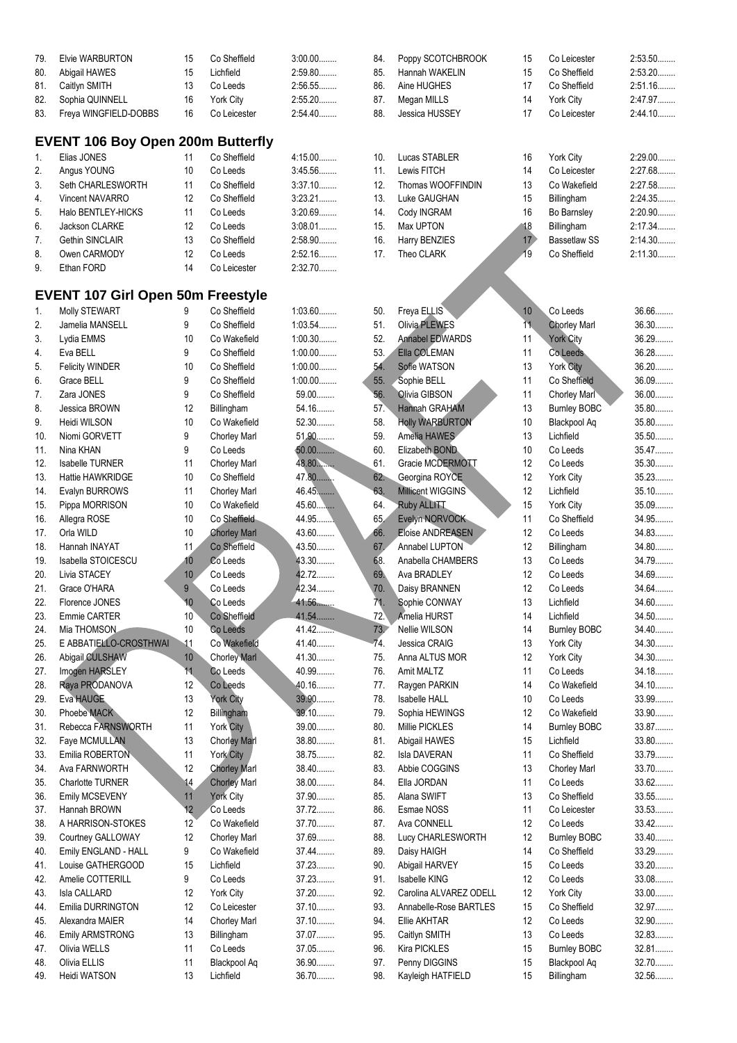| | | | | | | | | | |
|---|---|---|---|---|---|---|---|---|---|
| 79. | Elvie WARBURTON | 15 | Co Sheffield | 3:00.00........ | 84. | Poppy SCOTCHBROOK | 15 | Co Leicester | 2:53.50........ |
| 80. | Abigail HAWES | 15 | Lichfield | 2:59.80........ | 85. | Hannah WAKELIN | 15 | Co Sheffield | 2:53.20........ |
| 81. | Caitlyn SMITH | 13 | Co Leeds | 2:56.55........ | 86. | Aine HUGHES | 17 | Co Sheffield | 2:51.16........ |
| 82. | Sophia QUINNELL | 16 | York City | 2:55.20........ | 87. | Megan MILLS | 14 | York City | 2:47.97........ |
| 83. | Freya WINGFIELD-DOBBS | 16 | Co Leicester | 2:54.40........ | 88. | Jessica HUSSEY | 17 | Co Leicester | 2:44.10........ |

## EVENT 106 Boy Open 200m Butterfly

| | | | | | | | | | |
|---|---|---|---|---|---|---|---|---|---|
| 1. | Elias JONES | 11 | Co Sheffield | 4:15.00........ | 10. | Lucas STABLER | 16 | York City | 2:29.00........ |
| 2. | Angus YOUNG | 10 | Co Leeds | 3:45.56........ | 11. | Lewis FITCH | 14 | Co Leicester | 2:27.68........ |
| 3. | Seth CHARLESWORTH | 11 | Co Sheffield | 3:37.10........ | 12. | Thomas WOOFFINDIN | 13 | Co Wakefield | 2:27.58........ |
| 4. | Vincent NAVARRO | 12 | Co Sheffield | 3:23.21........ | 13. | Luke GAUGHAN | 15 | Billingham | 2:24.35........ |
| 5. | Halo BENTLEY-HICKS | 11 | Co Leeds | 3:20.69........ | 14. | Cody INGRAM | 16 | Bo Barnsley | 2:20.90........ |
| 6. | Jackson CLARKE | 12 | Co Leeds | 3:08.01........ | 15. | Max UPTON | 18 | Billingham | 2:17.34........ |
| 7. | Gethin SINCLAIR | 13 | Co Sheffield | 2:58.90........ | 16. | Harry BENZIES | 17 | Bassetlaw SS | 2:14.30........ |
| 8. | Owen CARMODY | 12 | Co Leeds | 2:52.16........ | 17. | Theo CLARK | 19 | Co Sheffield | 2:11.30........ |
| 9. | Ethan FORD | 14 | Co Leicester | 2:32.70........ | | | | | |

## EVENT 107 Girl Open 50m Freestyle

| | | | | | | | | | |
|---|---|---|---|---|---|---|---|---|---|
| 1. | Molly STEWART | 9 | Co Sheffield | 1:03.60........ | 50. | Freya ELLIS | 10 | Co Leeds | 36.66........ |
| 2. | Jamelia MANSELL | 9 | Co Sheffield | 1:03.54........ | 51. | Olivia PLEWES | 11 | Chorley Marl | 36.30........ |
| 3. | Lydia EMMS | 10 | Co Wakefield | 1:00.30........ | 52. | Annabel EDWARDS | 11 | York City | 36.29........ |
| 4. | Eva BELL | 9 | Co Sheffield | 1:00.00........ | 53. | Ella COLEMAN | 11 | Co Leeds | 36.28........ |
| 5. | Felicity WINDER | 10 | Co Sheffield | 1:00.00........ | 54. | Sofie WATSON | 13 | York City | 36.20........ |
| 6. | Grace BELL | 9 | Co Sheffield | 1:00.00........ | 55. | Sophie BELL | 11 | Co Sheffield | 36.09........ |
| 7. | Zara JONES | 9 | Co Sheffield | 59.00........ | 56. | Olivia GIBSON | 11 | Chorley Marl | 36.00........ |
| 8. | Jessica BROWN | 12 | Billingham | 54.16........ | 57. | Hannah GRAHAM | 13 | Burnley BOBC | 35.80........ |
| 9. | Heidi WILSON | 10 | Co Wakefield | 52.30........ | 58. | Holly WARBURTON | 10 | Blackpool Aq | 35.80........ |
| 10. | Niomi GORVETT | 9 | Chorley Marl | 51.90........ | 59. | Amelia HAWES | 13 | Lichfield | 35.50........ |
| 11. | Nina KHAN | 9 | Co Leeds | 50.00........ | 60. | Elizabeth BOND | 10 | Co Leeds | 35.47........ |
| 12. | Isabelle TURNER | 11 | Chorley Marl | 48.80........ | 61. | Gracie MCDERMOTT | 12 | Co Leeds | 35.30........ |
| 13. | Hattie HAWKRIDGE | 10 | Co Sheffield | 47.80........ | 62. | Georgina ROYCE | 12 | York City | 35.23........ |
| 14. | Evalyn BURROWS | 11 | Chorley Marl | 46.45........ | 63. | Millicent WIGGINS | 12 | Lichfield | 35.10........ |
| 15. | Pippa MORRISON | 10 | Co Wakefield | 45.60........ | 64. | Ruby ALLITT | 15 | York City | 35.09........ |
| 16. | Allegra ROSE | 10 | Co Sheffield | 44.95........ | 65. | Evelyn NORVOCK | 11 | Co Sheffield | 34.95........ |
| 17. | Orla WILD | 10 | Chorley Marl | 43.60........ | 66. | Eloise ANDREASEN | 12 | Co Leeds | 34.83........ |
| 18. | Hannah INAYAT | 11 | Co Sheffield | 43.50........ | 67. | Annabel LUPTON | 12 | Billingham | 34.80........ |
| 19. | Isabella STOICESCU | 10 | Co Leeds | 43.30........ | 68. | Anabella CHAMBERS | 13 | Co Leeds | 34.79........ |
| 20. | Livia STACEY | 10 | Co Leeds | 42.72........ | 69. | Ava BRADLEY | 12 | Co Leeds | 34.69........ |
| 21. | Grace O'HARA | 9 | Co Leeds | 42.34........ | 70. | Daisy BRANNEN | 12 | Co Leeds | 34.64........ |
| 22. | Florence JONES | 10 | Co Leeds | 41.56........ | 71. | Sophie CONWAY | 13 | Lichfield | 34.60........ |
| 23. | Emmie CARTER | 10 | Co Sheffield | 41.54........ | 72. | Amelia HURST | 14 | Lichfield | 34.50........ |
| 24. | Mia THOMSON | 10 | Co Leeds | 41.42........ | 73. | Nellie WILSON | 14 | Burnley BOBC | 34.40........ |
| 25. | E ABBATIELLO-CROSTHWAI | 11 | Co Wakefield | 41.40........ | 74. | Jessica CRAIG | 13 | York City | 34.30........ |
| 26. | Abigail CULSHAW | 10 | Chorley Marl | 41.30........ | 75. | Anna ALTUS MOR | 12 | York City | 34.30........ |
| 27. | Imogen HARSLEY | 11 | Co Leeds | 40.99........ | 76. | Amit MALTZ | 11 | Co Leeds | 34.18........ |
| 28. | Raya PRODANOVA | 12 | Co Leeds | 40.16........ | 77. | Raygen PARKIN | 14 | Co Wakefield | 34.10........ |
| 29. | Eva HAUGE | 13 | York City | 39.90........ | 78. | Isabelle HALL | 10 | Co Leeds | 33.99........ |
| 30. | Phoebe MACK | 12 | Billingham | 39.10........ | 79. | Sophia HEWINGS | 12 | Co Wakefield | 33.90........ |
| 31. | Rebecca FARNSWORTH | 11 | York City | 39.00........ | 80. | Millie PICKLES | 14 | Burnley BOBC | 33.87........ |
| 32. | Faye MCMULLAN | 13 | Chorley Marl | 38.80........ | 81. | Abigail HAWES | 15 | Lichfield | 33.80........ |
| 33. | Emilia ROBERTON | 11 | York City | 38.75........ | 82. | Isla DAVERAN | 11 | Co Sheffield | 33.79........ |
| 34. | Ava FARNWORTH | 12 | Chorley Marl | 38.40........ | 83. | Abbie COGGINS | 13 | Chorley Marl | 33.70........ |
| 35. | Charlotte TURNER | 14 | Chorley Marl | 38.00........ | 84. | Ella JORDAN | 11 | Co Leeds | 33.62........ |
| 36. | Emily MCSEVENY | 11 | York City | 37.90........ | 85. | Alana SWIFT | 13 | Co Sheffield | 33.55........ |
| 37. | Hannah BROWN | 12 | Co Leeds | 37.72........ | 86. | Esmae NOSS | 11 | Co Leicester | 33.53........ |
| 38. | A HARRISON-STOKES | 12 | Co Wakefield | 37.70........ | 87. | Ava CONNELL | 12 | Co Leeds | 33.42........ |
| 39. | Courtney GALLOWAY | 12 | Chorley Marl | 37.69........ | 88. | Lucy CHARLESWORTH | 12 | Burnley BOBC | 33.40........ |
| 40. | Emily ENGLAND - HALL | 9 | Co Wakefield | 37.44........ | 89. | Daisy HAIGH | 14 | Co Sheffield | 33.29........ |
| 41. | Louise GATHERGOOD | 15 | Lichfield | 37.23........ | 90. | Abigail HARVEY | 15 | Co Leeds | 33.20........ |
| 42. | Amelie COTTERILL | 9 | Co Leeds | 37.23........ | 91. | Isabelle KING | 12 | Co Leeds | 33.08........ |
| 43. | Isla CALLARD | 12 | York City | 37.20........ | 92. | Carolina ALVAREZ ODELL | 12 | York City | 33.00........ |
| 44. | Emilia DURRINGTON | 12 | Co Leicester | 37.10........ | 93. | Annabelle-Rose BARTLES | 15 | Co Sheffield | 32.97........ |
| 45. | Alexandra MAIER | 14 | Chorley Marl | 37.10........ | 94. | Ellie AKHTAR | 12 | Co Leeds | 32.90........ |
| 46. | Emily ARMSTRONG | 13 | Billingham | 37.07........ | 95. | Caitlyn SMITH | 13 | Co Leeds | 32.83........ |
| 47. | Olivia WELLS | 11 | Co Leeds | 37.05........ | 96. | Kira PICKLES | 15 | Burnley BOBC | 32.81........ |
| 48. | Olivia ELLIS | 11 | Blackpool Aq | 36.90........ | 97. | Penny DIGGINS | 15 | Blackpool Aq | 32.70........ |
| 49. | Heidi WATSON | 13 | Lichfield | 36.70........ | 98. | Kayleigh HATFIELD | 15 | Billingham | 32.56........ |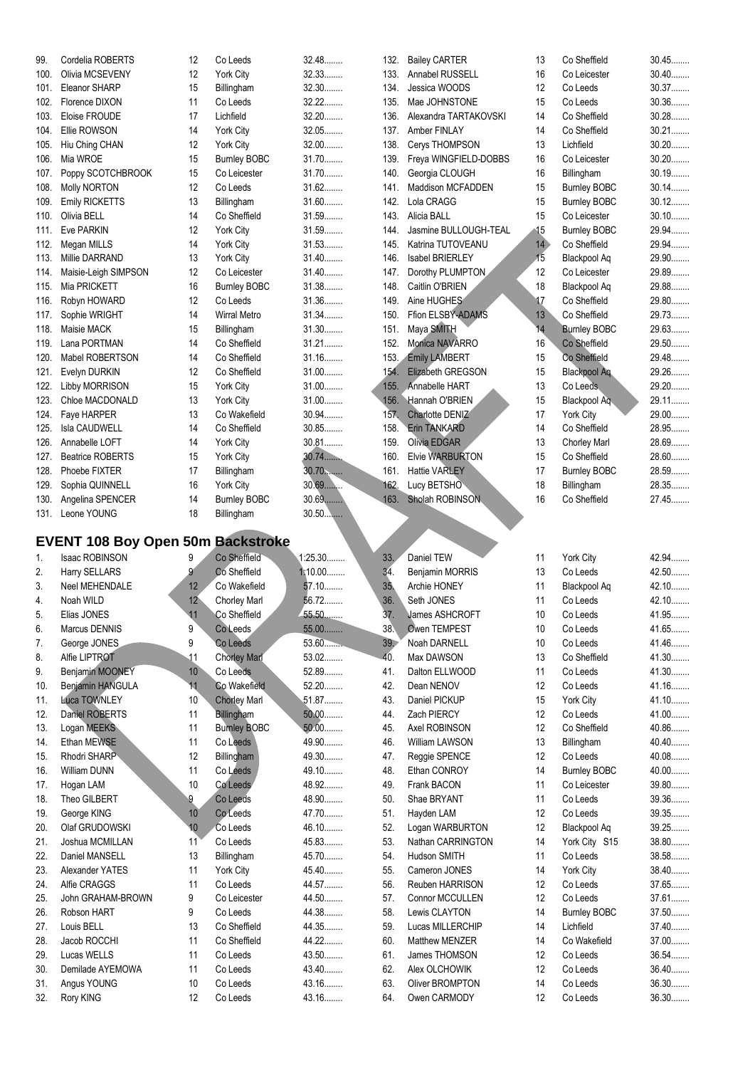| | | | | |
|---|---|---|---|---|
| 99. | Cordelia ROBERTS | 12 | Co Leeds | 32.48........ |
| 100. | Olivia MCSEVENY | 12 | York City | 32.33........ |
| 101. | Eleanor SHARP | 15 | Billingham | 32.30........ |
| 102. | Florence DIXON | 11 | Co Leeds | 32.22........ |
| 103. | Eloise FROUDE | 17 | Lichfield | 32.20........ |
| 104. | Ellie ROWSON | 14 | York City | 32.05........ |
| 105. | Hiu Ching CHAN | 12 | York City | 32.00........ |
| 106. | Mia WROE | 15 | Burnley BOBC | 31.70........ |
| 107. | Poppy SCOTCHBROOK | 15 | Co Leicester | 31.70........ |
| 108. | Molly NORTON | 12 | Co Leeds | 31.62........ |
| 109. | Emily RICKETTS | 13 | Billingham | 31.60........ |
| 110. | Olivia BELL | 14 | Co Sheffield | 31.59........ |
| 111. | Eve PARKIN | 12 | York City | 31.59........ |
| 112. | Megan MILLS | 14 | York City | 31.53........ |
| 113. | Millie DARRAND | 13 | York City | 31.40........ |
| 114. | Maisie-Leigh SIMPSON | 12 | Co Leicester | 31.40........ |
| 115. | Mia PRICKETT | 16 | Burnley BOBC | 31.38........ |
| 116. | Robyn HOWARD | 12 | Co Leeds | 31.36........ |
| 117. | Sophie WRIGHT | 14 | Wirral Metro | 31.34........ |
| 118. | Maisie MACK | 15 | Billingham | 31.30........ |
| 119. | Lana PORTMAN | 14 | Co Sheffield | 31.21........ |
| 120. | Mabel ROBERTSON | 14 | Co Sheffield | 31.16........ |
| 121. | Evelyn DURKIN | 12 | Co Sheffield | 31.00........ |
| 122. | Libby MORRISON | 15 | York City | 31.00........ |
| 123. | Chloe MACDONALD | 13 | York City | 31.00........ |
| 124. | Faye HARPER | 13 | Co Wakefield | 30.94........ |
| 125. | Isla CAUDWELL | 14 | Co Sheffield | 30.85........ |
| 126. | Annabelle LOFT | 14 | York City | 30.81........ |
| 127. | Beatrice ROBERTS | 15 | York City | 30.74........ |
| 128. | Phoebe FIXTER | 17 | Billingham | 30.70........ |
| 129. | Sophia QUINNELL | 16 | York City | 30.69........ |
| 130. | Angelina SPENCER | 14 | Burnley BOBC | 30.69........ |
| 131. | Leone YOUNG | 18 | Billingham | 30.50........ |
| 132. | Bailey CARTER | 13 | Co Sheffield | 30.45........ |
| 133. | Annabel RUSSELL | 16 | Co Leicester | 30.40........ |
| 134. | Jessica WOODS | 12 | Co Leeds | 30.37........ |
| 135. | Mae JOHNSTONE | 15 | Co Leeds | 30.36........ |
| 136. | Alexandra TARTAKOVSKI | 14 | Co Sheffield | 30.28........ |
| 137. | Amber FINLAY | 14 | Co Sheffield | 30.21........ |
| 138. | Cerys THOMPSON | 13 | Lichfield | 30.20........ |
| 139. | Freya WINGFIELD-DOBBS | 16 | Co Leicester | 30.20........ |
| 140. | Georgia CLOUGH | 16 | Billingham | 30.19........ |
| 141. | Maddison MCFADDEN | 15 | Burnley BOBC | 30.14........ |
| 142. | Lola CRAGG | 15 | Burnley BOBC | 30.12........ |
| 143. | Alicia BALL | 15 | Co Leicester | 30.10........ |
| 144. | Jasmine BULLOUGH-TEAL | 15 | Burnley BOBC | 29.94........ |
| 145. | Katrina TUTOVEANU | 14 | Co Sheffield | 29.94........ |
| 146. | Isabel BRIERLEY | 15 | Blackpool Aq | 29.90........ |
| 147. | Dorothy PLUMPTON | 12 | Co Leicester | 29.89........ |
| 148. | Caitlin O'BRIEN | 18 | Blackpool Aq | 29.88........ |
| 149. | Aine HUGHES | 17 | Co Sheffield | 29.80........ |
| 150. | Ffion ELSBY-ADAMS | 13 | Co Sheffield | 29.73........ |
| 151. | Maya SMITH | 14 | Burnley BOBC | 29.63........ |
| 152. | Monica NAVARRO | 16 | Co Sheffield | 29.50........ |
| 153. | Emily LAMBERT | 15 | Co Sheffield | 29.48........ |
| 154. | Elizabeth GREGSON | 15 | Blackpool Aq | 29.26........ |
| 155. | Annabelle HART | 13 | Co Leeds | 29.20........ |
| 156. | Hannah O'BRIEN | 15 | Blackpool Aq | 29.11........ |
| 157. | Charlotte DENIZ | 17 | York City | 29.00........ |
| 158. | Erin TANKARD | 14 | Co Sheffield | 28.95........ |
| 159. | Olivia EDGAR | 13 | Chorley Marl | 28.69........ |
| 160. | Elvie WARBURTON | 15 | Co Sheffield | 28.60........ |
| 161. | Hattie VARLEY | 17 | Burnley BOBC | 28.59........ |
| 162. | Lucy BETSHO | 18 | Billingham | 28.35........ |
| 163. | Sholah ROBINSON | 16 | Co Sheffield | 27.45........ |

## EVENT 108 Boy Open 50m Backstroke

| | | | | |
|---|---|---|---|---|
| 1. | Isaac ROBINSON | 9 | Co Sheffield | 1:25.30........ |
| 2. | Harry SELLARS | 9 | Co Sheffield | 1:10.00........ |
| 3. | Neel MEHENDALE | 12 | Co Wakefield | 57.10........ |
| 4. | Noah WILD | 12 | Chorley Marl | 56.72........ |
| 5. | Elias JONES | 11 | Co Sheffield | 55.50........ |
| 6. | Marcus DENNIS | 9 | Co Leeds | 55.00........ |
| 7. | George JONES | 9 | Co Leeds | 53.60........ |
| 8. | Alfie LIPTROT | 11 | Chorley Marl | 53.02........ |
| 9. | Benjamin MOONEY | 10 | Co Leeds | 52.89........ |
| 10. | Benjamin HANGULA | 11 | Co Wakefield | 52.20........ |
| 11. | Luca TOWNLEY | 10 | Chorley Marl | 51.87........ |
| 12. | Daniel ROBERTS | 11 | Billingham | 50.00........ |
| 13. | Logan MEEKS | 11 | Burnley BOBC | 50.00........ |
| 14. | Ethan MEWSE | 11 | Co Leeds | 49.90........ |
| 15. | Rhodri SHARP | 12 | Billingham | 49.30........ |
| 16. | William DUNN | 11 | Co Leeds | 49.10........ |
| 17. | Hogan LAM | 10 | Co Leeds | 48.92........ |
| 18. | Theo GILBERT | 9 | Co Leeds | 48.90........ |
| 19. | George KING | 10 | Co Leeds | 47.70........ |
| 20. | Olaf GRUDOWSKI | 10 | Co Leeds | 46.10........ |
| 21. | Joshua MCMILLAN | 11 | Co Leeds | 45.83........ |
| 22. | Daniel MANSELL | 13 | Billingham | 45.70........ |
| 23. | Alexander YATES | 11 | York City | 45.40........ |
| 24. | Alfie CRAGGS | 11 | Co Leeds | 44.57........ |
| 25. | John GRAHAM-BROWN | 9 | Co Leicester | 44.50........ |
| 26. | Robson HART | 9 | Co Leeds | 44.38........ |
| 27. | Louis BELL | 13 | Co Sheffield | 44.35........ |
| 28. | Jacob ROCCHI | 11 | Co Sheffield | 44.22........ |
| 29. | Lucas WELLS | 11 | Co Leeds | 43.50........ |
| 30. | Demilade AYEMOWA | 11 | Co Leeds | 43.40........ |
| 31. | Angus YOUNG | 10 | Co Leeds | 43.16........ |
| 32. | Rory KING | 12 | Co Leeds | 43.16........ |
| 33. | Daniel TEW | 11 | York City | 42.94........ |
| 34. | Benjamin MORRIS | 13 | Co Leeds | 42.50........ |
| 35. | Archie HONEY | 11 | Blackpool Aq | 42.10........ |
| 36. | Seth JONES | 11 | Co Leeds | 42.10........ |
| 37. | James ASHCROFT | 10 | Co Leeds | 41.95........ |
| 38. | Owen TEMPEST | 10 | Co Leeds | 41.65........ |
| 39. | Noah DARNELL | 10 | Co Leeds | 41.46........ |
| 40. | Max DAWSON | 13 | Co Sheffield | 41.30........ |
| 41. | Dalton ELLWOOD | 11 | Co Leeds | 41.30........ |
| 42. | Dean NENOV | 12 | Co Leeds | 41.16........ |
| 43. | Daniel PICKUP | 15 | York City | 41.10........ |
| 44. | Zach PIERCY | 12 | Co Leeds | 41.00........ |
| 45. | Axel ROBINSON | 12 | Co Sheffield | 40.86........ |
| 46. | William LAWSON | 13 | Billingham | 40.40........ |
| 47. | Reggie SPENCE | 12 | Co Leeds | 40.08........ |
| 48. | Ethan CONROY | 14 | Burnley BOBC | 40.00........ |
| 49. | Frank BACON | 11 | Co Leicester | 39.80........ |
| 50. | Shae BRYANT | 11 | Co Leeds | 39.36........ |
| 51. | Hayden LAM | 12 | Co Leeds | 39.35........ |
| 52. | Logan WARBURTON | 12 | Blackpool Aq | 39.25........ |
| 53. | Nathan CARRINGTON | 14 | York City S15 | 38.80........ |
| 54. | Hudson SMITH | 11 | Co Leeds | 38.58........ |
| 55. | Cameron JONES | 14 | York City | 38.40........ |
| 56. | Reuben HARRISON | 12 | Co Leeds | 37.65........ |
| 57. | Connor MCCULLEN | 12 | Co Leeds | 37.61........ |
| 58. | Lewis CLAYTON | 14 | Burnley BOBC | 37.50........ |
| 59. | Lucas MILLERCHIP | 14 | Lichfield | 37.40........ |
| 60. | Matthew MENZER | 14 | Co Wakefield | 37.00........ |
| 61. | James THOMSON | 12 | Co Leeds | 36.54........ |
| 62. | Alex OLCHOWIK | 12 | Co Leeds | 36.40........ |
| 63. | Oliver BROMPTON | 14 | Co Leeds | 36.30........ |
| 64. | Owen CARMODY | 12 | Co Leeds | 36.30........ |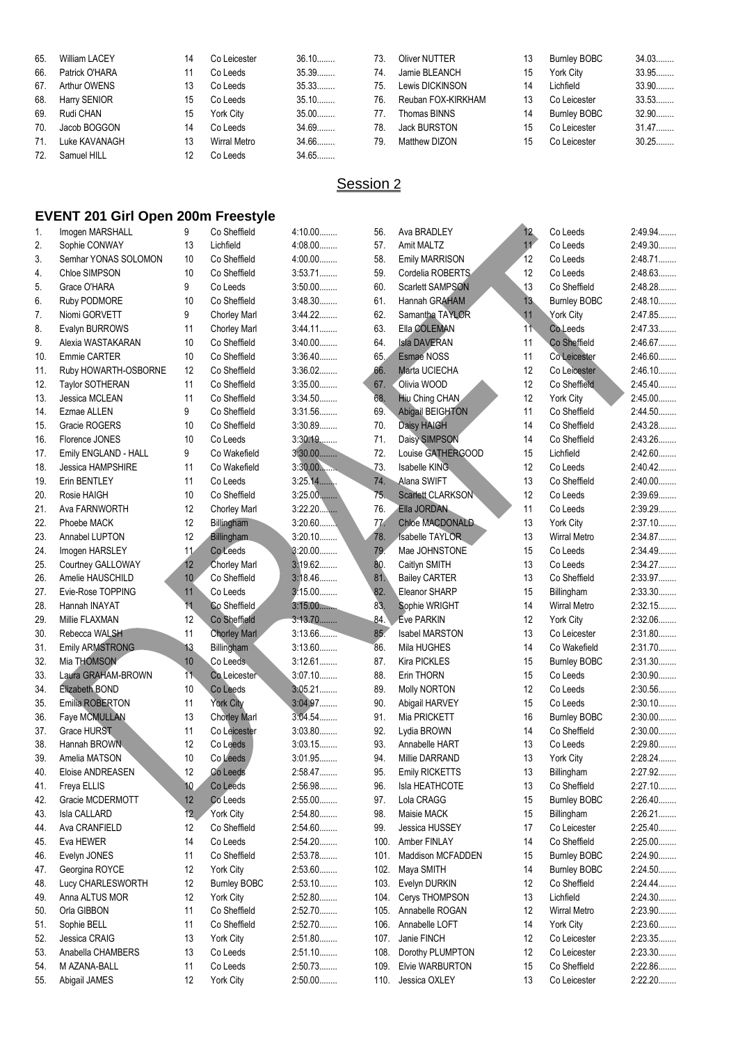| | | | | | | | | | |
|---|---|---|---|---|---|---|---|---|---|
| 65. | William LACEY | 14 | Co Leicester | 36.10........ | 73. | Oliver NUTTER | 13 | Burnley BOBC | 34.03........ |
| 66. | Patrick O'HARA | 11 | Co Leeds | 35.39........ | 74. | Jamie BLEANCH | 15 | York City | 33.95........ |
| 67. | Arthur OWENS | 13 | Co Leeds | 35.33........ | 75. | Lewis DICKINSON | 14 | Lichfield | 33.90........ |
| 68. | Harry SENIOR | 15 | Co Leeds | 35.10........ | 76. | Reuban FOX-KIRKHAM | 13 | Co Leicester | 33.53........ |
| 69. | Rudi CHAN | 15 | York City | 35.00........ | 77. | Thomas BINNS | 14 | Burnley BOBC | 32.90........ |
| 70. | Jacob BOGGON | 14 | Co Leeds | 34.69........ | 78. | Jack BURSTON | 15 | Co Leicester | 31.47........ |
| 71. | Luke KAVANAGH | 13 | Wirral Metro | 34.66........ | 79. | Matthew DIZON | 15 | Co Leicester | 30.25........ |
| 72. | Samuel HILL | 12 | Co Leeds | 34.65........ | | | | | |

## Session 2

### EVENT 201 Girl Open 200m Freestyle

| | | | | | | | | | |
|---|---|---|---|---|---|---|---|---|---|
| 1. | Imogen MARSHALL | 9 | Co Sheffield | 4:10.00........ | 56. | Ava BRADLEY | 12 | Co Leeds | 2:49.94........ |
| 2. | Sophie CONWAY | 13 | Lichfield | 4:08.00........ | 57. | Amit MALTZ | 11 | Co Leeds | 2:49.30........ |
| 3. | Semhar YONAS SOLOMON | 10 | Co Sheffield | 4:00.00........ | 58. | Emily MARRISON | 12 | Co Leeds | 2:48.71........ |
| 4. | Chloe SIMPSON | 10 | Co Sheffield | 3:53.71........ | 59. | Cordelia ROBERTS | 12 | Co Leeds | 2:48.63........ |
| 5. | Grace O'HARA | 9 | Co Leeds | 3:50.00........ | 60. | Scarlett SAMPSON | 13 | Co Sheffield | 2:48.28........ |
| 6. | Ruby PODMORE | 10 | Co Sheffield | 3:48.30........ | 61. | Hannah GRAHAM | 13 | Burnley BOBC | 2:48.10........ |
| 7. | Niomi GORVETT | 9 | Chorley Marl | 3:44.22........ | 62. | Samantha TAYLOR | 11 | York City | 2:47.85........ |
| 8. | Evalyn BURROWS | 11 | Chorley Marl | 3:44.11........ | 63. | Ella COLEMAN | 11 | Co Leeds | 2:47.33........ |
| 9. | Alexia WASTAKARAN | 10 | Co Sheffield | 3:40.00........ | 64. | Isla DAVERAN | 11 | Co Sheffield | 2:46.67........ |
| 10. | Emmie CARTER | 10 | Co Sheffield | 3:36.40........ | 65. | Esmae NOSS | 11 | Co Leicester | 2:46.60........ |
| 11. | Ruby HOWARTH-OSBORNE | 12 | Co Sheffield | 3:36.02........ | 66. | Marta UCIECHA | 12 | Co Leicester | 2:46.10........ |
| 12. | Taylor SOTHERAN | 11 | Co Sheffield | 3:35.00........ | 67. | Olivia WOOD | 12 | Co Sheffield | 2:45.40........ |
| 13. | Jessica MCLEAN | 11 | Co Sheffield | 3:34.50........ | 68. | Hiu Ching CHAN | 12 | York City | 2:45.00........ |
| 14. | Ezmae ALLEN | 9 | Co Sheffield | 3:31.56........ | 69. | Abigail BEIGHTON | 11 | Co Sheffield | 2:44.50........ |
| 15. | Gracie ROGERS | 10 | Co Sheffield | 3:30.89........ | 70. | Daisy HAIGH | 14 | Co Sheffield | 2:43.28........ |
| 16. | Florence JONES | 10 | Co Leeds | 3:30.19........ | 71. | Daisy SIMPSON | 14 | Co Sheffield | 2:43.26........ |
| 17. | Emily ENGLAND - HALL | 9 | Co Wakefield | 3:30.00........ | 72. | Louise GATHERGOOD | 15 | Lichfield | 2:42.60........ |
| 18. | Jessica HAMPSHIRE | 11 | Co Wakefield | 3:30.00........ | 73. | Isabelle KING | 12 | Co Leeds | 2:40.42........ |
| 19. | Erin BENTLEY | 11 | Co Leeds | 3:25.14........ | 74. | Alana SWIFT | 13 | Co Sheffield | 2:40.00........ |
| 20. | Rosie HAIGH | 10 | Co Sheffield | 3:25.00........ | 75. | Scarlett CLARKSON | 12 | Co Leeds | 2:39.69........ |
| 21. | Ava FARNWORTH | 12 | Chorley Marl | 3:22.20........ | 76. | Ella JORDAN | 11 | Co Leeds | 2:39.29........ |
| 22. | Phoebe MACK | 12 | Billingham | 3:20.60........ | 77. | Chloe MACDONALD | 13 | York City | 2:37.10........ |
| 23. | Annabel LUPTON | 12 | Billingham | 3:20.10........ | 78. | Isabelle TAYLOR | 13 | Wirral Metro | 2:34.87........ |
| 24. | Imogen HARSLEY | 11 | Co Leeds | 3:20.00........ | 79. | Mae JOHNSTONE | 15 | Co Leeds | 2:34.49........ |
| 25. | Courtney GALLOWAY | 12 | Chorley Marl | 3:19.62........ | 80. | Caitlyn SMITH | 13 | Co Leeds | 2:34.27........ |
| 26. | Amelie HAUSCHILD | 10 | Co Sheffield | 3:18.46........ | 81. | Bailey CARTER | 13 | Co Sheffield | 2:33.97........ |
| 27. | Evie-Rose TOPPING | 11 | Co Leeds | 3:15.00........ | 82. | Eleanor SHARP | 15 | Billingham | 2:33.30........ |
| 28. | Hannah INAYAT | 11 | Co Sheffield | 3:15.00........ | 83. | Sophie WRIGHT | 14 | Wirral Metro | 2:32.15........ |
| 29. | Millie FLAXMAN | 12 | Co Sheffield | 3:13.70........ | 84. | Eve PARKIN | 12 | York City | 2:32.06........ |
| 30. | Rebecca WALSH | 11 | Chorley Marl | 3:13.66........ | 85. | Isabel MARSTON | 13 | Co Leicester | 2:31.80........ |
| 31. | Emily ARMSTRONG | 13 | Billingham | 3:13.60........ | 86. | Mila HUGHES | 14 | Co Wakefield | 2:31.70........ |
| 32. | Mia THOMSON | 10 | Co Leeds | 3:12.61........ | 87. | Kira PICKLES | 15 | Burnley BOBC | 2:31.30........ |
| 33. | Laura GRAHAM-BROWN | 11 | Co Leicester | 3:07.10........ | 88. | Erin THORN | 15 | Co Leeds | 2:30.90........ |
| 34. | Elizabeth BOND | 10 | Co Leeds | 3:05.21........ | 89. | Molly NORTON | 12 | Co Leeds | 2:30.56........ |
| 35. | Emilia ROBERTON | 11 | York City | 3:04.97........ | 90. | Abigail HARVEY | 15 | Co Leeds | 2:30.10........ |
| 36. | Faye MCMULLAN | 13 | Chorley Marl | 3:04.54........ | 91. | Mia PRICKETT | 16 | Burnley BOBC | 2:30.00........ |
| 37. | Grace HURST | 11 | Co Leicester | 3:03.80........ | 92. | Lydia BROWN | 14 | Co Sheffield | 2:30.00........ |
| 38. | Hannah BROWN | 12 | Co Leeds | 3:03.15........ | 93. | Annabelle HART | 13 | Co Leeds | 2:29.80........ |
| 39. | Amelia MATSON | 10 | Co Leeds | 3:01.95........ | 94. | Millie DARRAND | 13 | York City | 2:28.24........ |
| 40. | Eloise ANDREASEN | 12 | Co Leeds | 2:58.47........ | 95. | Emily RICKETTS | 13 | Billingham | 2:27.92........ |
| 41. | Freya ELLIS | 10 | Co Leeds | 2:56.98........ | 96. | Isla HEATHCOTE | 13 | Co Sheffield | 2:27.10........ |
| 42. | Gracie MCDERMOTT | 12 | Co Leeds | 2:55.00........ | 97. | Lola CRAGG | 15 | Burnley BOBC | 2:26.40........ |
| 43. | Isla CALLARD | 12 | York City | 2:54.80........ | 98. | Maisie MACK | 15 | Billingham | 2:26.21........ |
| 44. | Ava CRANFIELD | 12 | Co Sheffield | 2:54.60........ | 99. | Jessica HUSSEY | 17 | Co Leicester | 2:25.40........ |
| 45. | Eva HEWER | 14 | Co Leeds | 2:54.20........ | 100. | Amber FINLAY | 14 | Co Sheffield | 2:25.00........ |
| 46. | Evelyn JONES | 11 | Co Sheffield | 2:53.78........ | 101. | Maddison MCFADDEN | 15 | Burnley BOBC | 2:24.90........ |
| 47. | Georgina ROYCE | 12 | York City | 2:53.60........ | 102. | Maya SMITH | 14 | Burnley BOBC | 2:24.50........ |
| 48. | Lucy CHARLESWORTH | 12 | Burnley BOBC | 2:53.10........ | 103. | Evelyn DURKIN | 12 | Co Sheffield | 2:24.44........ |
| 49. | Anna ALTUS MOR | 12 | York City | 2:52.80........ | 104. | Cerys THOMPSON | 13 | Lichfield | 2:24.30........ |
| 50. | Orla GIBBON | 11 | Co Sheffield | 2:52.70........ | 105. | Annabelle ROGAN | 12 | Wirral Metro | 2:23.90........ |
| 51. | Sophie BELL | 11 | Co Sheffield | 2:52.70........ | 106. | Annabelle LOFT | 14 | York City | 2:23.60........ |
| 52. | Jessica CRAIG | 13 | York City | 2:51.80........ | 107. | Janie FINCH | 12 | Co Leicester | 2:23.35........ |
| 53. | Anabella CHAMBERS | 13 | Co Leeds | 2:51.10........ | 108. | Dorothy PLUMPTON | 12 | Co Leicester | 2:23.30........ |
| 54. | M AZANA-BALL | 11 | Co Leeds | 2:50.73........ | 109. | Elvie WARBURTON | 15 | Co Sheffield | 2:22.86........ |
| 55. | Abigail JAMES | 12 | York City | 2:50.00........ | 110. | Jessica OXLEY | 13 | Co Leicester | 2:22.20........ |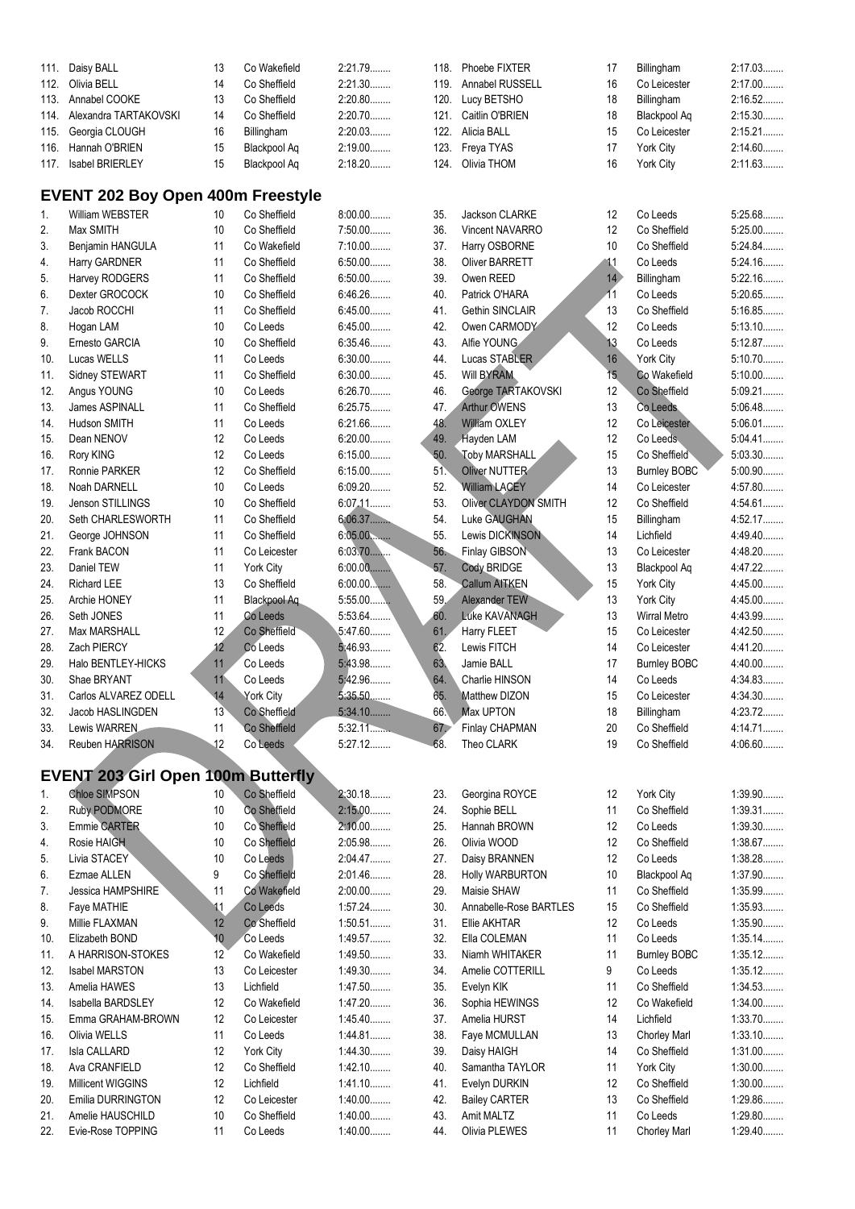| | | | | | | | | | |
|---|---|---|---|---|---|---|---|---|---|
| 111. | Daisy BALL | 13 | Co Wakefield | 2:21.79........ | 118. | Phoebe FIXTER | 17 | Billingham | 2:17.03........ |
| 112. | Olivia BELL | 14 | Co Sheffield | 2:21.30........ | 119. | Annabel RUSSELL | 16 | Co Leicester | 2:17.00........ |
| 113. | Annabel COOKE | 13 | Co Sheffield | 2:20.80........ | 120. | Lucy BETSHO | 18 | Billingham | 2:16.52........ |
| 114. | Alexandra TARTAKOVSKI | 14 | Co Sheffield | 2:20.70........ | 121. | Caitlin O'BRIEN | 18 | Blackpool Aq | 2:15.30........ |
| 115. | Georgia CLOUGH | 16 | Billingham | 2:20.03........ | 122. | Alicia BALL | 15 | Co Leicester | 2:15.21........ |
| 116. | Hannah O'BRIEN | 15 | Blackpool Aq | 2:19.00........ | 123. | Freya TYAS | 17 | York City | 2:14.60........ |
| 117. | Isabel BRIERLEY | 15 | Blackpool Aq | 2:18.20........ | 124. | Olivia THOM | 16 | York City | 2:11.63........ |

## EVENT 202 Boy Open 400m Freestyle

| | | | | | | | | | |
|---|---|---|---|---|---|---|---|---|---|
| 1. | William WEBSTER | 10 | Co Sheffield | 8:00.00........ | 35. | Jackson CLARKE | 12 | Co Leeds | 5:25.68........ |
| 2. | Max SMITH | 10 | Co Sheffield | 7:50.00........ | 36. | Vincent NAVARRO | 12 | Co Sheffield | 5:25.00........ |
| 3. | Benjamin HANGULA | 11 | Co Wakefield | 7:10.00........ | 37. | Harry OSBORNE | 10 | Co Sheffield | 5:24.84........ |
| 4. | Harry GARDNER | 11 | Co Sheffield | 6:50.00........ | 38. | Oliver BARRETT | 11 | Co Leeds | 5:24.16........ |
| 5. | Harvey RODGERS | 11 | Co Sheffield | 6:50.00........ | 39. | Owen REED | 14 | Billingham | 5:22.16........ |
| 6. | Dexter GROCOCK | 10 | Co Sheffield | 6:46.26........ | 40. | Patrick O'HARA | 11 | Co Leeds | 5:20.65........ |
| 7. | Jacob ROCCHI | 11 | Co Sheffield | 6:45.00........ | 41. | Gethin SINCLAIR | 13 | Co Sheffield | 5:16.85........ |
| 8. | Hogan LAM | 10 | Co Leeds | 6:45.00........ | 42. | Owen CARMODY | 12 | Co Leeds | 5:13.10........ |
| 9. | Ernesto GARCIA | 10 | Co Sheffield | 6:35.46........ | 43. | Alfie YOUNG | 13 | Co Leeds | 5:12.87........ |
| 10. | Lucas WELLS | 11 | Co Leeds | 6:30.00........ | 44. | Lucas STABLER | 16 | York City | 5:10.70........ |
| 11. | Sidney STEWART | 11 | Co Sheffield | 6:30.00........ | 45. | Will BYRAM | 15 | Co Wakefield | 5:10.00........ |
| 12. | Angus YOUNG | 10 | Co Leeds | 6:26.70........ | 46. | George TARTAKOVSKI | 12 | Co Sheffield | 5:09.21........ |
| 13. | James ASPINALL | 11 | Co Sheffield | 6:25.75........ | 47. | Arthur OWENS | 13 | Co Leeds | 5:06.48........ |
| 14. | Hudson SMITH | 11 | Co Leeds | 6:21.66........ | 48. | William OXLEY | 12 | Co Leicester | 5:06.01........ |
| 15. | Dean NENOV | 12 | Co Leeds | 6:20.00........ | 49. | Hayden LAM | 12 | Co Leeds | 5:04.41........ |
| 16. | Rory KING | 12 | Co Leeds | 6:15.00........ | 50. | Toby MARSHALL | 15 | Co Sheffield | 5:03.30........ |
| 17. | Ronnie PARKER | 12 | Co Sheffield | 6:15.00........ | 51. | Oliver NUTTER | 13 | Burnley BOBC | 5:00.90........ |
| 18. | Noah DARNELL | 10 | Co Leeds | 6:09.20........ | 52. | William LACEY | 14 | Co Leicester | 4:57.80........ |
| 19. | Jenson STILLINGS | 10 | Co Sheffield | 6:07.11........ | 53. | Oliver CLAYDON SMITH | 12 | Co Sheffield | 4:54.61........ |
| 20. | Seth CHARLESWORTH | 11 | Co Sheffield | 6:06.37........ | 54. | Luke GAUGHAN | 15 | Billingham | 4:52.17........ |
| 21. | George JOHNSON | 11 | Co Sheffield | 6:05.00........ | 55. | Lewis DICKINSON | 14 | Lichfield | 4:49.40........ |
| 22. | Frank BACON | 11 | Co Leicester | 6:03.70........ | 56. | Finlay GIBSON | 13 | Co Leicester | 4:48.20........ |
| 23. | Daniel TEW | 11 | York City | 6:00.00........ | 57. | Cody BRIDGE | 13 | Blackpool Aq | 4:47.22........ |
| 24. | Richard LEE | 13 | Co Sheffield | 6:00.00........ | 58. | Callum AITKEN | 15 | York City | 4:45.00........ |
| 25. | Archie HONEY | 11 | Blackpool Aq | 5:55.00........ | 59. | Alexander TEW | 13 | York City | 4:45.00........ |
| 26. | Seth JONES | 11 | Co Leeds | 5:53.64........ | 60. | Luke KAVANAGH | 13 | Wirral Metro | 4:43.99........ |
| 27. | Max MARSHALL | 12 | Co Sheffield | 5:47.60........ | 61. | Harry FLEET | 15 | Co Leicester | 4:42.50........ |
| 28. | Zach PIERCY | 12 | Co Leeds | 5:46.93........ | 62. | Lewis FITCH | 14 | Co Leicester | 4:41.20........ |
| 29. | Halo BENTLEY-HICKS | 11 | Co Leeds | 5:43.98........ | 63. | Jamie BALL | 17 | Burnley BOBC | 4:40.00........ |
| 30. | Shae BRYANT | 11 | Co Leeds | 5:42.96........ | 64. | Charlie HINSON | 14 | Co Leeds | 4:34.83........ |
| 31. | Carlos ALVAREZ ODELL | 14 | York City | 5:35.50........ | 65. | Matthew DIZON | 15 | Co Leicester | 4:34.30........ |
| 32. | Jacob HASLINGDEN | 13 | Co Sheffield | 5:34.10........ | 66. | Max UPTON | 18 | Billingham | 4:23.72........ |
| 33. | Lewis WARREN | 11 | Co Sheffield | 5:32.11........ | 67. | Finlay CHAPMAN | 20 | Co Sheffield | 4:14.71........ |
| 34. | Reuben HARRISON | 12 | Co Leeds | 5:27.12........ | 68. | Theo CLARK | 19 | Co Sheffield | 4:06.60........ |

## EVENT 203 Girl Open 100m Butterfly

| | | | | | | | | | |
|---|---|---|---|---|---|---|---|---|---|
| 1. | Chloe SIMPSON | 10 | Co Sheffield | 2:30.18........ | 23. | Georgina ROYCE | 12 | York City | 1:39.90........ |
| 2. | Ruby PODMORE | 10 | Co Sheffield | 2:15.00........ | 24. | Sophie BELL | 11 | Co Sheffield | 1:39.31........ |
| 3. | Emmie CARTER | 10 | Co Sheffield | 2:10.00........ | 25. | Hannah BROWN | 12 | Co Leeds | 1:39.30........ |
| 4. | Rosie HAIGH | 10 | Co Sheffield | 2:05.98........ | 26. | Olivia WOOD | 12 | Co Sheffield | 1:38.67........ |
| 5. | Livia STACEY | 10 | Co Leeds | 2:04.47........ | 27. | Daisy BRANNEN | 12 | Co Leeds | 1:38.28........ |
| 6. | Ezmae ALLEN | 9 | Co Sheffield | 2:01.46........ | 28. | Holly WARBURTON | 10 | Blackpool Aq | 1:37.90........ |
| 7. | Jessica HAMPSHIRE | 11 | Co Wakefield | 2:00.00........ | 29. | Maisie SHAW | 11 | Co Sheffield | 1:35.99........ |
| 8. | Faye MATHIE | 11 | Co Leeds | 1:57.24........ | 30. | Annabelle-Rose BARTLES | 15 | Co Sheffield | 1:35.93........ |
| 9. | Millie FLAXMAN | 12 | Co Sheffield | 1:50.51........ | 31. | Ellie AKHTAR | 12 | Co Leeds | 1:35.90........ |
| 10. | Elizabeth BOND | 10 | Co Leeds | 1:49.57........ | 32. | Ella COLEMAN | 11 | Co Leeds | 1:35.14........ |
| 11. | A HARRISON-STOKES | 12 | Co Wakefield | 1:49.50........ | 33. | Niamh WHITAKER | 11 | Burnley BOBC | 1:35.12........ |
| 12. | Isabel MARSTON | 13 | Co Leicester | 1:49.30........ | 34. | Amelie COTTERILL | 9 | Co Leeds | 1:35.12........ |
| 13. | Amelia HAWES | 13 | Lichfield | 1:47.50........ | 35. | Evelyn KIK | 11 | Co Sheffield | 1:34.53........ |
| 14. | Isabella BARDSLEY | 12 | Co Wakefield | 1:47.20........ | 36. | Sophia HEWINGS | 12 | Co Wakefield | 1:34.00........ |
| 15. | Emma GRAHAM-BROWN | 12 | Co Leicester | 1:45.40........ | 37. | Amelia HURST | 14 | Lichfield | 1:33.70........ |
| 16. | Olivia WELLS | 11 | Co Leeds | 1:44.81........ | 38. | Faye MCMULLAN | 13 | Chorley Marl | 1:33.10........ |
| 17. | Isla CALLARD | 12 | York City | 1:44.30........ | 39. | Daisy HAIGH | 14 | Co Sheffield | 1:31.00........ |
| 18. | Ava CRANFIELD | 12 | Co Sheffield | 1:42.10........ | 40. | Samantha TAYLOR | 11 | York City | 1:30.00........ |
| 19. | Millicent WIGGINS | 12 | Lichfield | 1:41.10........ | 41. | Evelyn DURKIN | 12 | Co Sheffield | 1:30.00........ |
| 20. | Emilia DURRINGTON | 12 | Co Leicester | 1:40.00........ | 42. | Bailey CARTER | 13 | Co Sheffield | 1:29.86........ |
| 21. | Amelie HAUSCHILD | 10 | Co Sheffield | 1:40.00........ | 43. | Amit MALTZ | 11 | Co Leeds | 1:29.80........ |
| 22. | Evie-Rose TOPPING | 11 | Co Leeds | 1:40.00........ | 44. | Olivia PLEWES | 11 | Chorley Marl | 1:29.40........ |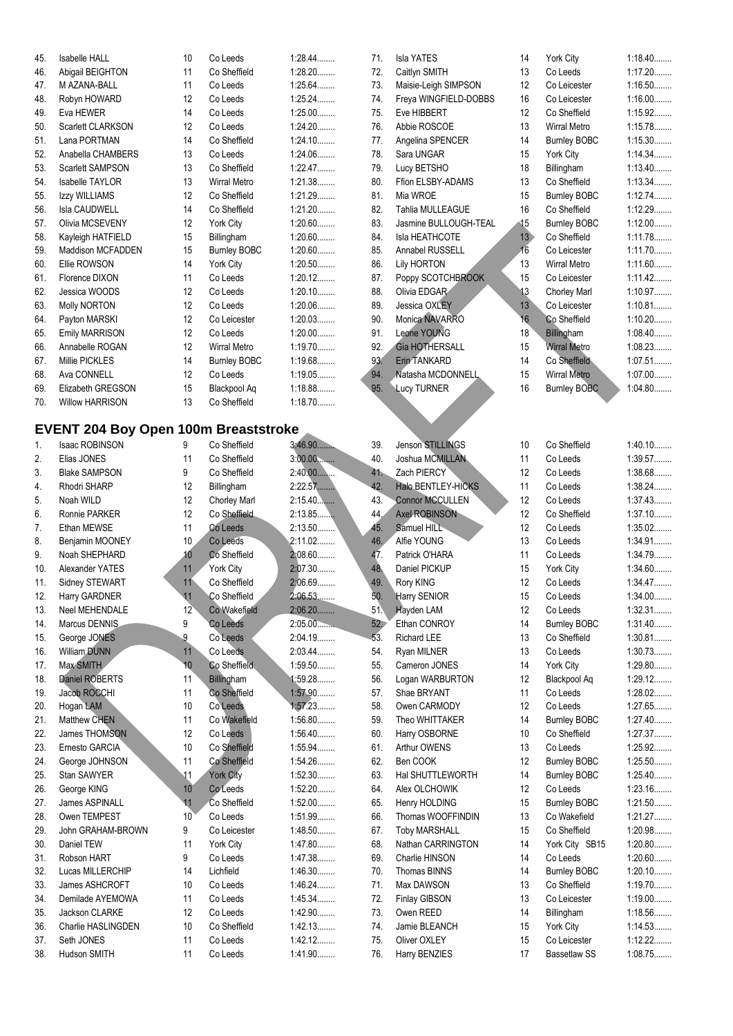| | | | | |
|---|---|---|---|---|
| 45. | Isabelle HALL | 10 | Co Leeds | 1:28.44........ |
| 46. | Abigail BEIGHTON | 11 | Co Sheffield | 1:28.20........ |
| 47. | M AZANA-BALL | 11 | Co Leeds | 1:25.64........ |
| 48. | Robyn HOWARD | 12 | Co Leeds | 1:25.24........ |
| 49. | Eva HEWER | 14 | Co Leeds | 1:25.00........ |
| 50. | Scarlett CLARKSON | 12 | Co Leeds | 1:24.20........ |
| 51. | Lana PORTMAN | 14 | Co Sheffield | 1:24.10........ |
| 52. | Anabella CHAMBERS | 13 | Co Leeds | 1:24.06........ |
| 53. | Scarlett SAMPSON | 13 | Co Sheffield | 1:22.47........ |
| 54. | Isabelle TAYLOR | 13 | Wirral Metro | 1:21.38........ |
| 55. | Izzy WILLIAMS | 12 | Co Sheffield | 1:21.29........ |
| 56. | Isla CAUDWELL | 14 | Co Sheffield | 1:21.20........ |
| 57. | Olivia MCSEVENY | 12 | York City | 1:20.60........ |
| 58. | Kayleigh HATFIELD | 15 | Billingham | 1:20.60........ |
| 59. | Maddison MCFADDEN | 15 | Burnley BOBC | 1:20.60........ |
| 60. | Ellie ROWSON | 14 | York City | 1:20.50........ |
| 61. | Florence DIXON | 11 | Co Leeds | 1:20.12........ |
| 62. | Jessica WOODS | 12 | Co Leeds | 1:20.10........ |
| 63. | Molly NORTON | 12 | Co Leeds | 1:20.06........ |
| 64. | Payton MARSKI | 12 | Co Leicester | 1:20.03........ |
| 65. | Emily MARRISON | 12 | Co Leeds | 1:20.00........ |
| 66. | Annabelle ROGAN | 12 | Wirral Metro | 1:19.70........ |
| 67. | Millie PICKLES | 14 | Burnley BOBC | 1:19.68........ |
| 68. | Ava CONNELL | 12 | Co Leeds | 1:19.05........ |
| 69. | Elizabeth GREGSON | 15 | Blackpool Aq | 1:18.88........ |
| 70. | Willow HARRISON | 13 | Co Sheffield | 1:18.70........ |
| 71. | Isla YATES | 14 | York City | 1:18.40........ |
| 72. | Caitlyn SMITH | 13 | Co Leeds | 1:17.20........ |
| 73. | Maisie-Leigh SIMPSON | 12 | Co Leicester | 1:16.50........ |
| 74. | Freya WINGFIELD-DOBBS | 16 | Co Leicester | 1:16.00........ |
| 75. | Eve HIBBERT | 12 | Co Sheffield | 1:15.92........ |
| 76. | Abbie ROSCOE | 13 | Wirral Metro | 1:15.78........ |
| 77. | Angelina SPENCER | 14 | Burnley BOBC | 1:15.30........ |
| 78. | Sara UNGAR | 15 | York City | 1:14.34........ |
| 79. | Lucy BETSHO | 18 | Billingham | 1:13.40........ |
| 80. | Ffion ELSBY-ADAMS | 13 | Co Sheffield | 1:13.34........ |
| 81. | Mia WROE | 15 | Burnley BOBC | 1:12.74........ |
| 82. | Tahlia MULLEAGUE | 16 | Co Sheffield | 1:12.29........ |
| 83. | Jasmine BULLOUGH-TEAL | 15 | Burnley BOBC | 1:12.00........ |
| 84. | Isla HEATHCOTE | 13 | Co Sheffield | 1:11.78........ |
| 85. | Annabel RUSSELL | 16 | Co Leicester | 1:11.70........ |
| 86. | Lily HORTON | 13 | Wirral Metro | 1:11.60........ |
| 87. | Poppy SCOTCHBROOK | 15 | Co Leicester | 1:11.42........ |
| 88. | Olivia EDGAR | 13 | Chorley Marl | 1:10.97........ |
| 89. | Jessica OXLEY | 13 | Co Leicester | 1:10.81........ |
| 90. | Monica NAVARRO | 16 | Co Sheffield | 1:10.20........ |
| 91. | Leone YOUNG | 18 | Billingham | 1:08.40........ |
| 92. | Gia HOTHERSALL | 15 | Wirral Metro | 1:08.23........ |
| 93. | Erin TANKARD | 14 | Co Sheffield | 1:07.51........ |
| 94. | Natasha MCDONNELL | 15 | Wirral Metro | 1:07.00........ |
| 95. | Lucy TURNER | 16 | Burnley BOBC | 1:04.80........ |

## EVENT 204 Boy Open 100m Breaststroke

| | | | | |
|---|---|---|---|---|
| 1. | Isaac ROBINSON | 9 | Co Sheffield | 3:46.90........ |
| 2. | Elias JONES | 11 | Co Sheffield | 3:00.00........ |
| 3. | Blake SAMPSON | 9 | Co Sheffield | 2:40.00........ |
| 4. | Rhodri SHARP | 12 | Billingham | 2:22.57........ |
| 5. | Noah WILD | 12 | Chorley Marl | 2:15.40........ |
| 6. | Ronnie PARKER | 12 | Co Sheffield | 2:13.85........ |
| 7. | Ethan MEWSE | 11 | Co Leeds | 2:13.50........ |
| 8. | Benjamin MOONEY | 10 | Co Leeds | 2:11.02........ |
| 9. | Noah SHEPHARD | 10 | Co Sheffield | 2:08.60........ |
| 10. | Alexander YATES | 11 | York City | 2:07.30........ |
| 11. | Sidney STEWART | 11 | Co Sheffield | 2:06.69........ |
| 12. | Harry GARDNER | 11 | Co Sheffield | 2:06.53........ |
| 13. | Neel MEHENDALE | 12 | Co Wakefield | 2:06.20........ |
| 14. | Marcus DENNIS | 9 | Co Leeds | 2:05.00........ |
| 15. | George JONES | 9 | Co Leeds | 2:04.19........ |
| 16. | William DUNN | 11 | Co Leeds | 2:03.44........ |
| 17. | Max SMITH | 10 | Co Sheffield | 1:59.50........ |
| 18. | Daniel ROBERTS | 11 | Billingham | 1:59.28........ |
| 19. | Jacob ROCCHI | 11 | Co Sheffield | 1:57.90........ |
| 20. | Hogan LAM | 10 | Co Leeds | 1:57.23........ |
| 21. | Matthew CHEN | 11 | Co Wakefield | 1:56.80........ |
| 22. | James THOMSON | 12 | Co Leeds | 1:56.40........ |
| 23. | Ernesto GARCIA | 10 | Co Sheffield | 1:55.94........ |
| 24. | George JOHNSON | 11 | Co Sheffield | 1:54.26........ |
| 25. | Stan SAWYER | 11 | York City | 1:52.30........ |
| 26. | George KING | 10 | Co Leeds | 1:52.20........ |
| 27. | James ASPINALL | 11 | Co Sheffield | 1:52.00........ |
| 28. | Owen TEMPEST | 10 | Co Leeds | 1:51.99........ |
| 29. | John GRAHAM-BROWN | 9 | Co Leicester | 1:48.50........ |
| 30. | Daniel TEW | 11 | York City | 1:47.80........ |
| 31. | Robson HART | 9 | Co Leeds | 1:47.38........ |
| 32. | Lucas MILLERCHIP | 14 | Lichfield | 1:46.30........ |
| 33. | James ASHCROFT | 10 | Co Leeds | 1:46.24........ |
| 34. | Demilade AYEMOWA | 11 | Co Leeds | 1:45.34........ |
| 35. | Jackson CLARKE | 12 | Co Leeds | 1:42.90........ |
| 36. | Charlie HASLINGDEN | 10 | Co Sheffield | 1:42.13........ |
| 37. | Seth JONES | 11 | Co Leeds | 1:42.12........ |
| 38. | Hudson SMITH | 11 | Co Leeds | 1:41.90........ |
| 39. | Jenson STILLINGS | 10 | Co Sheffield | 1:40.10........ |
| 40. | Joshua MCMILLAN | 11 | Co Leeds | 1:39.57........ |
| 41. | Zach PIERCY | 12 | Co Leeds | 1:38.68........ |
| 42. | Halo BENTLEY-HICKS | 11 | Co Leeds | 1:38.24........ |
| 43. | Connor MCCULLEN | 12 | Co Leeds | 1:37.43........ |
| 44. | Axel ROBINSON | 12 | Co Sheffield | 1:37.10........ |
| 45. | Samuel HILL | 12 | Co Leeds | 1:35.02........ |
| 46. | Alfie YOUNG | 13 | Co Leeds | 1:34.91........ |
| 47. | Patrick O'HARA | 11 | Co Leeds | 1:34.79........ |
| 48. | Daniel PICKUP | 15 | York City | 1:34.60........ |
| 49. | Rory KING | 12 | Co Leeds | 1:34.47........ |
| 50. | Harry SENIOR | 15 | Co Leeds | 1:34.00........ |
| 51. | Hayden LAM | 12 | Co Leeds | 1:32.31........ |
| 52. | Ethan CONROY | 14 | Burnley BOBC | 1:31.40........ |
| 53. | Richard LEE | 13 | Co Sheffield | 1:30.81........ |
| 54. | Ryan MILNER | 13 | Co Leeds | 1:30.73........ |
| 55. | Cameron JONES | 14 | York City | 1:29.80........ |
| 56. | Logan WARBURTON | 12 | Blackpool Aq | 1:29.12........ |
| 57. | Shae BRYANT | 11 | Co Leeds | 1:28.02........ |
| 58. | Owen CARMODY | 12 | Co Leeds | 1:27.65........ |
| 59. | Theo WHITTAKER | 14 | Burnley BOBC | 1:27.40........ |
| 60. | Harry OSBORNE | 10 | Co Sheffield | 1:27.37........ |
| 61. | Arthur OWENS | 13 | Co Leeds | 1:25.92........ |
| 62. | Ben COOK | 12 | Burnley BOBC | 1:25.50........ |
| 63. | Hal SHUTTLEWORTH | 14 | Burnley BOBC | 1:25.40........ |
| 64. | Alex OLCHOWIK | 12 | Co Leeds | 1:23.16........ |
| 65. | Henry HOLDING | 15 | Burnley BOBC | 1:21.50........ |
| 66. | Thomas WOOFFINDIN | 13 | Co Wakefield | 1:21.27........ |
| 67. | Toby MARSHALL | 15 | Co Sheffield | 1:20.98........ |
| 68. | Nathan CARRINGTON | 14 | York City SB15 | 1:20.80........ |
| 69. | Charlie HINSON | 14 | Co Leeds | 1:20.60........ |
| 70. | Thomas BINNS | 14 | Burnley BOBC | 1:20.10........ |
| 71. | Max DAWSON | 13 | Co Sheffield | 1:19.70........ |
| 72. | Finlay GIBSON | 13 | Co Leicester | 1:19.00........ |
| 73. | Owen REED | 14 | Billingham | 1:18.56........ |
| 74. | Jamie BLEANCH | 15 | York City | 1:14.53........ |
| 75. | Oliver OXLEY | 15 | Co Leicester | 1:12.22........ |
| 76. | Harry BENZIES | 17 | Bassetlaw SS | 1:08.75........ |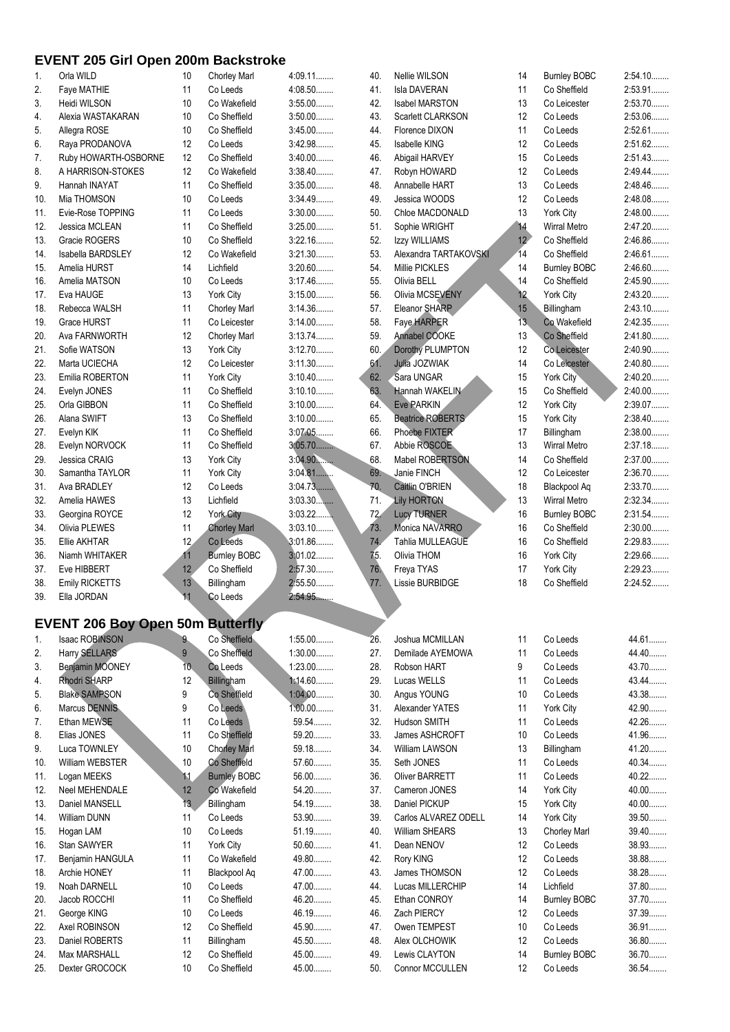## EVENT 205 Girl Open 200m Backstroke

| | | | | |
|---|---|---|---|---|
| 1. | Orla WILD | 10 | Chorley Marl | 4:09.11........ |
| 2. | Faye MATHIE | 11 | Co Leeds | 4:08.50........ |
| 3. | Heidi WILSON | 10 | Co Wakefield | 3:55.00........ |
| 4. | Alexia WASTAKARAN | 10 | Co Sheffield | 3:50.00........ |
| 5. | Allegra ROSE | 10 | Co Sheffield | 3:45.00........ |
| 6. | Raya PRODANOVA | 12 | Co Leeds | 3:42.98........ |
| 7. | Ruby HOWARTH-OSBORNE | 12 | Co Sheffield | 3:40.00........ |
| 8. | A HARRISON-STOKES | 12 | Co Wakefield | 3:38.40........ |
| 9. | Hannah INAYAT | 11 | Co Sheffield | 3:35.00........ |
| 10. | Mia THOMSON | 10 | Co Leeds | 3:34.49........ |
| 11. | Evie-Rose TOPPING | 11 | Co Leeds | 3:30.00........ |
| 12. | Jessica MCLEAN | 11 | Co Sheffield | 3:25.00........ |
| 13. | Gracie ROGERS | 10 | Co Sheffield | 3:22.16........ |
| 14. | Isabella BARDSLEY | 12 | Co Wakefield | 3:21.30........ |
| 15. | Amelia HURST | 14 | Lichfield | 3:20.60........ |
| 16. | Amelia MATSON | 10 | Co Leeds | 3:17.46........ |
| 17. | Eva HAUGE | 13 | York City | 3:15.00........ |
| 18. | Rebecca WALSH | 11 | Chorley Marl | 3:14.36........ |
| 19. | Grace HURST | 11 | Co Leicester | 3:14.00........ |
| 20. | Ava FARNWORTH | 12 | Chorley Marl | 3:13.74........ |
| 21. | Sofie WATSON | 13 | York City | 3:12.70........ |
| 22. | Marta UCIECHA | 12 | Co Leicester | 3:11.30........ |
| 23. | Emilia ROBERTON | 11 | York City | 3:10.40........ |
| 24. | Evelyn JONES | 11 | Co Sheffield | 3:10.10........ |
| 25. | Orla GIBBON | 11 | Co Sheffield | 3:10.00........ |
| 26. | Alana SWIFT | 13 | Co Sheffield | 3:10.00........ |
| 27. | Evelyn KIK | 11 | Co Sheffield | 3:07.05........ |
| 28. | Evelyn NORVOCK | 11 | Co Sheffield | 3:05.70........ |
| 29. | Jessica CRAIG | 13 | York City | 3:04.90........ |
| 30. | Samantha TAYLOR | 11 | York City | 3:04.81........ |
| 31. | Ava BRADLEY | 12 | Co Leeds | 3:04.73........ |
| 32. | Amelia HAWES | 13 | Lichfield | 3:03.30........ |
| 33. | Georgina ROYCE | 12 | York City | 3:03.22........ |
| 34. | Olivia PLEWES | 11 | Chorley Marl | 3:03.10........ |
| 35. | Ellie AKHTAR | 12 | Co Leeds | 3:01.86........ |
| 36. | Niamh WHITAKER | 11 | Burnley BOBC | 3:01.02........ |
| 37. | Eve HIBBERT | 12 | Co Sheffield | 2:57.30........ |
| 38. | Emily RICKETTS | 13 | Billingham | 2:55.50........ |
| 39. | Ella JORDAN | 11 | Co Leeds | 2:54.95........ |
| 40. | Nellie WILSON | 14 | Burnley BOBC | 2:54.10........ |
| 41. | Isla DAVERAN | 11 | Co Sheffield | 2:53.91........ |
| 42. | Isabel MARSTON | 13 | Co Leicester | 2:53.70........ |
| 43. | Scarlett CLARKSON | 12 | Co Leeds | 2:53.06........ |
| 44. | Florence DIXON | 11 | Co Leeds | 2:52.61........ |
| 45. | Isabelle KING | 12 | Co Leeds | 2:51.62........ |
| 46. | Abigail HARVEY | 15 | Co Leeds | 2:51.43........ |
| 47. | Robyn HOWARD | 12 | Co Leeds | 2:49.44........ |
| 48. | Annabelle HART | 13 | Co Leeds | 2:48.46........ |
| 49. | Jessica WOODS | 12 | Co Leeds | 2:48.08........ |
| 50. | Chloe MACDONALD | 13 | York City | 2:48.00........ |
| 51. | Sophie WRIGHT | 14 | Wirral Metro | 2:47.20........ |
| 52. | Izzy WILLIAMS | 12 | Co Sheffield | 2:46.86........ |
| 53. | Alexandra TARTAKOVSKI | 14 | Co Sheffield | 2:46.61........ |
| 54. | Millie PICKLES | 14 | Burnley BOBC | 2:46.60........ |
| 55. | Olivia BELL | 14 | Co Sheffield | 2:45.90........ |
| 56. | Olivia MCSEVENY | 12 | York City | 2:43.20........ |
| 57. | Eleanor SHARP | 15 | Billingham | 2:43.10........ |
| 58. | Faye HARPER | 13 | Co Wakefield | 2:42.35........ |
| 59. | Annabel COOKE | 13 | Co Sheffield | 2:41.80........ |
| 60. | Dorothy PLUMPTON | 12 | Co Leicester | 2:40.90........ |
| 61. | Julia JOZWIAK | 14 | Co Leicester | 2:40.80........ |
| 62. | Sara UNGAR | 15 | York City | 2:40.20........ |
| 63. | Hannah WAKELIN | 15 | Co Sheffield | 2:40.00........ |
| 64. | Eve PARKIN | 12 | York City | 2:39.07........ |
| 65. | Beatrice ROBERTS | 15 | York City | 2:38.40........ |
| 66. | Phoebe FIXTER | 17 | Billingham | 2:38.00........ |
| 67. | Abbie ROSCOE | 13 | Wirral Metro | 2:37.18........ |
| 68. | Mabel ROBERTSON | 14 | Co Sheffield | 2:37.00........ |
| 69. | Janie FINCH | 12 | Co Leicester | 2:36.70........ |
| 70. | Caitlin O'BRIEN | 18 | Blackpool Aq | 2:33.70........ |
| 71. | Lily HORTON | 13 | Wirral Metro | 2:32.34........ |
| 72. | Lucy TURNER | 16 | Burnley BOBC | 2:31.54........ |
| 73. | Monica NAVARRO | 16 | Co Sheffield | 2:30.00........ |
| 74. | Tahlia MULLEAGUE | 16 | Co Sheffield | 2:29.83........ |
| 75. | Olivia THOM | 16 | York City | 2:29.66........ |
| 76. | Freya TYAS | 17 | York City | 2:29.23........ |
| 77. | Lissie BURBIDGE | 18 | Co Sheffield | 2:24.52........ |

## EVENT 206 Boy Open 50m Butterfly

| | | | | |
|---|---|---|---|---|
| 1. | Isaac ROBINSON | 9 | Co Sheffield | 1:55.00........ |
| 2. | Harry SELLARS | 9 | Co Sheffield | 1:30.00........ |
| 3. | Benjamin MOONEY | 10 | Co Leeds | 1:23.00........ |
| 4. | Rhodri SHARP | 12 | Billingham | 1:14.60........ |
| 5. | Blake SAMPSON | 9 | Co Sheffield | 1:04.00........ |
| 6. | Marcus DENNIS | 9 | Co Leeds | 1:00.00........ |
| 7. | Ethan MEWSE | 11 | Co Leeds | 59.54........ |
| 8. | Elias JONES | 11 | Co Sheffield | 59.20........ |
| 9. | Luca TOWNLEY | 10 | Chorley Marl | 59.18........ |
| 10. | William WEBSTER | 10 | Co Sheffield | 57.60........ |
| 11. | Logan MEEKS | 11 | Burnley BOBC | 56.00........ |
| 12. | Neel MEHENDALE | 12 | Co Wakefield | 54.20........ |
| 13. | Daniel MANSELL | 13 | Billingham | 54.19........ |
| 14. | William DUNN | 11 | Co Leeds | 53.90........ |
| 15. | Hogan LAM | 10 | Co Leeds | 51.19........ |
| 16. | Stan SAWYER | 11 | York City | 50.60........ |
| 17. | Benjamin HANGULA | 11 | Co Wakefield | 49.80........ |
| 18. | Archie HONEY | 11 | Blackpool Aq | 47.00........ |
| 19. | Noah DARNELL | 10 | Co Leeds | 47.00........ |
| 20. | Jacob ROCCHI | 11 | Co Sheffield | 46.20........ |
| 21. | George KING | 10 | Co Leeds | 46.19........ |
| 22. | Axel ROBINSON | 12 | Co Sheffield | 45.90........ |
| 23. | Daniel ROBERTS | 11 | Billingham | 45.50........ |
| 24. | Max MARSHALL | 12 | Co Sheffield | 45.00........ |
| 25. | Dexter GROCOCK | 10 | Co Sheffield | 45.00........ |
| 26. | Joshua MCMILLAN | 11 | Co Leeds | 44.61........ |
| 27. | Demilade AYEMOWA | 11 | Co Leeds | 44.40........ |
| 28. | Robson HART | 9 | Co Leeds | 43.70........ |
| 29. | Lucas WELLS | 11 | Co Leeds | 43.44........ |
| 30. | Angus YOUNG | 10 | Co Leeds | 43.38........ |
| 31. | Alexander YATES | 11 | York City | 42.90........ |
| 32. | Hudson SMITH | 11 | Co Leeds | 42.26........ |
| 33. | James ASHCROFT | 10 | Co Leeds | 41.96........ |
| 34. | William LAWSON | 13 | Billingham | 41.20........ |
| 35. | Seth JONES | 11 | Co Leeds | 40.34........ |
| 36. | Oliver BARRETT | 11 | Co Leeds | 40.22........ |
| 37. | Cameron JONES | 14 | York City | 40.00........ |
| 38. | Daniel PICKUP | 15 | York City | 40.00........ |
| 39. | Carlos ALVAREZ ODELL | 14 | York City | 39.50........ |
| 40. | William SHEARS | 13 | Chorley Marl | 39.40........ |
| 41. | Dean NENOV | 12 | Co Leeds | 38.93........ |
| 42. | Rory KING | 12 | Co Leeds | 38.88........ |
| 43. | James THOMSON | 12 | Co Leeds | 38.28........ |
| 44. | Lucas MILLERCHIP | 14 | Lichfield | 37.80........ |
| 45. | Ethan CONROY | 14 | Burnley BOBC | 37.70........ |
| 46. | Zach PIERCY | 12 | Co Leeds | 37.39........ |
| 47. | Owen TEMPEST | 10 | Co Leeds | 36.91........ |
| 48. | Alex OLCHOWIK | 12 | Co Leeds | 36.80........ |
| 49. | Lewis CLAYTON | 14 | Burnley BOBC | 36.70........ |
| 50. | Connor MCCULLEN | 12 | Co Leeds | 36.54........ |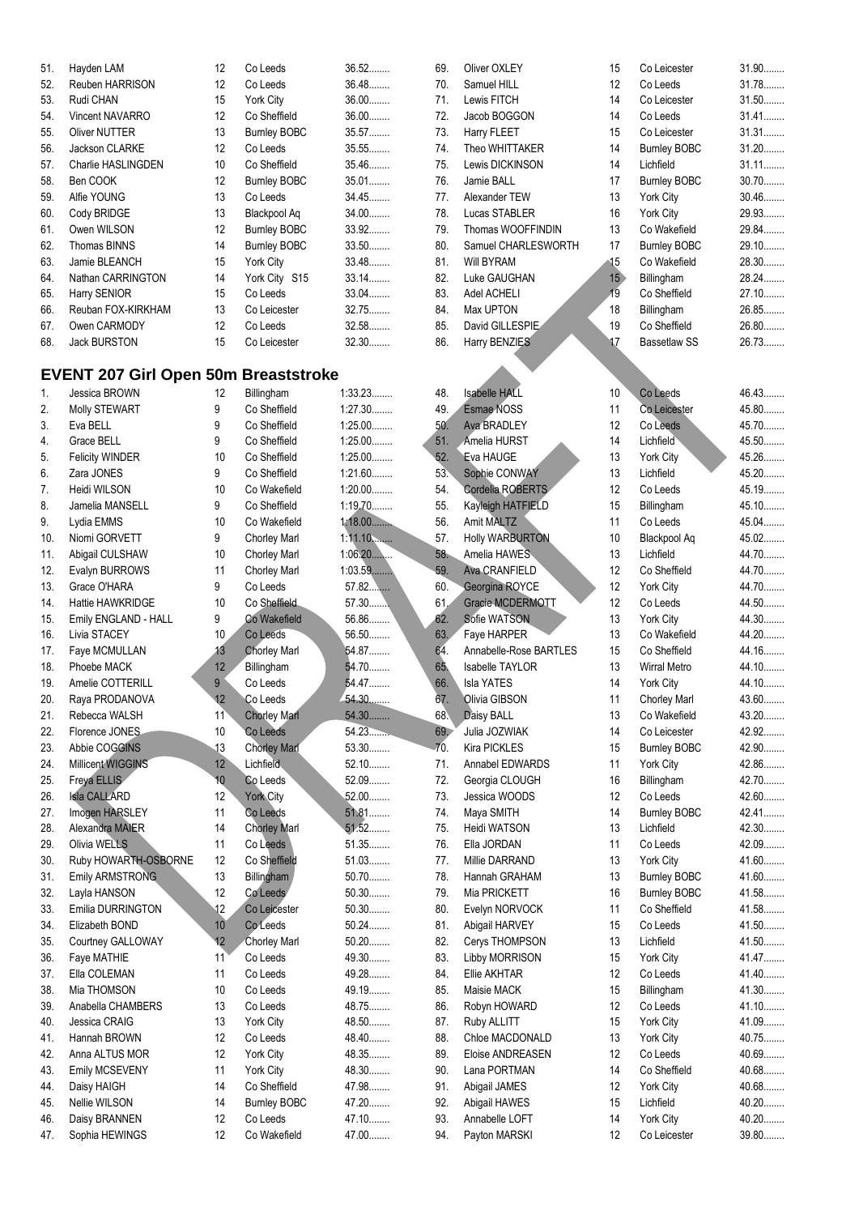| 51. | Hayden LAM | 12 | Co Leeds | 36.52........ |
|---|---|---|---|---|
| 52. | Reuben HARRISON | 12 | Co Leeds | 36.48........ |
| 53. | Rudi CHAN | 15 | York City | 36.00........ |
| 54. | Vincent NAVARRO | 12 | Co Sheffield | 36.00........ |
| 55. | Oliver NUTTER | 13 | Burnley BOBC | 35.57........ |
| 56. | Jackson CLARKE | 12 | Co Leeds | 35.55........ |
| 57. | Charlie HASLINGDEN | 10 | Co Sheffield | 35.46........ |
| 58. | Ben COOK | 12 | Burnley BOBC | 35.01........ |
| 59. | Alfie YOUNG | 13 | Co Leeds | 34.45........ |
| 60. | Cody BRIDGE | 13 | Blackpool Aq | 34.00........ |
| 61. | Owen WILSON | 12 | Burnley BOBC | 33.92........ |
| 62. | Thomas BINNS | 14 | Burnley BOBC | 33.50........ |
| 63. | Jamie BLEANCH | 15 | York City | 33.48........ |
| 64. | Nathan CARRINGTON | 14 | York City S15 | 33.14........ |
| 65. | Harry SENIOR | 15 | Co Leeds | 33.04........ |
| 66. | Reuban FOX-KIRKHAM | 13 | Co Leicester | 32.75........ |
| 67. | Owen CARMODY | 12 | Co Leeds | 32.58........ |
| 68. | Jack BURSTON | 15 | Co Leicester | 32.30........ |
| 69. | Oliver OXLEY | 15 | Co Leicester | 31.90........ |
| 70. | Samuel HILL | 12 | Co Leeds | 31.78........ |
| 71. | Lewis FITCH | 14 | Co Leicester | 31.50........ |
| 72. | Jacob BOGGON | 14 | Co Leeds | 31.41........ |
| 73. | Harry FLEET | 15 | Co Leicester | 31.31........ |
| 74. | Theo WHITTAKER | 14 | Burnley BOBC | 31.20........ |
| 75. | Lewis DICKINSON | 14 | Lichfield | 31.11........ |
| 76. | Jamie BALL | 17 | Burnley BOBC | 30.70........ |
| 77. | Alexander TEW | 13 | York City | 30.46........ |
| 78. | Lucas STABLER | 16 | York City | 29.93........ |
| 79. | Thomas WOOFFINDIN | 13 | Co Wakefield | 29.84........ |
| 80. | Samuel CHARLESWORTH | 17 | Burnley BOBC | 29.10........ |
| 81. | Will BYRAM | 15 | Co Wakefield | 28.30........ |
| 82. | Luke GAUGHAN | 15 | Billingham | 28.24........ |
| 83. | Adel ACHELI | 19 | Co Sheffield | 27.10........ |
| 84. | Max UPTON | 18 | Billingham | 26.85........ |
| 85. | David GILLESPIE | 19 | Co Sheffield | 26.80........ |
| 86. | Harry BENZIES | 17 | Bassetlaw SS | 26.73........ |

## EVENT 207 Girl Open 50m Breaststroke

| 1. | Jessica BROWN | 12 | Billingham | 1:33.23........ |
|---|---|---|---|---|
| 2. | Molly STEWART | 9 | Co Sheffield | 1:27.30........ |
| 3. | Eva BELL | 9 | Co Sheffield | 1:25.00........ |
| 4. | Grace BELL | 9 | Co Sheffield | 1:25.00........ |
| 5. | Felicity WINDER | 10 | Co Sheffield | 1:25.00........ |
| 6. | Zara JONES | 9 | Co Sheffield | 1:21.60........ |
| 7. | Heidi WILSON | 10 | Co Wakefield | 1:20.00........ |
| 8. | Jamelia MANSELL | 9 | Co Sheffield | 1:19.70........ |
| 9. | Lydia EMMS | 10 | Co Wakefield | 1:18.00........ |
| 10. | Niomi GORVETT | 9 | Chorley Marl | 1:11.10........ |
| 11. | Abigail CULSHAW | 10 | Chorley Marl | 1:06.20........ |
| 12. | Evalyn BURROWS | 11 | Chorley Marl | 1:03.59........ |
| 13. | Grace O'HARA | 9 | Co Leeds | 57.82........ |
| 14. | Hattie HAWKRIDGE | 10 | Co Sheffield | 57.30........ |
| 15. | Emily ENGLAND - HALL | 9 | Co Wakefield | 56.86........ |
| 16. | Livia STACEY | 10 | Co Leeds | 56.50........ |
| 17. | Faye MCMULLAN | 13 | Chorley Marl | 54.87........ |
| 18. | Phoebe MACK | 12 | Billingham | 54.70........ |
| 19. | Amelie COTTERILL | 9 | Co Leeds | 54.47........ |
| 20. | Raya PRODANOVA | 12 | Co Leeds | 54.30........ |
| 21. | Rebecca WALSH | 11 | Chorley Marl | 54.30........ |
| 22. | Florence JONES | 10 | Co Leeds | 54.23........ |
| 23. | Abbie COGGINS | 13 | Chorley Marl | 53.30........ |
| 24. | Millicent WIGGINS | 12 | Lichfield | 52.10........ |
| 25. | Freya ELLIS | 10 | Co Leeds | 52.09........ |
| 26. | Isla CALLARD | 12 | York City | 52.00........ |
| 27. | Imogen HARSLEY | 11 | Co Leeds | 51.81........ |
| 28. | Alexandra MAIER | 14 | Chorley Marl | 51.52........ |
| 29. | Olivia WELLS | 11 | Co Leeds | 51.35........ |
| 30. | Ruby HOWARTH-OSBORNE | 12 | Co Sheffield | 51.03........ |
| 31. | Emily ARMSTRONG | 13 | Billingham | 50.70........ |
| 32. | Layla HANSON | 12 | Co Leeds | 50.30........ |
| 33. | Emilia DURRINGTON | 12 | Co Leicester | 50.30........ |
| 34. | Elizabeth BOND | 10 | Co Leeds | 50.24........ |
| 35. | Courtney GALLOWAY | 12 | Chorley Marl | 50.20........ |
| 36. | Faye MATHIE | 11 | Co Leeds | 49.30........ |
| 37. | Ella COLEMAN | 11 | Co Leeds | 49.28........ |
| 38. | Mia THOMSON | 10 | Co Leeds | 49.19........ |
| 39. | Anabella CHAMBERS | 13 | Co Leeds | 48.75........ |
| 40. | Jessica CRAIG | 13 | York City | 48.50........ |
| 41. | Hannah BROWN | 12 | Co Leeds | 48.40........ |
| 42. | Anna ALTUS MOR | 12 | York City | 48.35........ |
| 43. | Emily MCSEVENY | 11 | York City | 48.30........ |
| 44. | Daisy HAIGH | 14 | Co Sheffield | 47.98........ |
| 45. | Nellie WILSON | 14 | Burnley BOBC | 47.20........ |
| 46. | Daisy BRANNEN | 12 | Co Leeds | 47.10........ |
| 47. | Sophia HEWINGS | 12 | Co Wakefield | 47.00........ |
| 48. | Isabelle HALL | 10 | Co Leeds | 46.43........ |
| 49. | Esmae NOSS | 11 | Co Leicester | 45.80........ |
| 50. | Ava BRADLEY | 12 | Co Leeds | 45.70........ |
| 51. | Amelia HURST | 14 | Lichfield | 45.50........ |
| 52. | Eva HAUGE | 13 | York City | 45.26........ |
| 53. | Sophie CONWAY | 13 | Lichfield | 45.20........ |
| 54. | Cordelia ROBERTS | 12 | Co Leeds | 45.19........ |
| 55. | Kayleigh HATFIELD | 15 | Billingham | 45.10........ |
| 56. | Amit MALTZ | 11 | Co Leeds | 45.04........ |
| 57. | Holly WARBURTON | 10 | Blackpool Aq | 45.02........ |
| 58. | Amelia HAWES | 13 | Lichfield | 44.70........ |
| 59. | Ava CRANFIELD | 12 | Co Sheffield | 44.70........ |
| 60. | Georgina ROYCE | 12 | York City | 44.70........ |
| 61. | Gracie MCDERMOTT | 12 | Co Leeds | 44.50........ |
| 62. | Sofie WATSON | 13 | York City | 44.30........ |
| 63. | Faye HARPER | 13 | Co Wakefield | 44.20........ |
| 64. | Annabelle-Rose BARTLES | 15 | Co Sheffield | 44.16........ |
| 65. | Isabelle TAYLOR | 13 | Wirral Metro | 44.10........ |
| 66. | Isla YATES | 14 | York City | 44.10........ |
| 67. | Olivia GIBSON | 11 | Chorley Marl | 43.60........ |
| 68. | Daisy BALL | 13 | Co Wakefield | 43.20........ |
| 69. | Julia JOZWIAK | 14 | Co Leicester | 42.92........ |
| 70. | Kira PICKLES | 15 | Burnley BOBC | 42.90........ |
| 71. | Annabel EDWARDS | 11 | York City | 42.86........ |
| 72. | Georgia CLOUGH | 16 | Billingham | 42.70........ |
| 73. | Jessica WOODS | 12 | Co Leeds | 42.60........ |
| 74. | Maya SMITH | 14 | Burnley BOBC | 42.41........ |
| 75. | Heidi WATSON | 13 | Lichfield | 42.30........ |
| 76. | Ella JORDAN | 11 | Co Leeds | 42.09........ |
| 77. | Millie DARRAND | 13 | York City | 41.60........ |
| 78. | Hannah GRAHAM | 13 | Burnley BOBC | 41.60........ |
| 79. | Mia PRICKETT | 16 | Burnley BOBC | 41.58........ |
| 80. | Evelyn NORVOCK | 11 | Co Sheffield | 41.58........ |
| 81. | Abigail HARVEY | 15 | Co Leeds | 41.50........ |
| 82. | Cerys THOMPSON | 13 | Lichfield | 41.50........ |
| 83. | Libby MORRISON | 15 | York City | 41.47........ |
| 84. | Ellie AKHTAR | 12 | Co Leeds | 41.40........ |
| 85. | Maisie MACK | 15 | Billingham | 41.30........ |
| 86. | Robyn HOWARD | 12 | Co Leeds | 41.10........ |
| 87. | Ruby ALLITT | 15 | York City | 41.09........ |
| 88. | Chloe MACDONALD | 13 | York City | 40.75........ |
| 89. | Eloise ANDREASEN | 12 | Co Leeds | 40.69........ |
| 90. | Lana PORTMAN | 14 | Co Sheffield | 40.68........ |
| 91. | Abigail JAMES | 12 | York City | 40.68........ |
| 92. | Abigail HAWES | 15 | Lichfield | 40.20........ |
| 93. | Annabelle LOFT | 14 | York City | 40.20........ |
| 94. | Payton MARSKI | 12 | Co Leicester | 39.80........ |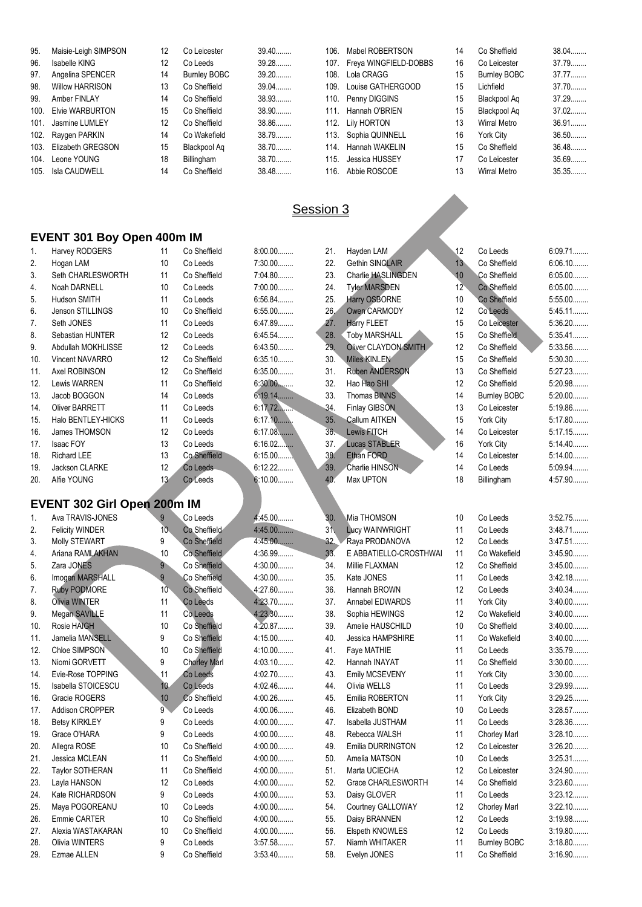| | | | | |
|---|---|---|---|---|
| 95. | Maisie-Leigh SIMPSON | 12 | Co Leicester | 39.40........ |
| 96. | Isabelle KING | 12 | Co Leeds | 39.28........ |
| 97. | Angelina SPENCER | 14 | Burnley BOBC | 39.20........ |
| 98. | Willow HARRISON | 13 | Co Sheffield | 39.04........ |
| 99. | Amber FINLAY | 14 | Co Sheffield | 38.93........ |
| 100. | Elvie WARBURTON | 15 | Co Sheffield | 38.90........ |
| 101. | Jasmine LUMLEY | 12 | Co Sheffield | 38.86........ |
| 102. | Raygen PARKIN | 14 | Co Wakefield | 38.79........ |
| 103. | Elizabeth GREGSON | 15 | Blackpool Aq | 38.70........ |
| 104. | Leone YOUNG | 18 | Billingham | 38.70........ |
| 105. | Isla CAUDWELL | 14 | Co Sheffield | 38.48........ |
| 106. | Mabel ROBERTSON | 14 | Co Sheffield | 38.04........ |
| 107. | Freya WINGFIELD-DOBBS | 16 | Co Leicester | 37.79........ |
| 108. | Lola CRAGG | 15 | Burnley BOBC | 37.77........ |
| 109. | Louise GATHERGOOD | 15 | Lichfield | 37.70........ |
| 110. | Penny DIGGINS | 15 | Blackpool Aq | 37.29........ |
| 111. | Hannah O'BRIEN | 15 | Blackpool Aq | 37.02........ |
| 112. | Lily HORTON | 13 | Wirral Metro | 36.91........ |
| 113. | Sophia QUINNELL | 16 | York City | 36.50........ |
| 114. | Hannah WAKELIN | 15 | Co Sheffield | 36.48........ |
| 115. | Jessica HUSSEY | 17 | Co Leicester | 35.69........ |
| 116. | Abbie ROSCOE | 13 | Wirral Metro | 35.35........ |

## Session 3

### EVENT 301 Boy Open 400m IM

| | | | | |
|---|---|---|---|---|
| 1. | Harvey RODGERS | 11 | Co Sheffield | 8:00.00........ |
| 2. | Hogan LAM | 10 | Co Leeds | 7:30.00........ |
| 3. | Seth CHARLESWORTH | 11 | Co Sheffield | 7:04.80........ |
| 4. | Noah DARNELL | 10 | Co Leeds | 7:00.00........ |
| 5. | Hudson SMITH | 11 | Co Leeds | 6:56.84........ |
| 6. | Jenson STILLINGS | 10 | Co Sheffield | 6:55.00........ |
| 7. | Seth JONES | 11 | Co Leeds | 6:47.89........ |
| 8. | Sebastian HUNTER | 12 | Co Leeds | 6:45.54........ |
| 9. | Abdullah MOKHLISSE | 12 | Co Leeds | 6:43.50........ |
| 10. | Vincent NAVARRO | 12 | Co Sheffield | 6:35.10........ |
| 11. | Axel ROBINSON | 12 | Co Sheffield | 6:35.00........ |
| 12. | Lewis WARREN | 11 | Co Sheffield | 6:30.00........ |
| 13. | Jacob BOGGON | 14 | Co Leeds | 6:19.14........ |
| 14. | Oliver BARRETT | 11 | Co Leeds | 6:17.72........ |
| 15. | Halo BENTLEY-HICKS | 11 | Co Leeds | 6:17.10........ |
| 16. | James THOMSON | 12 | Co Leeds | 6:17.08........ |
| 17. | Isaac FOY | 13 | Co Leeds | 6:16.02........ |
| 18. | Richard LEE | 13 | Co Sheffield | 6:15.00........ |
| 19. | Jackson CLARKE | 12 | Co Leeds | 6:12.22........ |
| 20. | Alfie YOUNG | 13 | Co Leeds | 6:10.00........ |
| 21. | Hayden LAM | 12 | Co Leeds | 6:09.71........ |
| 22. | Gethin SINCLAIR | 13 | Co Sheffield | 6:06.10........ |
| 23. | Charlie HASLINGDEN | 10 | Co Sheffield | 6:05.00........ |
| 24. | Tyler MARSDEN | 12 | Co Sheffield | 6:05.00........ |
| 25. | Harry OSBORNE | 10 | Co Sheffield | 5:55.00........ |
| 26. | Owen CARMODY | 12 | Co Leeds | 5:45.11........ |
| 27. | Harry FLEET | 15 | Co Leicester | 5:36.20........ |
| 28. | Toby MARSHALL | 15 | Co Sheffield | 5:35.41........ |
| 29. | Oliver CLAYDON SMITH | 12 | Co Sheffield | 5:33.56........ |
| 30. | Miles KINLEN | 15 | Co Sheffield | 5:30.30........ |
| 31. | Ruben ANDERSON | 13 | Co Sheffield | 5:27.23........ |
| 32. | Hao Hao SHI | 12 | Co Sheffield | 5:20.98........ |
| 33. | Thomas BINNS | 14 | Burnley BOBC | 5:20.00........ |
| 34. | Finlay GIBSON | 13 | Co Leicester | 5:19.86........ |
| 35. | Callum AITKEN | 15 | York City | 5:17.80........ |
| 36. | Lewis FITCH | 14 | Co Leicester | 5:17.15........ |
| 37. | Lucas STABLER | 16 | York City | 5:14.40........ |
| 38. | Ethan FORD | 14 | Co Leicester | 5:14.00........ |
| 39. | Charlie HINSON | 14 | Co Leeds | 5:09.94........ |
| 40. | Max UPTON | 18 | Billingham | 4:57.90........ |

### EVENT 302 Girl Open 200m IM

| | | | | |
|---|---|---|---|---|
| 1. | Ava TRAVIS-JONES | 9 | Co Leeds | 4:45.00........ |
| 2. | Felicity WINDER | 10 | Co Sheffield | 4:45.00........ |
| 3. | Molly STEWART | 9 | Co Sheffield | 4:45.00........ |
| 4. | Ariana RAMLAKHAN | 10 | Co Sheffield | 4:36.99........ |
| 5. | Zara JONES | 9 | Co Sheffield | 4:30.00........ |
| 6. | Imogen MARSHALL | 9 | Co Sheffield | 4:30.00........ |
| 7. | Ruby PODMORE | 10 | Co Sheffield | 4:27.60........ |
| 8. | Olivia WINTER | 11 | Co Leeds | 4:23.70........ |
| 9. | Megan SAVILLE | 11 | Co Leeds | 4:23.30........ |
| 10. | Rosie HAIGH | 10 | Co Sheffield | 4:20.87........ |
| 11. | Jamelia MANSELL | 9 | Co Sheffield | 4:15.00........ |
| 12. | Chloe SIMPSON | 10 | Co Sheffield | 4:10.00........ |
| 13. | Niomi GORVETT | 9 | Chorley Marl | 4:03.10........ |
| 14. | Evie-Rose TOPPING | 11 | Co Leeds | 4:02.70........ |
| 15. | Isabella STOICESCU | 10 | Co Leeds | 4:02.46........ |
| 16. | Gracie ROGERS | 10 | Co Sheffield | 4:00.26........ |
| 17. | Addison CROPPER | 9 | Co Leeds | 4:00.06........ |
| 18. | Betsy KIRKLEY | 9 | Co Leeds | 4:00.00........ |
| 19. | Grace O'HARA | 9 | Co Leeds | 4:00.00........ |
| 20. | Allegra ROSE | 10 | Co Sheffield | 4:00.00........ |
| 21. | Jessica MCLEAN | 11 | Co Sheffield | 4:00.00........ |
| 22. | Taylor SOTHERAN | 11 | Co Sheffield | 4:00.00........ |
| 23. | Layla HANSON | 12 | Co Leeds | 4:00.00........ |
| 24. | Kate RICHARDSON | 9 | Co Leeds | 4:00.00........ |
| 25. | Maya POGOREANU | 10 | Co Leeds | 4:00.00........ |
| 26. | Emmie CARTER | 10 | Co Sheffield | 4:00.00........ |
| 27. | Alexia WASTAKARAN | 10 | Co Sheffield | 4:00.00........ |
| 28. | Olivia WINTERS | 9 | Co Leeds | 3:57.58........ |
| 29. | Ezmae ALLEN | 9 | Co Sheffield | 3:53.40........ |
| 30. | Mia THOMSON | 10 | Co Leeds | 3:52.75........ |
| 31. | Lucy WAINWRIGHT | 11 | Co Leeds | 3:48.71........ |
| 32. | Raya PRODANOVA | 12 | Co Leeds | 3:47.51........ |
| 33. | E ABBATIELLO-CROSTHWAI | 11 | Co Wakefield | 3:45.90........ |
| 34. | Millie FLAXMAN | 12 | Co Sheffield | 3:45.00........ |
| 35. | Kate JONES | 11 | Co Leeds | 3:42.18........ |
| 36. | Hannah BROWN | 12 | Co Leeds | 3:40.34........ |
| 37. | Annabel EDWARDS | 11 | York City | 3:40.00........ |
| 38. | Sophia HEWINGS | 12 | Co Wakefield | 3:40.00........ |
| 39. | Amelie HAUSCHILD | 10 | Co Sheffield | 3:40.00........ |
| 40. | Jessica HAMPSHIRE | 11 | Co Wakefield | 3:40.00........ |
| 41. | Faye MATHIE | 11 | Co Leeds | 3:35.79........ |
| 42. | Hannah INAYAT | 11 | Co Sheffield | 3:30.00........ |
| 43. | Emily MCSEVENY | 11 | York City | 3:30.00........ |
| 44. | Olivia WELLS | 11 | Co Leeds | 3:29.99........ |
| 45. | Emilia ROBERTSON | 11 | York City | 3:29.25........ |
| 46. | Elizabeth BOND | 10 | Co Leeds | 3:28.57........ |
| 47. | Isabella JUSTHAM | 11 | Co Leeds | 3:28.36........ |
| 48. | Rebecca WALSH | 11 | Chorley Marl | 3:28.10........ |
| 49. | Emilia DURRINGTON | 12 | Co Leicester | 3:26.20........ |
| 50. | Amelia MATSON | 10 | Co Leeds | 3:25.31........ |
| 51. | Marta UCIECHA | 12 | Co Leicester | 3:24.90........ |
| 52. | Grace CHARLESWORTH | 14 | Co Sheffield | 3:23.60........ |
| 53. | Daisy GLOVER | 11 | Co Leeds | 3:23.12........ |
| 54. | Courtney GALLOWAY | 12 | Chorley Marl | 3:22.10........ |
| 55. | Daisy BRANNEN | 12 | Co Leeds | 3:19.98........ |
| 56. | Elspeth KNOWLES | 12 | Co Leeds | 3:19.80........ |
| 57. | Niamh WHITAKER | 11 | Burnley BOBC | 3:18.80........ |
| 58. | Evelyn JONES | 11 | Co Sheffield | 3:16.90........ |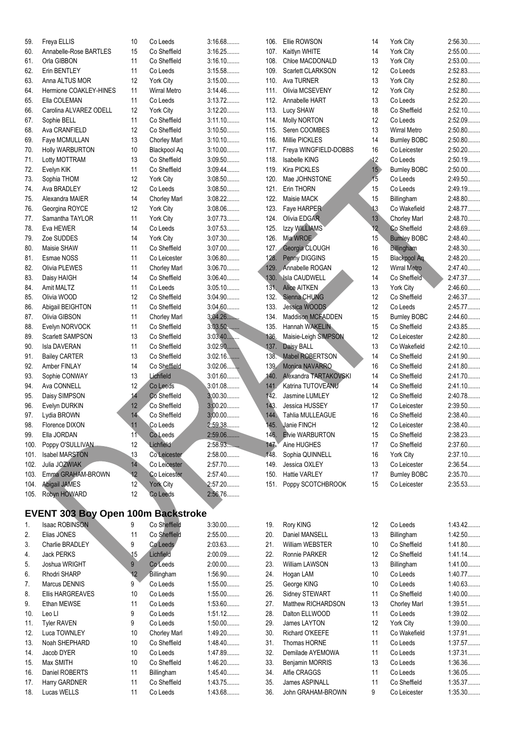| | | | | |
|---|---|---|---|---|
| 59. | Freya ELLIS | 10 | Co Leeds | 3:16.68........ |
| 60. | Annabelle-Rose BARTLES | 15 | Co Sheffield | 3:16.25........ |
| 61. | Orla GIBBON | 11 | Co Sheffield | 3:16.10........ |
| 62. | Erin BENTLEY | 11 | Co Leeds | 3:15.58........ |
| 63. | Anna ALTUS MOR | 12 | York City | 3:15.00........ |
| 64. | Hermione COAKLEY-HINES | 11 | Wirral Metro | 3:14.46........ |
| 65. | Ella COLEMAN | 11 | Co Leeds | 3:13.72........ |
| 66. | Carolina ALVAREZ ODELL | 12 | York City | 3:12.20........ |
| 67. | Sophie BELL | 11 | Co Sheffield | 3:11.10........ |
| 68. | Ava CRANFIELD | 12 | Co Sheffield | 3:10.50........ |
| 69. | Faye MCMULLAN | 13 | Chorley Marl | 3:10.10........ |
| 70. | Holly WARBURTON | 10 | Blackpool Aq | 3:10.00........ |
| 71. | Lotty MOTTRAM | 13 | Co Sheffield | 3:09.50........ |
| 72. | Evelyn KIK | 11 | Co Sheffield | 3:09.44........ |
| 73. | Sophia THOM | 12 | York City | 3:08.50........ |
| 74. | Ava BRADLEY | 12 | Co Leeds | 3:08.50........ |
| 75. | Alexandra MAIER | 14 | Chorley Marl | 3:08.22........ |
| 76. | Georgina ROYCE | 12 | York City | 3:08.06........ |
| 77. | Samantha TAYLOR | 11 | York City | 3:07.73........ |
| 78. | Eva HEWER | 14 | Co Leeds | 3:07.53........ |
| 79. | Zoe SUDDES | 14 | York City | 3:07.30........ |
| 80. | Maisie SHAW | 11 | Co Sheffield | 3:07.00........ |
| 81. | Esmae NOSS | 11 | Co Leicester | 3:06.80........ |
| 82. | Olivia PLEWES | 11 | Chorley Marl | 3:06.70........ |
| 83. | Daisy HAIGH | 14 | Co Sheffield | 3:06.40........ |
| 84. | Amit MALTZ | 11 | Co Leeds | 3:05.10........ |
| 85. | Olivia WOOD | 12 | Co Sheffield | 3:04.90........ |
| 86. | Abigail BEIGHTON | 11 | Co Sheffield | 3:04.60........ |
| 87. | Olivia GIBSON | 11 | Chorley Marl | 3:04.26........ |
| 88. | Evelyn NORVOCK | 11 | Co Sheffield | 3:03.50........ |
| 89. | Scarlett SAMPSON | 13 | Co Sheffield | 3:03.40........ |
| 90. | Isla DAVERAN | 11 | Co Sheffield | 3:02.90........ |
| 91. | Bailey CARTER | 13 | Co Sheffield | 3:02.16........ |
| 92. | Amber FINLAY | 14 | Co Sheffield | 3:02.06........ |
| 93. | Sophie CONWAY | 13 | Lichfield | 3:01.60........ |
| 94. | Ava CONNELL | 12 | Co Leeds | 3:01.08........ |
| 95. | Daisy SIMPSON | 14 | Co Sheffield | 3:00.30........ |
| 96. | Evelyn DURKIN | 12 | Co Sheffield | 3:00.20........ |
| 97. | Lydia BROWN | 14 | Co Sheffield | 3:00.00........ |
| 98. | Florence DIXON | 11 | Co Leeds | 2:59.38........ |
| 99. | Ella JORDAN | 11 | Co Leeds | 2:59.06........ |
| 100. | Poppy O'SULLIVAN | 12 | Lichfield | 2:58.93........ |
| 101. | Isabel MARSTON | 13 | Co Leicester | 2:58.00........ |
| 102. | Julia JOZWIAK | 14 | Co Leicester | 2:57.70........ |
| 103. | Emma GRAHAM-BROWN | 12 | Co Leicester | 2:57.40........ |
| 104. | Abigail JAMES | 12 | York City | 2:57.20........ |
| 105. | Robyn HOWARD | 12 | Co Leeds | 2:56.76........ |
| 106. | Ellie ROWSON | 14 | York City | 2:56.30........ |
| 107. | Kaitlyn WHITE | 14 | York City | 2:55.00........ |
| 108. | Chloe MACDONALD | 13 | York City | 2:53.00........ |
| 109. | Scarlett CLARKSON | 12 | Co Leeds | 2:52.83........ |
| 110. | Ava TURNER | 13 | York City | 2:52.80........ |
| 111. | Olivia MCSEVENY | 12 | York City | 2:52.80........ |
| 112. | Annabelle HART | 13 | Co Leeds | 2:52.20........ |
| 113. | Lucy SHAW | 18 | Co Sheffield | 2:52.10........ |
| 114. | Molly NORTON | 12 | Co Leeds | 2:52.09........ |
| 115. | Seren COOMBES | 13 | Wirral Metro | 2:50.80........ |
| 116. | Millie PICKLES | 14 | Burnley BOBC | 2:50.80........ |
| 117. | Freya WINGFIELD-DOBBS | 16 | Co Leicester | 2:50.20........ |
| 118. | Isabelle KING | 12 | Co Leeds | 2:50.19........ |
| 119. | Kira PICKLES | 15 | Burnley BOBC | 2:50.00........ |
| 120. | Mae JOHNSTONE | 15 | Co Leeds | 2:49.50........ |
| 121. | Erin THORN | 15 | Co Leeds | 2:49.19........ |
| 122. | Maisie MACK | 15 | Billingham | 2:48.80........ |
| 123. | Faye HARPER | 13 | Co Wakefield | 2:48.77........ |
| 124. | Olivia EDGAR | 13 | Chorley Marl | 2:48.70........ |
| 125. | Izzy WILLIAMS | 12 | Co Sheffield | 2:48.69........ |
| 126. | Mia WROE | 15 | Burnley BOBC | 2:48.40........ |
| 127. | Georgia CLOUGH | 16 | Billingham | 2:48.30........ |
| 128. | Penny DIGGINS | 15 | Blackpool Aq | 2:48.20........ |
| 129. | Annabelle ROGAN | 12 | Wirral Metro | 2:47.40........ |
| 130. | Isla CAUDWELL | 14 | Co Sheffield | 2:47.37........ |
| 131. | Alice AITKEN | 13 | York City | 2:46.60........ |
| 132. | Sienna CHUNG | 12 | Co Sheffield | 2:46.37........ |
| 133. | Jessica WOODS | 12 | Co Leeds | 2:45.77........ |
| 134. | Maddison MCFADDEN | 15 | Burnley BOBC | 2:44.60........ |
| 135. | Hannah WAKELIN | 15 | Co Sheffield | 2:43.85........ |
| 136. | Maisie-Leigh SIMPSON | 12 | Co Leicester | 2:42.80........ |
| 137. | Daisy BALL | 13 | Co Wakefield | 2:42.10........ |
| 138. | Mabel ROBERTSON | 14 | Co Sheffield | 2:41.90........ |
| 139. | Monica NAVARRO | 16 | Co Sheffield | 2:41.80........ |
| 140. | Alexandra TARTAKOVSKI | 14 | Co Sheffield | 2:41.70........ |
| 141. | Katrina TUTOVEANU | 14 | Co Sheffield | 2:41.10........ |
| 142. | Jasmine LUMLEY | 12 | Co Sheffield | 2:40.78........ |
| 143. | Jessica HUSSEY | 17 | Co Leicester | 2:39.50........ |
| 144. | Tahlia MULLEAGUE | 16 | Co Sheffield | 2:38.40........ |
| 145. | Janie FINCH | 12 | Co Leicester | 2:38.40........ |
| 146. | Elvie WARBURTON | 15 | Co Sheffield | 2:38.23........ |
| 147. | Aine HUGHES | 17 | Co Sheffield | 2:37.60........ |
| 148. | Sophia QUINNELL | 16 | York City | 2:37.10........ |
| 149. | Jessica OXLEY | 13 | Co Leicester | 2:36.54........ |
| 150. | Hattie VARLEY | 17 | Burnley BOBC | 2:35.70........ |
| 151. | Poppy SCOTCHBROOK | 15 | Co Leicester | 2:35.53........ |

## EVENT 303 Boy Open 100m Backstroke

| | | | | |
|---|---|---|---|---|
| 1. | Isaac ROBINSON | 9 | Co Sheffield | 3:30.00........ |
| 2. | Elias JONES | 11 | Co Sheffield | 2:55.00........ |
| 3. | Charlie BRADLEY | 9 | Co Leeds | 2:03.63........ |
| 4. | Jack PERKS | 15 | Lichfield | 2:00.09........ |
| 5. | Joshua WRIGHT | 9 | Co Leeds | 2:00.00........ |
| 6. | Rhodri SHARP | 12 | Billingham | 1:56.90........ |
| 7. | Marcus DENNIS | 9 | Co Leeds | 1:55.00........ |
| 8. | Ellis HARGREAVES | 10 | Co Leeds | 1:55.00........ |
| 9. | Ethan MEWSE | 11 | Co Leeds | 1:53.60........ |
| 10. | Leo LI | 9 | Co Leeds | 1:51.12........ |
| 11. | Tyler RAVEN | 9 | Co Leeds | 1:50.00........ |
| 12. | Luca TOWNLEY | 10 | Chorley Marl | 1:49.20........ |
| 13. | Noah SHEPHARD | 10 | Co Sheffield | 1:48.40........ |
| 14. | Jacob DYER | 10 | Co Leeds | 1:47.89........ |
| 15. | Max SMITH | 10 | Co Sheffield | 1:46.20........ |
| 16. | Daniel ROBERTS | 11 | Billingham | 1:45.40........ |
| 17. | Harry GARDNER | 11 | Co Sheffield | 1:43.75........ |
| 18. | Lucas WELLS | 11 | Co Leeds | 1:43.68........ |
| 19. | Rory KING | 12 | Co Leeds | 1:43.42........ |
| 20. | Daniel MANSELL | 13 | Billingham | 1:42.50........ |
| 21. | William WEBSTER | 10 | Co Sheffield | 1:41.80........ |
| 22. | Ronnie PARKER | 12 | Co Sheffield | 1:41.14........ |
| 23. | William LAWSON | 13 | Billingham | 1:41.00........ |
| 24. | Hogan LAM | 10 | Co Leeds | 1:40.77........ |
| 25. | George KING | 10 | Co Leeds | 1:40.63........ |
| 26. | Sidney STEWART | 11 | Co Sheffield | 1:40.00........ |
| 27. | Matthew RICHARDSON | 13 | Chorley Marl | 1:39.51........ |
| 28. | Dalton ELLWOOD | 11 | Co Leeds | 1:39.02........ |
| 29. | James LAYTON | 12 | York City | 1:39.00........ |
| 30. | Richard O'KEEFE | 11 | Co Wakefield | 1:37.91........ |
| 31. | Thomas HORNE | 11 | Co Leeds | 1:37.57........ |
| 32. | Demilade AYEMOWA | 11 | Co Leeds | 1:37.31........ |
| 33. | Benjamin MORRIS | 13 | Co Leeds | 1:36.36........ |
| 34. | Alfie CRAGGS | 11 | Co Leeds | 1:36.05........ |
| 35. | James ASPINALL | 11 | Co Sheffield | 1:35.37........ |
| 36. | John GRAHAM-BROWN | 9 | Co Leicester | 1:35.30........ |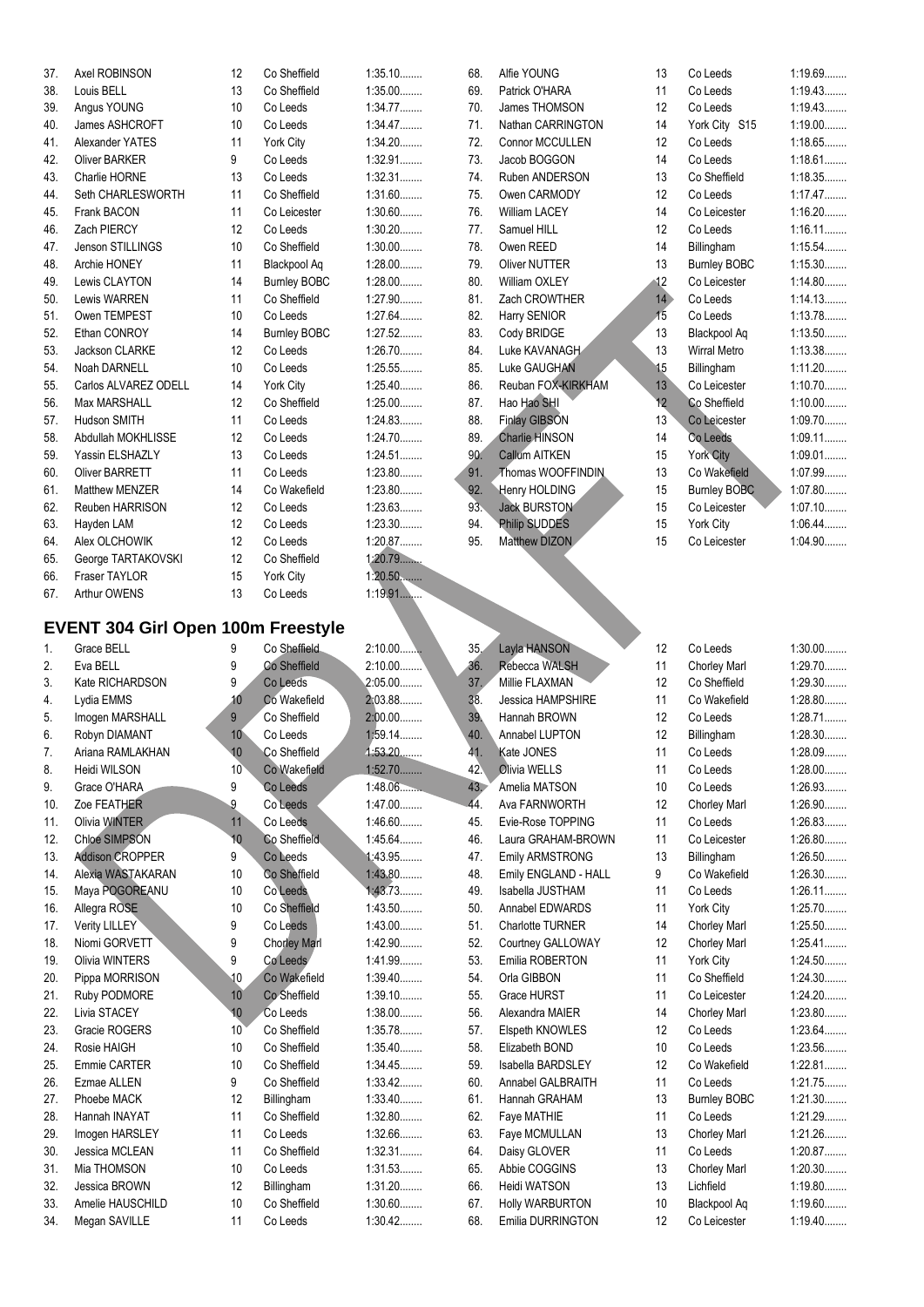| | | | | |
|---|---|---|---|---|
| 37. | Axel ROBINSON | 12 | Co Sheffield | 1:35.10........ |
| 38. | Louis BELL | 13 | Co Sheffield | 1:35.00........ |
| 39. | Angus YOUNG | 10 | Co Leeds | 1:34.77........ |
| 40. | James ASHCROFT | 10 | Co Leeds | 1:34.47........ |
| 41. | Alexander YATES | 11 | York City | 1:34.20........ |
| 42. | Oliver BARKER | 9 | Co Leeds | 1:32.91........ |
| 43. | Charlie HORNE | 13 | Co Leeds | 1:32.31........ |
| 44. | Seth CHARLESWORTH | 11 | Co Sheffield | 1:31.60........ |
| 45. | Frank BACON | 11 | Co Leicester | 1:30.60........ |
| 46. | Zach PIERCY | 12 | Co Leeds | 1:30.20........ |
| 47. | Jenson STILLINGS | 10 | Co Sheffield | 1:30.00........ |
| 48. | Archie HONEY | 11 | Blackpool Aq | 1:28.00........ |
| 49. | Lewis CLAYTON | 14 | Burnley BOBC | 1:28.00........ |
| 50. | Lewis WARREN | 11 | Co Sheffield | 1:27.90........ |
| 51. | Owen TEMPEST | 10 | Co Leeds | 1:27.64........ |
| 52. | Ethan CONROY | 14 | Burnley BOBC | 1:27.52........ |
| 53. | Jackson CLARKE | 12 | Co Leeds | 1:26.70........ |
| 54. | Noah DARNELL | 10 | Co Leeds | 1:25.55........ |
| 55. | Carlos ALVAREZ ODELL | 14 | York City | 1:25.40........ |
| 56. | Max MARSHALL | 12 | Co Sheffield | 1:25.00........ |
| 57. | Hudson SMITH | 11 | Co Leeds | 1:24.83........ |
| 58. | Abdullah MOKHLISSE | 12 | Co Leeds | 1:24.70........ |
| 59. | Yassin ELSHAZLY | 13 | Co Leeds | 1:24.51........ |
| 60. | Oliver BARRETT | 11 | Co Leeds | 1:23.80........ |
| 61. | Matthew MENZER | 14 | Co Wakefield | 1:23.80........ |
| 62. | Reuben HARRISON | 12 | Co Leeds | 1:23.63........ |
| 63. | Hayden LAM | 12 | Co Leeds | 1:23.30........ |
| 64. | Alex OLCHOWIK | 12 | Co Leeds | 1:20.87........ |
| 65. | George TARTAKOVSKI | 12 | Co Sheffield | 1:20.79........ |
| 66. | Fraser TAYLOR | 15 | York City | 1:20.50........ |
| 67. | Arthur OWENS | 13 | Co Leeds | 1:19.91........ |
| 68. | Alfie YOUNG | 13 | Co Leeds | 1:19.69........ |
| 69. | Patrick O'HARA | 11 | Co Leeds | 1:19.43........ |
| 70. | James THOMSON | 12 | Co Leeds | 1:19.43........ |
| 71. | Nathan CARRINGTON | 14 | York City S15 | 1:19.00........ |
| 72. | Connor MCCULLEN | 12 | Co Leeds | 1:18.65........ |
| 73. | Jacob BOGGON | 14 | Co Leeds | 1:18.61........ |
| 74. | Ruben ANDERSON | 13 | Co Sheffield | 1:18.35........ |
| 75. | Owen CARMODY | 12 | Co Leeds | 1:17.47........ |
| 76. | William LACEY | 14 | Co Leicester | 1:16.20........ |
| 77. | Samuel HILL | 12 | Co Leeds | 1:16.11........ |
| 78. | Owen REED | 14 | Billingham | 1:15.54........ |
| 79. | Oliver NUTTER | 13 | Burnley BOBC | 1:15.30........ |
| 80. | William OXLEY | 12 | Co Leicester | 1:14.80........ |
| 81. | Zach CROWTHER | 14 | Co Leeds | 1:14.13........ |
| 82. | Harry SENIOR | 15 | Co Leeds | 1:13.78........ |
| 83. | Cody BRIDGE | 13 | Blackpool Aq | 1:13.50........ |
| 84. | Luke KAVANAGH | 13 | Wirral Metro | 1:13.38........ |
| 85. | Luke GAUGHAN | 15 | Billingham | 1:11.20........ |
| 86. | Reuban FOX-KIRKHAM | 13 | Co Leicester | 1:10.70........ |
| 87. | Hao Hao SHI | 12 | Co Sheffield | 1:10.00........ |
| 88. | Finlay GIBSON | 13 | Co Leicester | 1:09.70........ |
| 89. | Charlie HINSON | 14 | Co Leeds | 1:09.11........ |
| 90. | Callum AITKEN | 15 | York City | 1:09.01........ |
| 91. | Thomas WOOFFINDIN | 13 | Co Wakefield | 1:07.99........ |
| 92. | Henry HOLDING | 15 | Burnley BOBC | 1:07.80........ |
| 93. | Jack BURSTON | 15 | Co Leicester | 1:07.10........ |
| 94. | Philip SUDDES | 15 | York City | 1:06.44........ |
| 95. | Matthew DIZON | 15 | Co Leicester | 1:04.90........ |

## EVENT 304 Girl Open 100m Freestyle

| | | | | |
|---|---|---|---|---|
| 1. | Grace BELL | 9 | Co Sheffield | 2:10.00........ |
| 2. | Eva BELL | 9 | Co Sheffield | 2:10.00........ |
| 3. | Kate RICHARDSON | 9 | Co Leeds | 2:05.00........ |
| 4. | Lydia EMMS | 10 | Co Wakefield | 2:03.88........ |
| 5. | Imogen MARSHALL | 9 | Co Sheffield | 2:00.00........ |
| 6. | Robyn DIAMANT | 10 | Co Leeds | 1:59.14........ |
| 7. | Ariana RAMLAKHAN | 10 | Co Sheffield | 1:53.20........ |
| 8. | Heidi WILSON | 10 | Co Wakefield | 1:52.70........ |
| 9. | Grace O'HARA | 9 | Co Leeds | 1:48.06........ |
| 10. | Zoe FEATHER | 9 | Co Leeds | 1:47.00........ |
| 11. | Olivia WINTER | 11 | Co Leeds | 1:46.60........ |
| 12. | Chloe SIMPSON | 10 | Co Sheffield | 1:45.64........ |
| 13. | Addison CROPPER | 9 | Co Leeds | 1:43.95........ |
| 14. | Alexia WASTAKARAN | 10 | Co Sheffield | 1:43.80........ |
| 15. | Maya POGOREANU | 10 | Co Leeds | 1:43.73........ |
| 16. | Allegra ROSE | 10 | Co Sheffield | 1:43.50........ |
| 17. | Verity LILLEY | 9 | Co Leeds | 1:43.00........ |
| 18. | Niomi GORVETT | 9 | Chorley Marl | 1:42.90........ |
| 19. | Olivia WINTERS | 9 | Co Leeds | 1:41.99........ |
| 20. | Pippa MORRISON | 10 | Co Wakefield | 1:39.40........ |
| 21. | Ruby PODMORE | 10 | Co Sheffield | 1:39.10........ |
| 22. | Livia STACEY | 10 | Co Leeds | 1:38.00........ |
| 23. | Gracie ROGERS | 10 | Co Sheffield | 1:35.78........ |
| 24. | Rosie HAIGH | 10 | Co Sheffield | 1:35.40........ |
| 25. | Emmie CARTER | 10 | Co Sheffield | 1:34.45........ |
| 26. | Ezmae ALLEN | 9 | Co Sheffield | 1:33.42........ |
| 27. | Phoebe MACK | 12 | Billingham | 1:33.40........ |
| 28. | Hannah INAYAT | 11 | Co Sheffield | 1:32.80........ |
| 29. | Imogen HARSLEY | 11 | Co Leeds | 1:32.66........ |
| 30. | Jessica MCLEAN | 11 | Co Sheffield | 1:32.31........ |
| 31. | Mia THOMSON | 10 | Co Leeds | 1:31.53........ |
| 32. | Jessica BROWN | 12 | Billingham | 1:31.20........ |
| 33. | Amelie HAUSCHILD | 10 | Co Sheffield | 1:30.60........ |
| 34. | Megan SAVILLE | 11 | Co Leeds | 1:30.42........ |
| 35. | Layla HANSON | 12 | Co Leeds | 1:30.00........ |
| 36. | Rebecca WALSH | 11 | Chorley Marl | 1:29.70........ |
| 37. | Millie FLAXMAN | 12 | Co Sheffield | 1:29.30........ |
| 38. | Jessica HAMPSHIRE | 11 | Co Wakefield | 1:28.80........ |
| 39. | Hannah BROWN | 12 | Co Leeds | 1:28.71........ |
| 40. | Annabel LUPTON | 12 | Billingham | 1:28.30........ |
| 41. | Kate JONES | 11 | Co Leeds | 1:28.09........ |
| 42. | Olivia WELLS | 11 | Co Leeds | 1:28.00........ |
| 43. | Amelia MATSON | 10 | Co Leeds | 1:26.93........ |
| 44. | Ava FARNWORTH | 12 | Chorley Marl | 1:26.90........ |
| 45. | Evie-Rose TOPPING | 11 | Co Leeds | 1:26.83........ |
| 46. | Laura GRAHAM-BROWN | 11 | Co Leicester | 1:26.80........ |
| 47. | Emily ARMSTRONG | 13 | Billingham | 1:26.50........ |
| 48. | Emily ENGLAND - HALL | 9 | Co Wakefield | 1:26.30........ |
| 49. | Isabella JUSTHAM | 11 | Co Leeds | 1:26.11........ |
| 50. | Annabel EDWARDS | 11 | York City | 1:25.70........ |
| 51. | Charlotte TURNER | 14 | Chorley Marl | 1:25.50........ |
| 52. | Courtney GALLOWAY | 12 | Chorley Marl | 1:25.41........ |
| 53. | Emilia ROBERTON | 11 | York City | 1:24.50........ |
| 54. | Orla GIBBON | 11 | Co Sheffield | 1:24.30........ |
| 55. | Grace HURST | 11 | Co Leicester | 1:24.20........ |
| 56. | Alexandra MAIER | 14 | Chorley Marl | 1:23.80........ |
| 57. | Elspeth KNOWLES | 12 | Co Leeds | 1:23.64........ |
| 58. | Elizabeth BOND | 10 | Co Leeds | 1:23.56........ |
| 59. | Isabella BARDSLEY | 12 | Co Wakefield | 1:22.81........ |
| 60. | Annabel GALBRAITH | 11 | Co Leeds | 1:21.75........ |
| 61. | Hannah GRAHAM | 13 | Burnley BOBC | 1:21.30........ |
| 62. | Faye MATHIE | 11 | Co Leeds | 1:21.29........ |
| 63. | Faye MCMULLAN | 13 | Chorley Marl | 1:21.26........ |
| 64. | Daisy GLOVER | 11 | Co Leeds | 1:20.87........ |
| 65. | Abbie COGGINS | 13 | Chorley Marl | 1:20.30........ |
| 66. | Heidi WATSON | 13 | Lichfield | 1:19.80........ |
| 67. | Holly WARBURTON | 10 | Blackpool Aq | 1:19.60........ |
| 68. | Emilia DURRINGTON | 12 | Co Leicester | 1:19.40........ |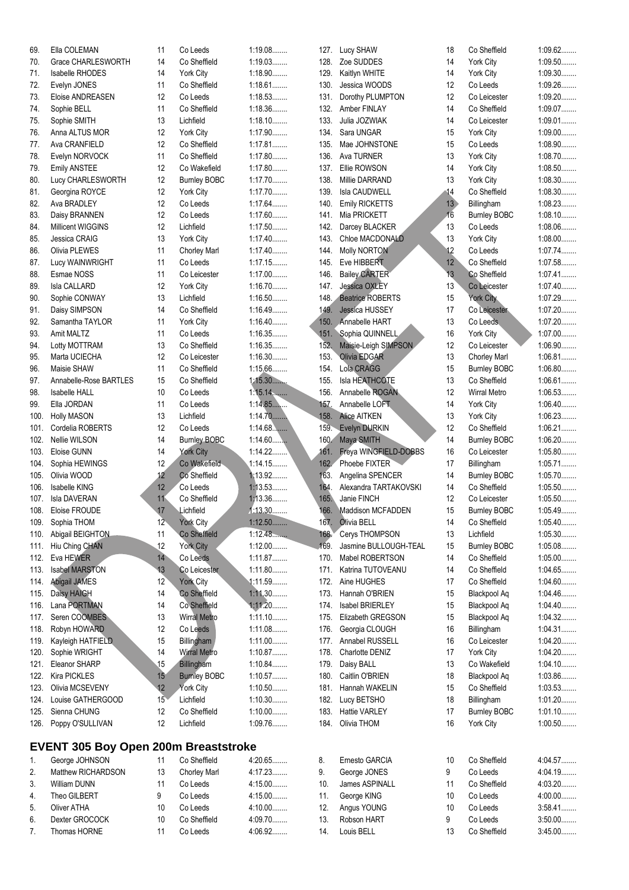| | | | | |
|---|---|---|---|---|
| 69. | Ella COLEMAN | 11 | Co Leeds | 1:19.08........ |
| 70. | Grace CHARLESWORTH | 14 | Co Sheffield | 1:19.03........ |
| 71. | Isabelle RHODES | 14 | York City | 1:18.90........ |
| 72. | Evelyn JONES | 11 | Co Sheffield | 1:18.61........ |
| 73. | Eloise ANDREASEN | 12 | Co Leeds | 1:18.53........ |
| 74. | Sophie BELL | 11 | Co Sheffield | 1:18.36........ |
| 75. | Sophie SMITH | 13 | Lichfield | 1:18.10........ |
| 76. | Anna ALTUS MOR | 12 | York City | 1:17.90........ |
| 77. | Ava CRANFIELD | 12 | Co Sheffield | 1:17.81........ |
| 78. | Evelyn NORVOCK | 11 | Co Sheffield | 1:17.80........ |
| 79. | Emily ANSTEE | 12 | Co Wakefield | 1:17.80........ |
| 80. | Lucy CHARLESWORTH | 12 | Burnley BOBC | 1:17.70........ |
| 81. | Georgina ROYCE | 12 | York City | 1:17.70........ |
| 82. | Ava BRADLEY | 12 | Co Leeds | 1:17.64........ |
| 83. | Daisy BRANNEN | 12 | Co Leeds | 1:17.60........ |
| 84. | Millicent WIGGINS | 12 | Lichfield | 1:17.50........ |
| 85. | Jessica CRAIG | 13 | York City | 1:17.40........ |
| 86. | Olivia PLEWES | 11 | Chorley Marl | 1:17.40........ |
| 87. | Lucy WAINWRIGHT | 11 | Co Leeds | 1:17.15........ |
| 88. | Esmae NOSS | 11 | Co Leicester | 1:17.00........ |
| 89. | Isla CALLARD | 12 | York City | 1:16.70........ |
| 90. | Sophie CONWAY | 13 | Lichfield | 1:16.50........ |
| 91. | Daisy SIMPSON | 14 | Co Sheffield | 1:16.49........ |
| 92. | Samantha TAYLOR | 11 | York City | 1:16.40........ |
| 93. | Amit MALTZ | 11 | Co Leeds | 1:16.35........ |
| 94. | Lotty MOTTRAM | 13 | Co Sheffield | 1:16.35........ |
| 95. | Marta UCIECHA | 12 | Co Leicester | 1:16.30........ |
| 96. | Maisie SHAW | 11 | Co Sheffield | 1:15.66........ |
| 97. | Annabelle-Rose BARTLES | 15 | Co Sheffield | 1:15.30........ |
| 98. | Isabelle HALL | 10 | Co Leeds | 1:15.14........ |
| 99. | Ella JORDAN | 11 | Co Leeds | 1:14.85........ |
| 100. | Holly MASON | 13 | Lichfield | 1:14.70........ |
| 101. | Cordelia ROBERTS | 12 | Co Leeds | 1:14.68........ |
| 102. | Nellie WILSON | 14 | Burnley BOBC | 1:14.60........ |
| 103. | Eloise GUNN | 14 | York City | 1:14.22........ |
| 104. | Sophia HEWINGS | 12 | Co Wakefield | 1:14.15........ |
| 105. | Olivia WOOD | 12 | Co Sheffield | 1:13.92........ |
| 106. | Isabelle KING | 12 | Co Leeds | 1:13.53........ |
| 107. | Isla DAVERAN | 11 | Co Sheffield | 1:13.36........ |
| 108. | Eloise FROUDE | 17 | Lichfield | 1:13.30........ |
| 109. | Sophia THOM | 12 | York City | 1:12.50........ |
| 110. | Abigail BEIGHTON | 11 | Co Sheffield | 1:12.48........ |
| 111. | Hiu Ching CHAN | 12 | York City | 1:12.00........ |
| 112. | Eva HEWER | 14 | Co Leeds | 1:11.87........ |
| 113. | Isabel MARSTON | 13 | Co Leicester | 1:11.80........ |
| 114. | Abigail JAMES | 12 | York City | 1:11.59........ |
| 115. | Daisy HAIGH | 14 | Co Sheffield | 1:11.30........ |
| 116. | Lana PORTMAN | 14 | Co Sheffield | 1:11.20........ |
| 117. | Seren COOMBES | 13 | Wirral Metro | 1:11.10........ |
| 118. | Robyn HOWARD | 12 | Co Leeds | 1:11.08........ |
| 119. | Kayleigh HATFIELD | 15 | Billingham | 1:11.00........ |
| 120. | Sophie WRIGHT | 14 | Wirral Metro | 1:10.87........ |
| 121. | Eleanor SHARP | 15 | Billingham | 1:10.84........ |
| 122. | Kira PICKLES | 15 | Burnley BOBC | 1:10.57........ |
| 123. | Olivia MCSEVENY | 12 | York City | 1:10.50........ |
| 124. | Louise GATHERGOOD | 15 | Lichfield | 1:10.30........ |
| 125. | Sienna CHUNG | 12 | Co Sheffield | 1:10.00........ |
| 126. | Poppy O'SULLIVAN | 12 | Lichfield | 1:09.76........ |
| 127. | Lucy SHAW | 18 | Co Sheffield | 1:09.62........ |
| 128. | Zoe SUDDES | 14 | York City | 1:09.50........ |
| 129. | Kaitlyn WHITE | 14 | York City | 1:09.30........ |
| 130. | Jessica WOODS | 12 | Co Leeds | 1:09.26........ |
| 131. | Dorothy PLUMPTON | 12 | Co Leicester | 1:09.20........ |
| 132. | Amber FINLAY | 14 | Co Sheffield | 1:09.07........ |
| 133. | Julia JOZWIAK | 14 | Co Leicester | 1:09.01........ |
| 134. | Sara UNGAR | 15 | York City | 1:09.00........ |
| 135. | Mae JOHNSTONE | 15 | Co Leeds | 1:08.90........ |
| 136. | Ava TURNER | 13 | York City | 1:08.70........ |
| 137. | Ellie ROWSON | 14 | York City | 1:08.50........ |
| 138. | Millie DARRAND | 13 | York City | 1:08.30........ |
| 139. | Isla CAUDWELL | 14 | Co Sheffield | 1:08.30........ |
| 140. | Emily RICKETTS | 13 | Billingham | 1:08.23........ |
| 141. | Mia PRICKETT | 16 | Burnley BOBC | 1:08.10........ |
| 142. | Darcey BLACKER | 13 | Co Leeds | 1:08.06........ |
| 143. | Chloe MACDONALD | 13 | York City | 1:08.00........ |
| 144. | Molly NORTON | 12 | Co Leeds | 1:07.74........ |
| 145. | Eve HIBBERT | 12 | Co Sheffield | 1:07.58........ |
| 146. | Bailey CARTER | 13 | Co Sheffield | 1:07.41........ |
| 147. | Jessica OXLEY | 13 | Co Leicester | 1:07.40........ |
| 148. | Beatrice ROBERTS | 15 | York City | 1:07.29........ |
| 149. | Jessica HUSSEY | 17 | Co Leicester | 1:07.20........ |
| 150. | Annabelle HART | 13 | Co Leeds | 1:07.20........ |
| 151. | Sophia QUINNELL | 16 | York City | 1:07.00........ |
| 152. | Maisie-Leigh SIMPSON | 12 | Co Leicester | 1:06.90........ |
| 153. | Olivia EDGAR | 13 | Chorley Marl | 1:06.81........ |
| 154. | Lola CRAGG | 15 | Burnley BOBC | 1:06.80........ |
| 155. | Isla HEATHCOTE | 13 | Co Sheffield | 1:06.61........ |
| 156. | Annabelle ROGAN | 12 | Wirral Metro | 1:06.53........ |
| 157. | Annabelle LOFT | 14 | York City | 1:06.40........ |
| 158. | Alice AITKEN | 13 | York City | 1:06.23........ |
| 159. | Evelyn DURKIN | 12 | Co Sheffield | 1:06.21........ |
| 160. | Maya SMITH | 14 | Burnley BOBC | 1:06.20........ |
| 161. | Freya WINGFIELD-DOBBS | 16 | Co Leicester | 1:05.80........ |
| 162. | Phoebe FIXTER | 17 | Billingham | 1:05.71........ |
| 163. | Angelina SPENCER | 14 | Burnley BOBC | 1:05.70........ |
| 164. | Alexandra TARTAKOVSKI | 14 | Co Sheffield | 1:05.50........ |
| 165. | Janie FINCH | 12 | Co Leicester | 1:05.50........ |
| 166. | Maddison MCFADDEN | 15 | Burnley BOBC | 1:05.49........ |
| 167. | Olivia BELL | 14 | Co Sheffield | 1:05.40........ |
| 168. | Cerys THOMPSON | 13 | Lichfield | 1:05.30........ |
| 169. | Jasmine BULLOUGH-TEAL | 15 | Burnley BOBC | 1:05.08........ |
| 170. | Mabel ROBERTSON | 14 | Co Sheffield | 1:05.00........ |
| 171. | Katrina TUTOVEANU | 14 | Co Sheffield | 1:04.65........ |
| 172. | Aine HUGHES | 17 | Co Sheffield | 1:04.60........ |
| 173. | Hannah O'BRIEN | 15 | Blackpool Aq | 1:04.46........ |
| 174. | Isabel BRIERLEY | 15 | Blackpool Aq | 1:04.40........ |
| 175. | Elizabeth GREGSON | 15 | Blackpool Aq | 1:04.32........ |
| 176. | Georgia CLOUGH | 16 | Billingham | 1:04.31........ |
| 177. | Annabel RUSSELL | 16 | Co Leicester | 1:04.20........ |
| 178. | Charlotte DENIZ | 17 | York City | 1:04.20........ |
| 179. | Daisy BALL | 13 | Co Wakefield | 1:04.10........ |
| 180. | Caitlin O'BRIEN | 18 | Blackpool Aq | 1:03.86........ |
| 181. | Hannah WAKELIN | 15 | Co Sheffield | 1:03.53........ |
| 182. | Lucy BETSHO | 18 | Billingham | 1:01.20........ |
| 183. | Hattie VARLEY | 17 | Burnley BOBC | 1:01.10........ |
| 184. | Olivia THOM | 16 | York City | 1:00.50........ |

## EVENT 305 Boy Open 200m Breaststroke

| | | | | |
|---|---|---|---|---|
| 1. | George JOHNSON | 11 | Co Sheffield | 4:20.65........ |
| 2. | Matthew RICHARDSON | 13 | Chorley Marl | 4:17.23........ |
| 3. | William DUNN | 11 | Co Leeds | 4:15.00........ |
| 4. | Theo GILBERT | 9 | Co Leeds | 4:15.00........ |
| 5. | Oliver ATHA | 10 | Co Leeds | 4:10.00........ |
| 6. | Dexter GROCOCK | 10 | Co Sheffield | 4:09.70........ |
| 7. | Thomas HORNE | 11 | Co Leeds | 4:06.92........ |
| 8. | Ernesto GARCIA | 10 | Co Sheffield | 4:04.57........ |
| 9. | George JONES | 9 | Co Leeds | 4:04.19........ |
| 10. | James ASPINALL | 11 | Co Sheffield | 4:03.20........ |
| 11. | George KING | 10 | Co Leeds | 4:00.00........ |
| 12. | Angus YOUNG | 10 | Co Leeds | 3:58.41........ |
| 13. | Robson HART | 9 | Co Leeds | 3:50.00........ |
| 14. | Louis BELL | 13 | Co Sheffield | 3:45.00........ |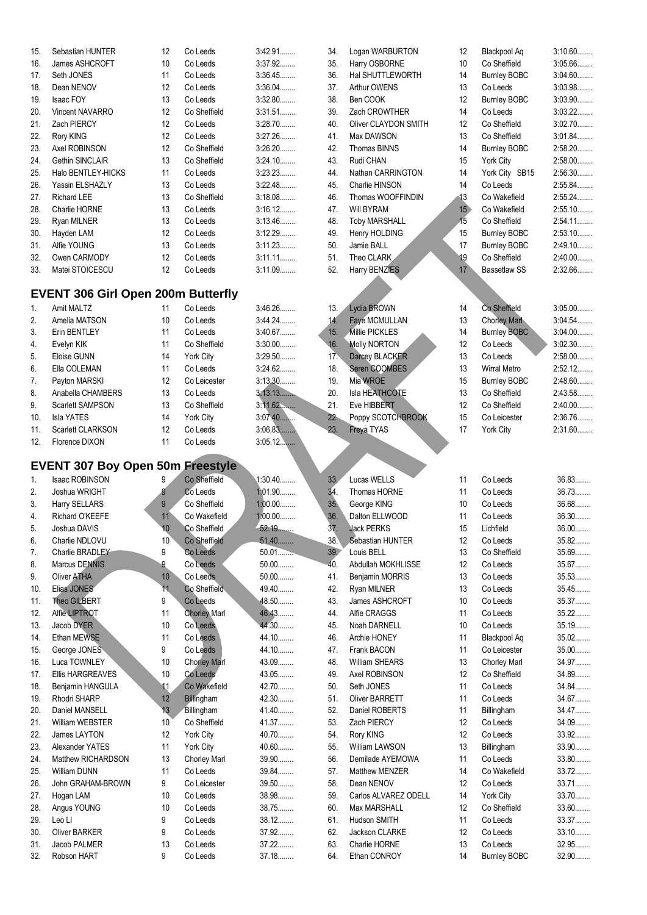| | | | | |
|---|---|---|---|---|
| 15. | Sebastian HUNTER | 12 | Co Leeds | 3:42.91........ |
| 16. | James ASHCROFT | 10 | Co Leeds | 3:37.92........ |
| 17. | Seth JONES | 11 | Co Leeds | 3:36.45........ |
| 18. | Dean NENOV | 12 | Co Leeds | 3:36.04........ |
| 19. | Isaac FOY | 13 | Co Leeds | 3:32.80........ |
| 20. | Vincent NAVARRO | 12 | Co Sheffield | 3:31.51........ |
| 21. | Zach PIERCY | 12 | Co Leeds | 3:28.70........ |
| 22. | Rory KING | 12 | Co Leeds | 3:27.26........ |
| 23. | Axel ROBINSON | 12 | Co Sheffield | 3:26.20........ |
| 24. | Gethin SINCLAIR | 13 | Co Sheffield | 3:24.10........ |
| 25. | Halo BENTLEY-HICKS | 11 | Co Leeds | 3:23.23........ |
| 26. | Yassin ELSHAZLY | 13 | Co Leeds | 3:22.48........ |
| 27. | Richard LEE | 13 | Co Sheffield | 3:18.08........ |
| 28. | Charlie HORNE | 13 | Co Leeds | 3:16.12........ |
| 29. | Ryan MILNER | 13 | Co Leeds | 3:13.46........ |
| 30. | Hayden LAM | 12 | Co Leeds | 3:12.29........ |
| 31. | Alfie YOUNG | 13 | Co Leeds | 3:11.23........ |
| 32. | Owen CARMODY | 12 | Co Leeds | 3:11.11........ |
| 33. | Matei STOICESCU | 12 | Co Leeds | 3:11.09........ |
| 34. | Logan WARBURTON | 12 | Blackpool Aq | 3:10.60........ |
| 35. | Harry OSBORNE | 10 | Co Sheffield | 3:05.66........ |
| 36. | Hal SHUTTLEWORTH | 14 | Burnley BOBC | 3:04.60........ |
| 37. | Arthur OWENS | 13 | Co Leeds | 3:03.98........ |
| 38. | Ben COOK | 12 | Burnley BOBC | 3:03.90........ |
| 39. | Zach CROWTHER | 14 | Co Leeds | 3:03.22........ |
| 40. | Oliver CLAYDON SMITH | 12 | Co Sheffield | 3:02.70........ |
| 41. | Max DAWSON | 13 | Co Sheffield | 3:01.84........ |
| 42. | Thomas BINNS | 14 | Burnley BOBC | 2:58.20........ |
| 43. | Rudi CHAN | 15 | York City | 2:58.00........ |
| 44. | Nathan CARRINGTON | 14 | York City SB15 | 2:56.30........ |
| 45. | Charlie HINSON | 14 | Co Leeds | 2:55.84........ |
| 46. | Thomas WOOFFINDIN | 13 | Co Wakefield | 2:55.24........ |
| 47. | Will BYRAM | 15 | Co Wakefield | 2:55.10........ |
| 48. | Toby MARSHALL | 15 | Co Sheffield | 2:54.11........ |
| 49. | Henry HOLDING | 15 | Burnley BOBC | 2:53.10........ |
| 50. | Jamie BALL | 17 | Burnley BOBC | 2:49.10........ |
| 51. | Theo CLARK | 19 | Co Sheffield | 2:40.00........ |
| 52. | Harry BENZIES | 17 | Bassetlaw SS | 2:32.66........ |

## EVENT 306 Girl Open 200m Butterfly

| | | | | |
|---|---|---|---|---|
| 1. | Amit MALTZ | 11 | Co Leeds | 3:46.26........ |
| 2. | Amelia MATSON | 10 | Co Leeds | 3:44.24........ |
| 3. | Erin BENTLEY | 11 | Co Leeds | 3:40.67........ |
| 4. | Evelyn KIK | 11 | Co Sheffield | 3:30.00........ |
| 5. | Eloise GUNN | 14 | York City | 3:29.50........ |
| 6. | Ella COLEMAN | 11 | Co Leeds | 3:24.62........ |
| 7. | Payton MARSKI | 12 | Co Leicester | 3:13.30........ |
| 8. | Anabella CHAMBERS | 13 | Co Leeds | 3:13.13........ |
| 9. | Scarlett SAMPSON | 13 | Co Sheffield | 3:11.62........ |
| 10. | Isla YATES | 14 | York City | 3:07.40........ |
| 11. | Scarlett CLARKSON | 12 | Co Leeds | 3:06.83........ |
| 12. | Florence DIXON | 11 | Co Leeds | 3:05.12........ |
| 13. | Lydia BROWN | 14 | Co Sheffield | 3:05.00........ |
| 14. | Faye MCMULLAN | 13 | Chorley Marl | 3:04.54........ |
| 15. | Millie PICKLES | 14 | Burnley BOBC | 3:04.00........ |
| 16. | Molly NORTON | 12 | Co Leeds | 3:02.30........ |
| 17. | Darcey BLACKER | 13 | Co Leeds | 2:58.00........ |
| 18. | Seren COOMBES | 13 | Wirral Metro | 2:52.12........ |
| 19. | Mia WROE | 15 | Burnley BOBC | 2:48.60........ |
| 20. | Isla HEATHCOTE | 13 | Co Sheffield | 2:43.58........ |
| 21. | Eve HIBBERT | 12 | Co Sheffield | 2:40.00........ |
| 22. | Poppy SCOTCHBROOK | 15 | Co Leicester | 2:36.76........ |
| 23. | Freya TYAS | 17 | York City | 2:31.60........ |

## EVENT 307 Boy Open 50m Freestyle

| | | | | |
|---|---|---|---|---|
| 1. | Isaac ROBINSON | 9 | Co Sheffield | 1:30.40........ |
| 2. | Joshua WRIGHT | 9 | Co Leeds | 1:01.90........ |
| 3. | Harry SELLARS | 9 | Co Sheffield | 1:00.00........ |
| 4. | Richard O'KEEFE | 11 | Co Wakefield | 1:00.00........ |
| 5. | Joshua DAVIS | 10 | Co Sheffield | 52.19........ |
| 6. | Charlie NDLOVU | 10 | Co Sheffield | 51.40........ |
| 7. | Charlie BRADLEY | 9 | Co Leeds | 50.01........ |
| 8. | Marcus DENNIS | 9 | Co Leeds | 50.00........ |
| 9. | Oliver ATHA | 10 | Co Leeds | 50.00........ |
| 10. | Elias JONES | 11 | Co Sheffield | 49.40........ |
| 11. | Theo GILBERT | 9 | Co Leeds | 48.50........ |
| 12. | Alfie LIPTROT | 11 | Chorley Marl | 46.43........ |
| 13. | Jacob DYER | 10 | Co Leeds | 44.30........ |
| 14. | Ethan MEWSE | 11 | Co Leeds | 44.10........ |
| 15. | George JONES | 9 | Co Leeds | 44.10........ |
| 16. | Luca TOWNLEY | 10 | Chorley Marl | 43.09........ |
| 17. | Ellis HARGREAVES | 10 | Co Leeds | 43.05........ |
| 18. | Benjamin HANGULA | 11 | Co Wakefield | 42.70........ |
| 19. | Rhodri SHARP | 12 | Billingham | 42.30........ |
| 20. | Daniel MANSELL | 13 | Billingham | 41.40........ |
| 21. | William WEBSTER | 10 | Co Sheffield | 41.37........ |
| 22. | James LAYTON | 12 | York City | 40.70........ |
| 23. | Alexander YATES | 11 | York City | 40.60........ |
| 24. | Matthew RICHARDSON | 13 | Chorley Marl | 39.90........ |
| 25. | William DUNN | 11 | Co Leeds | 39.84........ |
| 26. | John GRAHAM-BROWN | 9 | Co Leicester | 39.50........ |
| 27. | Hogan LAM | 10 | Co Leeds | 38.98........ |
| 28. | Angus YOUNG | 10 | Co Leeds | 38.75........ |
| 29. | Leo LI | 9 | Co Leeds | 38.12........ |
| 30. | Oliver BARKER | 9 | Co Leeds | 37.92........ |
| 31. | Jacob PALMER | 13 | Co Leeds | 37.22........ |
| 32. | Robson HART | 9 | Co Leeds | 37.18........ |
| 33. | Lucas WELLS | 11 | Co Leeds | 36.83........ |
| 34. | Thomas HORNE | 11 | Co Leeds | 36.73........ |
| 35. | George KING | 10 | Co Leeds | 36.68........ |
| 36. | Dalton ELLWOOD | 11 | Co Leeds | 36.30........ |
| 37. | Jack PERKS | 15 | Lichfield | 36.00........ |
| 38. | Sebastian HUNTER | 12 | Co Leeds | 35.82........ |
| 39. | Louis BELL | 13 | Co Sheffield | 35.69........ |
| 40. | Abdullah MOKHLISSE | 12 | Co Leeds | 35.67........ |
| 41. | Benjamin MORRIS | 13 | Co Leeds | 35.53........ |
| 42. | Ryan MILNER | 13 | Co Leeds | 35.45........ |
| 43. | James ASHCROFT | 10 | Co Leeds | 35.37........ |
| 44. | Alfie CRAGGS | 11 | Co Leeds | 35.22........ |
| 45. | Noah DARNELL | 10 | Co Leeds | 35.19........ |
| 46. | Archie HONEY | 11 | Blackpool Aq | 35.02........ |
| 47. | Frank BACON | 11 | Co Leicester | 35.00........ |
| 48. | William SHEARS | 13 | Chorley Marl | 34.97........ |
| 49. | Axel ROBINSON | 12 | Co Sheffield | 34.89........ |
| 50. | Seth JONES | 11 | Co Leeds | 34.84........ |
| 51. | Oliver BARRETT | 11 | Co Leeds | 34.67........ |
| 52. | Daniel ROBERTS | 11 | Billingham | 34.47........ |
| 53. | Zach PIERCY | 12 | Co Leeds | 34.09........ |
| 54. | Rory KING | 12 | Co Leeds | 33.92........ |
| 55. | William LAWSON | 13 | Billingham | 33.90........ |
| 56. | Demilade AYEMOWA | 11 | Co Leeds | 33.80........ |
| 57. | Matthew MENZER | 14 | Co Wakefield | 33.72........ |
| 58. | Dean NENOV | 12 | Co Leeds | 33.71........ |
| 59. | Carlos ALVAREZ ODELL | 14 | York City | 33.70........ |
| 60. | Max MARSHALL | 12 | Co Sheffield | 33.60........ |
| 61. | Hudson SMITH | 11 | Co Leeds | 33.37........ |
| 62. | Jackson CLARKE | 12 | Co Leeds | 33.10........ |
| 63. | Charlie HORNE | 13 | Co Leeds | 32.95........ |
| 64. | Ethan CONROY | 14 | Burnley BOBC | 32.90........ |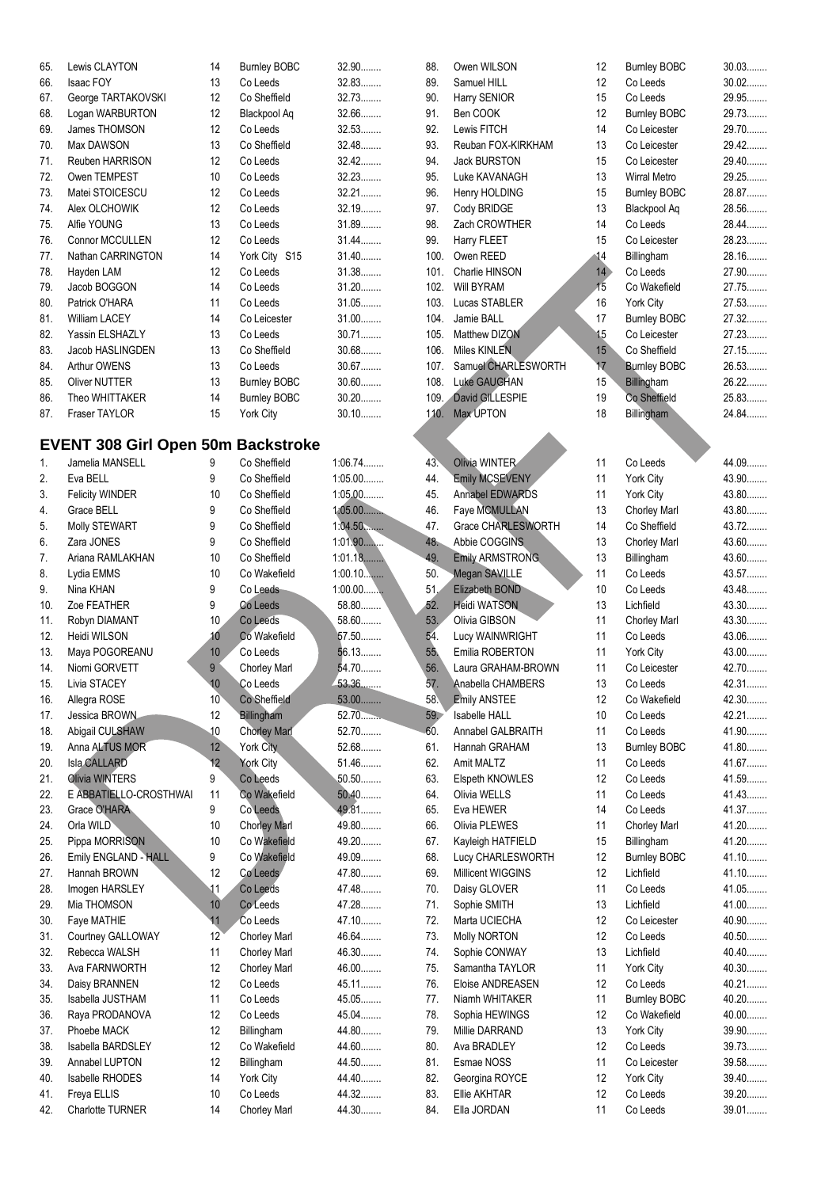| | | | | |
|---|---|---|---|---|
| 65. | Lewis CLAYTON | 14 | Burnley BOBC | 32.90........ |
| 66. | Isaac FOY | 13 | Co Leeds | 32.83........ |
| 67. | George TARTAKOVSKI | 12 | Co Sheffield | 32.73........ |
| 68. | Logan WARBURTON | 12 | Blackpool Aq | 32.66........ |
| 69. | James THOMSON | 12 | Co Leeds | 32.53........ |
| 70. | Max DAWSON | 13 | Co Sheffield | 32.48........ |
| 71. | Reuben HARRISON | 12 | Co Leeds | 32.42........ |
| 72. | Owen TEMPEST | 10 | Co Leeds | 32.23........ |
| 73. | Matei STOICESCU | 12 | Co Leeds | 32.21........ |
| 74. | Alex OLCHOWIK | 12 | Co Leeds | 32.19........ |
| 75. | Alfie YOUNG | 13 | Co Leeds | 31.89........ |
| 76. | Connor MCCULLEN | 12 | Co Leeds | 31.44........ |
| 77. | Nathan CARRINGTON | 14 | York City S15 | 31.40........ |
| 78. | Hayden LAM | 12 | Co Leeds | 31.38........ |
| 79. | Jacob BOGGON | 14 | Co Leeds | 31.20........ |
| 80. | Patrick O'HARA | 11 | Co Leeds | 31.05........ |
| 81. | William LACEY | 14 | Co Leicester | 31.00........ |
| 82. | Yassin ELSHAZLY | 13 | Co Leeds | 30.71........ |
| 83. | Jacob HASLINGDEN | 13 | Co Sheffield | 30.68........ |
| 84. | Arthur OWENS | 13 | Co Leeds | 30.67........ |
| 85. | Oliver NUTTER | 13 | Burnley BOBC | 30.60........ |
| 86. | Theo WHITTAKER | 14 | Burnley BOBC | 30.20........ |
| 87. | Fraser TAYLOR | 15 | York City | 30.10........ |
| 88. | Owen WILSON | 12 | Burnley BOBC | 30.03........ |
| 89. | Samuel HILL | 12 | Co Leeds | 30.02........ |
| 90. | Harry SENIOR | 15 | Co Leeds | 29.95........ |
| 91. | Ben COOK | 12 | Burnley BOBC | 29.73........ |
| 92. | Lewis FITCH | 14 | Co Leicester | 29.70........ |
| 93. | Reuban FOX-KIRKHAM | 13 | Co Leicester | 29.42........ |
| 94. | Jack BURSTON | 15 | Co Leicester | 29.40........ |
| 95. | Luke KAVANAGH | 13 | Wirral Metro | 29.25........ |
| 96. | Henry HOLDING | 15 | Burnley BOBC | 28.87........ |
| 97. | Cody BRIDGE | 13 | Blackpool Aq | 28.56........ |
| 98. | Zach CROWTHER | 14 | Co Leeds | 28.44........ |
| 99. | Harry FLEET | 15 | Co Leicester | 28.23........ |
| 100. | Owen REED | 14 | Billingham | 28.16........ |
| 101. | Charlie HINSON | 14 | Co Leeds | 27.90........ |
| 102. | Will BYRAM | 15 | Co Wakefield | 27.75........ |
| 103. | Lucas STABLER | 16 | York City | 27.53........ |
| 104. | Jamie BALL | 17 | Burnley BOBC | 27.32........ |
| 105. | Matthew DIZON | 15 | Co Leicester | 27.23........ |
| 106. | Miles KINLEN | 15 | Co Sheffield | 27.15........ |
| 107. | Samuel CHARLESWORTH | 17 | Burnley BOBC | 26.53........ |
| 108. | Luke GAUGHAN | 15 | Billingham | 26.22........ |
| 109. | David GILLESPIE | 19 | Co Sheffield | 25.83........ |
| 110. | Max UPTON | 18 | Billingham | 24.84........ |

## EVENT 308 Girl Open 50m Backstroke

| | | | | |
|---|---|---|---|---|
| 1. | Jamelia MANSELL | 9 | Co Sheffield | 1:06.74........ |
| 2. | Eva BELL | 9 | Co Sheffield | 1:05.00........ |
| 3. | Felicity WINDER | 10 | Co Sheffield | 1:05.00........ |
| 4. | Grace BELL | 9 | Co Sheffield | 1:05.00........ |
| 5. | Molly STEWART | 9 | Co Sheffield | 1:04.50........ |
| 6. | Zara JONES | 9 | Co Sheffield | 1:01.90........ |
| 7. | Ariana RAMLAKHAN | 10 | Co Sheffield | 1:01.18........ |
| 8. | Lydia EMMS | 10 | Co Wakefield | 1:00.10........ |
| 9. | Nina KHAN | 9 | Co Leeds | 1:00.00........ |
| 10. | Zoe FEATHER | 9 | Co Leeds | 58.80........ |
| 11. | Robyn DIAMANT | 10 | Co Leeds | 58.60........ |
| 12. | Heidi WILSON | 10 | Co Wakefield | 57.50........ |
| 13. | Maya POGOREANU | 10 | Co Leeds | 56.13........ |
| 14. | Niomi GORVETT | 9 | Chorley Marl | 54.70........ |
| 15. | Livia STACEY | 10 | Co Leeds | 53.36........ |
| 16. | Allegra ROSE | 10 | Co Sheffield | 53.00........ |
| 17. | Jessica BROWN | 12 | Billingham | 52.70........ |
| 18. | Abigail CULSHAW | 10 | Chorley Marl | 52.70........ |
| 19. | Anna ALTUS MOR | 12 | York City | 52.68........ |
| 20. | Isla CALLARD | 12 | York City | 51.46........ |
| 21. | Olivia WINTERS | 9 | Co Leeds | 50.50........ |
| 22. | E ABBATIELLO-CROSTHWAI | 11 | Co Wakefield | 50.40........ |
| 23. | Grace O'HARA | 9 | Co Leeds | 49.81........ |
| 24. | Orla WILD | 10 | Chorley Marl | 49.80........ |
| 25. | Pippa MORRISON | 10 | Co Wakefield | 49.20........ |
| 26. | Emily ENGLAND - HALL | 9 | Co Wakefield | 49.09........ |
| 27. | Hannah BROWN | 12 | Co Leeds | 47.80........ |
| 28. | Imogen HARSLEY | 11 | Co Leeds | 47.48........ |
| 29. | Mia THOMSON | 10 | Co Leeds | 47.28........ |
| 30. | Faye MATHIE | 11 | Co Leeds | 47.10........ |
| 31. | Courtney GALLOWAY | 12 | Chorley Marl | 46.64........ |
| 32. | Rebecca WALSH | 11 | Chorley Marl | 46.30........ |
| 33. | Ava FARNWORTH | 12 | Chorley Marl | 46.00........ |
| 34. | Daisy BRANNEN | 12 | Co Leeds | 45.11........ |
| 35. | Isabella JUSTHAM | 11 | Co Leeds | 45.05........ |
| 36. | Raya PRODANOVA | 12 | Co Leeds | 45.04........ |
| 37. | Phoebe MACK | 12 | Billingham | 44.80........ |
| 38. | Isabella BARDSLEY | 12 | Co Wakefield | 44.60........ |
| 39. | Annabel LUPTON | 12 | Billingham | 44.50........ |
| 40. | Isabelle RHODES | 14 | York City | 44.40........ |
| 41. | Freya ELLIS | 10 | Co Leeds | 44.32........ |
| 42. | Charlotte TURNER | 14 | Chorley Marl | 44.30........ |
| 43. | Olivia WINTER | 11 | Co Leeds | 44.09........ |
| 44. | Emily MCSEVENY | 11 | York City | 43.90........ |
| 45. | Annabel EDWARDS | 11 | York City | 43.80........ |
| 46. | Faye MCMULLAN | 13 | Chorley Marl | 43.80........ |
| 47. | Grace CHARLESWORTH | 14 | Co Sheffield | 43.72........ |
| 48. | Abbie COGGINS | 13 | Chorley Marl | 43.60........ |
| 49. | Emily ARMSTRONG | 13 | Billingham | 43.60........ |
| 50. | Megan SAVILLE | 11 | Co Leeds | 43.57........ |
| 51. | Elizabeth BOND | 10 | Co Leeds | 43.48........ |
| 52. | Heidi WATSON | 13 | Lichfield | 43.30........ |
| 53. | Olivia GIBSON | 11 | Chorley Marl | 43.30........ |
| 54. | Lucy WAINWRIGHT | 11 | Co Leeds | 43.06........ |
| 55. | Emilia ROBERTON | 11 | York City | 43.00........ |
| 56. | Laura GRAHAM-BROWN | 11 | Co Leicester | 42.70........ |
| 57. | Anabella CHAMBERS | 13 | Co Leeds | 42.31........ |
| 58. | Emily ANSTEE | 12 | Co Wakefield | 42.30........ |
| 59. | Isabelle HALL | 10 | Co Leeds | 42.21........ |
| 60. | Annabel GALBRAITH | 11 | Co Leeds | 41.90........ |
| 61. | Hannah GRAHAM | 13 | Burnley BOBC | 41.80........ |
| 62. | Amit MALTZ | 11 | Co Leeds | 41.67........ |
| 63. | Elspeth KNOWLES | 12 | Co Leeds | 41.59........ |
| 64. | Olivia WELLS | 11 | Co Leeds | 41.43........ |
| 65. | Eva HEWER | 14 | Co Leeds | 41.37........ |
| 66. | Olivia PLEWES | 11 | Chorley Marl | 41.20........ |
| 67. | Kayleigh HATFIELD | 15 | Billingham | 41.20........ |
| 68. | Lucy CHARLESWORTH | 12 | Burnley BOBC | 41.10........ |
| 69. | Millicent WIGGINS | 12 | Lichfield | 41.10........ |
| 70. | Daisy GLOVER | 11 | Co Leeds | 41.05........ |
| 71. | Sophie SMITH | 13 | Lichfield | 41.00........ |
| 72. | Marta UCIECHA | 12 | Co Leicester | 40.90........ |
| 73. | Molly NORTON | 12 | Co Leeds | 40.50........ |
| 74. | Sophie CONWAY | 13 | Lichfield | 40.40........ |
| 75. | Samantha TAYLOR | 11 | York City | 40.30........ |
| 76. | Eloise ANDREASEN | 12 | Co Leeds | 40.21........ |
| 77. | Niamh WHITAKER | 11 | Burnley BOBC | 40.20........ |
| 78. | Sophia HEWINGS | 12 | Co Wakefield | 40.00........ |
| 79. | Millie DARRAND | 13 | York City | 39.90........ |
| 80. | Ava BRADLEY | 12 | Co Leeds | 39.73........ |
| 81. | Esmae NOSS | 11 | Co Leicester | 39.58........ |
| 82. | Georgina ROYCE | 12 | York City | 39.40........ |
| 83. | Ellie AKHTAR | 12 | Co Leeds | 39.20........ |
| 84. | Ella JORDAN | 11 | Co Leeds | 39.01........ |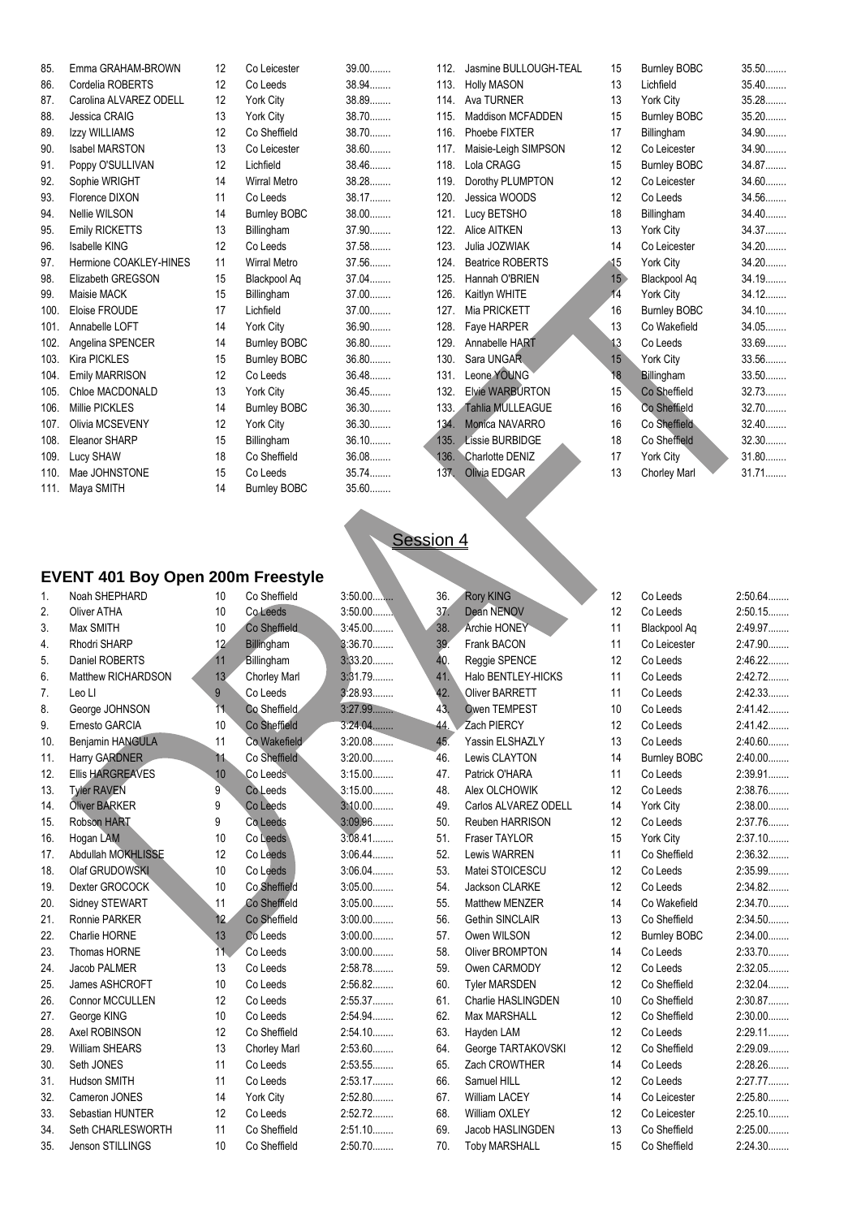| | | | | | | | | |
|---|---|---|---|---|---|---|---|---|
| 85. | Emma GRAHAM-BROWN | 12 | Co Leicester | 39.00........ | 112. | Jasmine BULLOUGH-TEAL | 15 | Burnley BOBC | 35.50........ |
| 86. | Cordelia ROBERTS | 12 | Co Leeds | 38.94........ | 113. | Holly MASON | 13 | Lichfield | 35.40........ |
| 87. | Carolina ALVAREZ ODELL | 12 | York City | 38.89........ | 114. | Ava TURNER | 13 | York City | 35.28........ |
| 88. | Jessica CRAIG | 13 | York City | 38.70........ | 115. | Maddison MCFADDEN | 15 | Burnley BOBC | 35.20........ |
| 89. | Izzy WILLIAMS | 12 | Co Sheffield | 38.70........ | 116. | Phoebe FIXTER | 17 | Billingham | 34.90........ |
| 90. | Isabel MARSTON | 13 | Co Leicester | 38.60........ | 117. | Maisie-Leigh SIMPSON | 12 | Co Leicester | 34.90........ |
| 91. | Poppy O'SULLIVAN | 12 | Lichfield | 38.46........ | 118. | Lola CRAGG | 15 | Burnley BOBC | 34.87........ |
| 92. | Sophie WRIGHT | 14 | Wirral Metro | 38.28........ | 119. | Dorothy PLUMPTON | 12 | Co Leicester | 34.60........ |
| 93. | Florence DIXON | 11 | Co Leeds | 38.17........ | 120. | Jessica WOODS | 12 | Co Leeds | 34.56........ |
| 94. | Nellie WILSON | 14 | Burnley BOBC | 38.00........ | 121. | Lucy BETSHO | 18 | Billingham | 34.40........ |
| 95. | Emily RICKETTS | 13 | Billingham | 37.90........ | 122. | Alice AITKEN | 13 | York City | 34.37........ |
| 96. | Isabelle KING | 12 | Co Leeds | 37.58........ | 123. | Julia JOZWIAK | 14 | Co Leicester | 34.20........ |
| 97. | Hermione COAKLEY-HINES | 11 | Wirral Metro | 37.56........ | 124. | Beatrice ROBERTS | 15 | York City | 34.20........ |
| 98. | Elizabeth GREGSON | 15 | Blackpool Aq | 37.04........ | 125. | Hannah O'BRIEN | 15 | Blackpool Aq | 34.19........ |
| 99. | Maisie MACK | 15 | Billingham | 37.00........ | 126. | Kaitlyn WHITE | 14 | York City | 34.12........ |
| 100. | Eloise FROUDE | 17 | Lichfield | 37.00........ | 127. | Mia PRICKETT | 16 | Burnley BOBC | 34.10........ |
| 101. | Annabelle LOFT | 14 | York City | 36.90........ | 128. | Faye HARPER | 13 | Co Wakefield | 34.05........ |
| 102. | Angelina SPENCER | 14 | Burnley BOBC | 36.80........ | 129. | Annabelle HART | 13 | Co Leeds | 33.69........ |
| 103. | Kira PICKLES | 15 | Burnley BOBC | 36.80........ | 130. | Sara UNGAR | 15 | York City | 33.56........ |
| 104. | Emily MARRISON | 12 | Co Leeds | 36.48........ | 131. | Leone YOUNG | 18 | Billingham | 33.50........ |
| 105. | Chloe MACDONALD | 13 | York City | 36.45........ | 132. | Elvie WARBURTON | 15 | Co Sheffield | 32.73........ |
| 106. | Millie PICKLES | 14 | Burnley BOBC | 36.30........ | 133. | Tahlia MULLEAGUE | 16 | Co Sheffield | 32.70........ |
| 107. | Olivia MCSEVENY | 12 | York City | 36.30........ | 134. | Monica NAVARRO | 16 | Co Sheffield | 32.40........ |
| 108. | Eleanor SHARP | 15 | Billingham | 36.10........ | 135. | Lissie BURBIDGE | 18 | Co Sheffield | 32.30........ |
| 109. | Lucy SHAW | 18 | Co Sheffield | 36.08........ | 136. | Charlotte DENIZ | 17 | York City | 31.80........ |
| 110. | Mae JOHNSTONE | 15 | Co Leeds | 35.74........ | 137. | Olivia EDGAR | 13 | Chorley Marl | 31.71........ |
| 111. | Maya SMITH | 14 | Burnley BOBC | 35.60........ | | | | | |

## Session 4

### EVENT 401 Boy Open 200m Freestyle

| | | | | | | | | | |
|---|---|---|---|---|---|---|---|---|---|
| 1. | Noah SHEPHARD | 10 | Co Sheffield | 3:50.00........ | 36. | Rory KING | 12 | Co Leeds | 2:50.64........ |
| 2. | Oliver ATHA | 10 | Co Leeds | 3:50.00........ | 37. | Dean NENOV | 12 | Co Leeds | 2:50.15........ |
| 3. | Max SMITH | 10 | Co Sheffield | 3:45.00........ | 38. | Archie HONEY | 11 | Blackpool Aq | 2:49.97........ |
| 4. | Rhodri SHARP | 12 | Billingham | 3:36.70........ | 39. | Frank BACON | 11 | Co Leicester | 2:47.90........ |
| 5. | Daniel ROBERTS | 11 | Billingham | 3:33.20........ | 40. | Reggie SPENCE | 12 | Co Leeds | 2:46.22........ |
| 6. | Matthew RICHARDSON | 13 | Chorley Marl | 3:31.79........ | 41. | Halo BENTLEY-HICKS | 11 | Co Leeds | 2:42.72........ |
| 7. | Leo LI | 9 | Co Leeds | 3:28.93........ | 42. | Oliver BARRETT | 11 | Co Leeds | 2:42.33........ |
| 8. | George JOHNSON | 11 | Co Sheffield | 3:27.99........ | 43. | Owen TEMPEST | 10 | Co Leeds | 2:41.42........ |
| 9. | Ernesto GARCIA | 10 | Co Sheffield | 3:24.04........ | 44. | Zach PIERCY | 12 | Co Leeds | 2:41.42........ |
| 10. | Benjamin HANGULA | 11 | Co Wakefield | 3:20.08........ | 45. | Yassin ELSHAZLY | 13 | Co Leeds | 2:40.60........ |
| 11. | Harry GARDNER | 11 | Co Sheffield | 3:20.00........ | 46. | Lewis CLAYTON | 14 | Burnley BOBC | 2:40.00........ |
| 12. | Ellis HARGREAVES | 10 | Co Leeds | 3:15.00........ | 47. | Patrick O'HARA | 11 | Co Leeds | 2:39.91........ |
| 13. | Tyler RAVEN | 9 | Co Leeds | 3:15.00........ | 48. | Alex OLCHOWIK | 12 | Co Leeds | 2:38.76........ |
| 14. | Oliver BARKER | 9 | Co Leeds | 3:10.00........ | 49. | Carlos ALVAREZ ODELL | 14 | York City | 2:38.00........ |
| 15. | Robson HART | 9 | Co Leeds | 3:09.96........ | 50. | Reuben HARRISON | 12 | Co Leeds | 2:37.76........ |
| 16. | Hogan LAM | 10 | Co Leeds | 3:08.41........ | 51. | Fraser TAYLOR | 15 | York City | 2:37.10........ |
| 17. | Abdullah MOKHLISSE | 12 | Co Leeds | 3:06.44........ | 52. | Lewis WARREN | 11 | Co Sheffield | 2:36.32........ |
| 18. | Olaf GRUDOWSKI | 10 | Co Leeds | 3:06.04........ | 53. | Matei STOICESCU | 12 | Co Leeds | 2:35.99........ |
| 19. | Dexter GROCOCK | 10 | Co Sheffield | 3:05.00........ | 54. | Jackson CLARKE | 12 | Co Leeds | 2:34.82........ |
| 20. | Sidney STEWART | 11 | Co Sheffield | 3:05.00........ | 55. | Matthew MENZER | 14 | Co Wakefield | 2:34.70........ |
| 21. | Ronnie PARKER | 12 | Co Sheffield | 3:00.00........ | 56. | Gethin SINCLAIR | 13 | Co Sheffield | 2:34.50........ |
| 22. | Charlie HORNE | 13 | Co Leeds | 3:00.00........ | 57. | Owen WILSON | 12 | Burnley BOBC | 2:34.00........ |
| 23. | Thomas HORNE | 11 | Co Leeds | 3:00.00........ | 58. | Oliver BROMPTON | 14 | Co Leeds | 2:33.70........ |
| 24. | Jacob PALMER | 13 | Co Leeds | 2:58.78........ | 59. | Owen CARMODY | 12 | Co Leeds | 2:32.05........ |
| 25. | James ASHCROFT | 10 | Co Leeds | 2:56.82........ | 60. | Tyler MARSDEN | 12 | Co Sheffield | 2:32.04........ |
| 26. | Connor MCCULLEN | 12 | Co Leeds | 2:55.37........ | 61. | Charlie HASLINGDEN | 10 | Co Sheffield | 2:30.87........ |
| 27. | George KING | 10 | Co Leeds | 2:54.94........ | 62. | Max MARSHALL | 12 | Co Sheffield | 2:30.00........ |
| 28. | Axel ROBINSON | 12 | Co Sheffield | 2:54.10........ | 63. | Hayden LAM | 12 | Co Leeds | 2:29.11........ |
| 29. | William SHEARS | 13 | Chorley Marl | 2:53.60........ | 64. | George TARTAKOVSKI | 12 | Co Sheffield | 2:29.09........ |
| 30. | Seth JONES | 11 | Co Leeds | 2:53.55........ | 65. | Zach CROWTHER | 14 | Co Leeds | 2:28.26........ |
| 31. | Hudson SMITH | 11 | Co Leeds | 2:53.17........ | 66. | Samuel HILL | 12 | Co Leeds | 2:27.77........ |
| 32. | Cameron JONES | 14 | York City | 2:52.80........ | 67. | William LACEY | 14 | Co Leicester | 2:25.80........ |
| 33. | Sebastian HUNTER | 12 | Co Leeds | 2:52.72........ | 68. | William OXLEY | 12 | Co Leicester | 2:25.10........ |
| 34. | Seth CHARLESWORTH | 11 | Co Sheffield | 2:51.10........ | 69. | Jacob HASLINGDEN | 13 | Co Sheffield | 2:25.00........ |
| 35. | Jenson STILLINGS | 10 | Co Sheffield | 2:50.70........ | 70. | Toby MARSHALL | 15 | Co Sheffield | 2:24.30........ |

DRAFT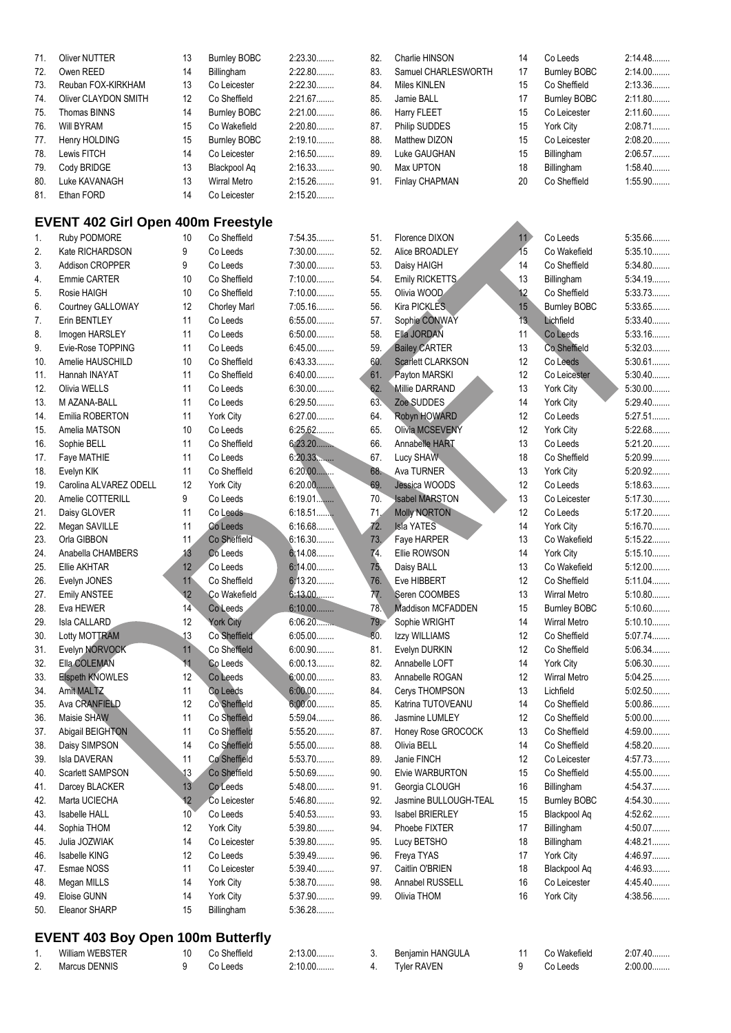| | | | | |
|---|---|---|---|---|
| 71. | Oliver NUTTER | 13 | Burnley BOBC | 2:23.30........ |
| 72. | Owen REED | 14 | Billingham | 2:22.80........ |
| 73. | Reuban FOX-KIRKHAM | 13 | Co Leicester | 2:22.30........ |
| 74. | Oliver CLAYDON SMITH | 12 | Co Sheffield | 2:21.67........ |
| 75. | Thomas BINNS | 14 | Burnley BOBC | 2:21.00........ |
| 76. | Will BYRAM | 15 | Co Wakefield | 2:20.80........ |
| 77. | Henry HOLDING | 15 | Burnley BOBC | 2:19.10........ |
| 78. | Lewis FITCH | 14 | Co Leicester | 2:16.50........ |
| 79. | Cody BRIDGE | 13 | Blackpool Aq | 2:16.33........ |
| 80. | Luke KAVANAGH | 13 | Wirral Metro | 2:15.26........ |
| 81. | Ethan FORD | 14 | Co Leicester | 2:15.20........ |
| 82. | Charlie HINSON | 14 | Co Leeds | 2:14.48........ |
| 83. | Samuel CHARLESWORTH | 17 | Burnley BOBC | 2:14.00........ |
| 84. | Miles KINLEN | 15 | Co Sheffield | 2:13.36........ |
| 85. | Jamie BALL | 17 | Burnley BOBC | 2:11.80........ |
| 86. | Harry FLEET | 15 | Co Leicester | 2:11.60........ |
| 87. | Philip SUDDES | 15 | York City | 2:08.71........ |
| 88. | Matthew DIZON | 15 | Co Leicester | 2:08.20........ |
| 89. | Luke GAUGHAN | 15 | Billingham | 2:06.57........ |
| 90. | Max UPTON | 18 | Billingham | 1:58.40........ |
| 91. | Finlay CHAPMAN | 20 | Co Sheffield | 1:55.90........ |

## EVENT 402 Girl Open 400m Freestyle

| | | | | |
|---|---|---|---|---|
| 1. | Ruby PODMORE | 10 | Co Sheffield | 7:54.35........ |
| 2. | Kate RICHARDSON | 9 | Co Leeds | 7:30.00........ |
| 3. | Addison CROPPER | 9 | Co Leeds | 7:30.00........ |
| 4. | Emmie CARTER | 10 | Co Sheffield | 7:10.00........ |
| 5. | Rosie HAIGH | 10 | Co Sheffield | 7:10.00........ |
| 6. | Courtney GALLOWAY | 12 | Chorley Marl | 7:05.16........ |
| 7. | Erin BENTLEY | 11 | Co Leeds | 6:55.00........ |
| 8. | Imogen HARSLEY | 11 | Co Leeds | 6:50.00........ |
| 9. | Evie-Rose TOPPING | 11 | Co Leeds | 6:45.00........ |
| 10. | Amelie HAUSCHILD | 10 | Co Sheffield | 6:43.33........ |
| 11. | Hannah INAYAT | 11 | Co Sheffield | 6:40.00........ |
| 12. | Olivia WELLS | 11 | Co Leeds | 6:30.00........ |
| 13. | M AZANA-BALL | 11 | Co Leeds | 6:29.50........ |
| 14. | Emilia ROBERTON | 11 | York City | 6:27.00........ |
| 15. | Amelia MATSON | 10 | Co Leeds | 6:25.62........ |
| 16. | Sophie BELL | 11 | Co Sheffield | 6:23.20........ |
| 17. | Faye MATHIE | 11 | Co Leeds | 6:20.33........ |
| 18. | Evelyn KIK | 11 | Co Sheffield | 6:20.00........ |
| 19. | Carolina ALVAREZ ODELL | 12 | York City | 6:20.00........ |
| 20. | Amelie COTTERILL | 9 | Co Leeds | 6:19.01........ |
| 21. | Daisy GLOVER | 11 | Co Leeds | 6:18.51........ |
| 22. | Megan SAVILLE | 11 | Co Leeds | 6:16.68........ |
| 23. | Orla GIBBON | 11 | Co Sheffield | 6:16.30........ |
| 24. | Anabella CHAMBERS | 13 | Co Leeds | 6:14.08........ |
| 25. | Ellie AKHTAR | 12 | Co Leeds | 6:14.00........ |
| 26. | Evelyn JONES | 11 | Co Sheffield | 6:13.20........ |
| 27. | Emily ANSTEE | 12 | Co Wakefield | 6:13.00........ |
| 28. | Eva HEWER | 14 | Co Leeds | 6:10.00........ |
| 29. | Isla CALLARD | 12 | York City | 6:06.20........ |
| 30. | Lotty MOTTRAM | 13 | Co Sheffield | 6:05.00........ |
| 31. | Evelyn NORVOCK | 11 | Co Sheffield | 6:00.90........ |
| 32. | Ella COLEMAN | 11 | Co Leeds | 6:00.13........ |
| 33. | Elspeth KNOWLES | 12 | Co Leeds | 6:00.00........ |
| 34. | Amit MALTZ | 11 | Co Leeds | 6:00.00........ |
| 35. | Ava CRANFIELD | 12 | Co Sheffield | 6:00.00........ |
| 36. | Maisie SHAW | 11 | Co Sheffield | 5:59.04........ |
| 37. | Abigail BEIGHTON | 11 | Co Sheffield | 5:55.20........ |
| 38. | Daisy SIMPSON | 14 | Co Sheffield | 5:55.00........ |
| 39. | Isla DAVERAN | 11 | Co Sheffield | 5:53.70........ |
| 40. | Scarlett SAMPSON | 13 | Co Sheffield | 5:50.69........ |
| 41. | Darcey BLACKER | 13 | Co Leeds | 5:48.00........ |
| 42. | Marta UCIECHA | 12 | Co Leicester | 5:46.80........ |
| 43. | Isabelle HALL | 10 | Co Leeds | 5:40.53........ |
| 44. | Sophia THOM | 12 | York City | 5:39.80........ |
| 45. | Julia JOZWIAK | 14 | Co Leicester | 5:39.80........ |
| 46. | Isabelle KING | 12 | Co Leeds | 5:39.49........ |
| 47. | Esmae NOSS | 11 | Co Leicester | 5:39.40........ |
| 48. | Megan MILLS | 14 | York City | 5:38.70........ |
| 49. | Eloise GUNN | 14 | York City | 5:37.90........ |
| 50. | Eleanor SHARP | 15 | Billingham | 5:36.28........ |
| 51. | Florence DIXON | 11 | Co Leeds | 5:35.66........ |
| 52. | Alice BROADLEY | 15 | Co Wakefield | 5:35.10........ |
| 53. | Daisy HAIGH | 14 | Co Sheffield | 5:34.80........ |
| 54. | Emily RICKETTS | 13 | Billingham | 5:34.19........ |
| 55. | Olivia WOOD | 12 | Co Sheffield | 5:33.73........ |
| 56. | Kira PICKLES | 15 | Burnley BOBC | 5:33.65........ |
| 57. | Sophie CONWAY | 13 | Lichfield | 5:33.40........ |
| 58. | Ella JORDAN | 11 | Co Leeds | 5:33.16........ |
| 59. | Bailey CARTER | 13 | Co Sheffield | 5:32.03........ |
| 60. | Scarlett CLARKSON | 12 | Co Leeds | 5:30.61........ |
| 61. | Payton MARSKI | 12 | Co Leicester | 5:30.40........ |
| 62. | Millie DARRAND | 13 | York City | 5:30.00........ |
| 63. | Zoe SUDDES | 14 | York City | 5:29.40........ |
| 64. | Robyn HOWARD | 12 | Co Leeds | 5:27.51........ |
| 65. | Olivia MCSEVENY | 12 | York City | 5:22.68........ |
| 66. | Annabelle HART | 13 | Co Leeds | 5:21.20........ |
| 67. | Lucy SHAW | 18 | Co Sheffield | 5:20.99........ |
| 68. | Ava TURNER | 13 | York City | 5:20.92........ |
| 69. | Jessica WOODS | 12 | Co Leeds | 5:18.63........ |
| 70. | Isabel MARSTON | 13 | Co Leicester | 5:17.30........ |
| 71. | Molly NORTON | 12 | Co Leeds | 5:17.20........ |
| 72. | Isla YATES | 14 | York City | 5:16.70........ |
| 73. | Faye HARPER | 13 | Co Wakefield | 5:15.22........ |
| 74. | Ellie ROWSON | 14 | York City | 5:15.10........ |
| 75. | Daisy BALL | 13 | Co Wakefield | 5:12.00........ |
| 76. | Eve HIBBERT | 12 | Co Sheffield | 5:11.04........ |
| 77. | Seren COOMBES | 13 | Wirral Metro | 5:10.80........ |
| 78. | Maddison MCFADDEN | 15 | Burnley BOBC | 5:10.60........ |
| 79. | Sophie WRIGHT | 14 | Wirral Metro | 5:10.10........ |
| 80. | Izzy WILLIAMS | 12 | Co Sheffield | 5:07.74........ |
| 81. | Evelyn DURKIN | 12 | Co Sheffield | 5:06.34........ |
| 82. | Annabelle LOFT | 14 | York City | 5:06.30........ |
| 83. | Annabelle ROGAN | 12 | Wirral Metro | 5:04.25........ |
| 84. | Cerys THOMPSON | 13 | Lichfield | 5:02.50........ |
| 85. | Katrina TUTOVEANU | 14 | Co Sheffield | 5:00.86........ |
| 86. | Jasmine LUMLEY | 12 | Co Sheffield | 5:00.00........ |
| 87. | Honey Rose GROCOCK | 13 | Co Sheffield | 4:59.00........ |
| 88. | Olivia BELL | 14 | Co Sheffield | 4:58.20........ |
| 89. | Janie FINCH | 12 | Co Leicester | 4:57.73........ |
| 90. | Elvie WARBURTON | 15 | Co Sheffield | 4:55.00........ |
| 91. | Georgia CLOUGH | 16 | Billingham | 4:54.37........ |
| 92. | Jasmine BULLOUGH-TEAL | 15 | Burnley BOBC | 4:54.30........ |
| 93. | Isabel BRIERLEY | 15 | Blackpool Aq | 4:52.62........ |
| 94. | Phoebe FIXTER | 17 | Billingham | 4:50.07........ |
| 95. | Lucy BETSHO | 18 | Billingham | 4:48.21........ |
| 96. | Freya TYAS | 17 | York City | 4:46.97........ |
| 97. | Caitlin O'BRIEN | 18 | Blackpool Aq | 4:46.93........ |
| 98. | Annabel RUSSELL | 16 | Co Leicester | 4:45.40........ |
| 99. | Olivia THOM | 16 | York City | 4:38.56........ |

## EVENT 403 Boy Open 100m Butterfly

| | | | | |
|---|---|---|---|---|
| 1. | William WEBSTER | 10 | Co Sheffield | 2:13.00........ |
| 2. | Marcus DENNIS | 9 | Co Leeds | 2:10.00........ |
| 3. | Benjamin HANGULA | 11 | Co Wakefield | 2:07.40........ |
| 4. | Tyler RAVEN | 9 | Co Leeds | 2:00.00........ |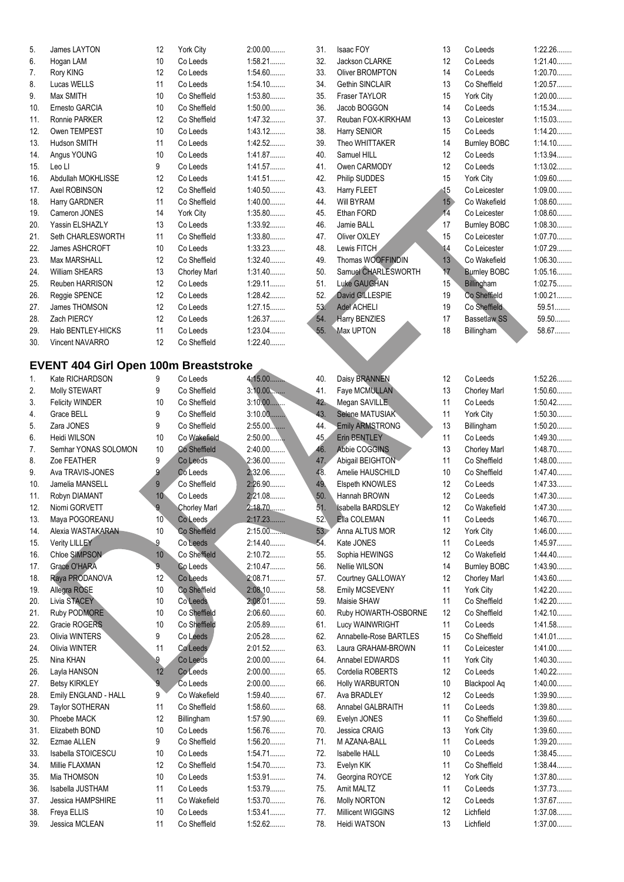| | | | | |
|---|---|---|---|---|
| 5. | James LAYTON | 12 | York City | 2:00.00........ |
| 6. | Hogan LAM | 10 | Co Leeds | 1:58.21........ |
| 7. | Rory KING | 12 | Co Leeds | 1:54.60........ |
| 8. | Lucas WELLS | 11 | Co Leeds | 1:54.10........ |
| 9. | Max SMITH | 10 | Co Sheffield | 1:53.80........ |
| 10. | Ernesto GARCIA | 10 | Co Sheffield | 1:50.00........ |
| 11. | Ronnie PARKER | 12 | Co Sheffield | 1:47.32........ |
| 12. | Owen TEMPEST | 10 | Co Leeds | 1:43.12........ |
| 13. | Hudson SMITH | 11 | Co Leeds | 1:42.52........ |
| 14. | Angus YOUNG | 10 | Co Leeds | 1:41.87........ |
| 15. | Leo LI | 9 | Co Leeds | 1:41.57........ |
| 16. | Abdullah MOKHLISSE | 12 | Co Leeds | 1:41.51........ |
| 17. | Axel ROBINSON | 12 | Co Sheffield | 1:40.50........ |
| 18. | Harry GARDNER | 11 | Co Sheffield | 1:40.00........ |
| 19. | Cameron JONES | 14 | York City | 1:35.80........ |
| 20. | Yassin ELSHAZLY | 13 | Co Leeds | 1:33.92........ |
| 21. | Seth CHARLESWORTH | 11 | Co Sheffield | 1:33.80........ |
| 22. | James ASHCROFT | 10 | Co Leeds | 1:33.23........ |
| 23. | Max MARSHALL | 12 | Co Sheffield | 1:32.40........ |
| 24. | William SHEARS | 13 | Chorley Marl | 1:31.40........ |
| 25. | Reuben HARRISON | 12 | Co Leeds | 1:29.11........ |
| 26. | Reggie SPENCE | 12 | Co Leeds | 1:28.42........ |
| 27. | James THOMSON | 12 | Co Leeds | 1:27.15........ |
| 28. | Zach PIERCY | 12 | Co Leeds | 1:26.37........ |
| 29. | Halo BENTLEY-HICKS | 11 | Co Leeds | 1:23.04........ |
| 30. | Vincent NAVARRO | 12 | Co Sheffield | 1:22.40........ |
| 31. | Isaac FOY | 13 | Co Leeds | 1:22.26........ |
| 32. | Jackson CLARKE | 12 | Co Leeds | 1:21.40........ |
| 33. | Oliver BROMPTON | 14 | Co Leeds | 1:20.70........ |
| 34. | Gethin SINCLAIR | 13 | Co Sheffield | 1:20.57........ |
| 35. | Fraser TAYLOR | 15 | York City | 1:20.00........ |
| 36. | Jacob BOGGON | 14 | Co Leeds | 1:15.34........ |
| 37. | Reuban FOX-KIRKHAM | 13 | Co Leicester | 1:15.03........ |
| 38. | Harry SENIOR | 15 | Co Leeds | 1:14.20........ |
| 39. | Theo WHITTAKER | 14 | Burnley BOBC | 1:14.10........ |
| 40. | Samuel HILL | 12 | Co Leeds | 1:13.94........ |
| 41. | Owen CARMODY | 12 | Co Leeds | 1:13.02........ |
| 42. | Philip SUDDES | 15 | York City | 1:09.60........ |
| 43. | Harry FLEET | 15 | Co Leicester | 1:09.00........ |
| 44. | Will BYRAM | 15 | Co Wakefield | 1:08.60........ |
| 45. | Ethan FORD | 14 | Co Leicester | 1:08.60........ |
| 46. | Jamie BALL | 17 | Burnley BOBC | 1:08.30........ |
| 47. | Oliver OXLEY | 15 | Co Leicester | 1:07.70........ |
| 48. | Lewis FITCH | 14 | Co Leicester | 1:07.29........ |
| 49. | Thomas WOOFFINDIN | 13 | Co Wakefield | 1:06.30........ |
| 50. | Samuel CHARLESWORTH | 17 | Burnley BOBC | 1:05.16........ |
| 51. | Luke GAUGHAN | 15 | Billingham | 1:02.75........ |
| 52. | David GILLESPIE | 19 | Co Sheffield | 1:00.21........ |
| 53. | Adel ACHELI | 19 | Co Sheffield | 59.51........ |
| 54. | Harry BENZIES | 17 | Bassetlaw SS | 59.50........ |
| 55. | Max UPTON | 18 | Billingham | 58.67........ |

## EVENT 404 Girl Open 100m Breaststroke

| | | | | |
|---|---|---|---|---|
| 1. | Kate RICHARDSON | 9 | Co Leeds | 4:15.00........ |
| 2. | Molly STEWART | 9 | Co Sheffield | 3:10.00........ |
| 3. | Felicity WINDER | 10 | Co Sheffield | 3:10.00........ |
| 4. | Grace BELL | 9 | Co Sheffield | 3:10.00........ |
| 5. | Zara JONES | 9 | Co Sheffield | 2:55.00........ |
| 6. | Heidi WILSON | 10 | Co Wakefield | 2:50.00........ |
| 7. | Semhar YONAS SOLOMON | 10 | Co Sheffield | 2:40.00........ |
| 8. | Zoe FEATHER | 9 | Co Leeds | 2:36.00........ |
| 9. | Ava TRAVIS-JONES | 9 | Co Leeds | 2:32.06........ |
| 10. | Jamelia MANSELL | 9 | Co Sheffield | 2:26.90........ |
| 11. | Robyn DIAMANT | 10 | Co Leeds | 2:21.08........ |
| 12. | Niomi GORVETT | 9 | Chorley Marl | 2:18.70........ |
| 13. | Maya POGOREANU | 10 | Co Leeds | 2:17.23........ |
| 14. | Alexia WASTAKARAN | 10 | Co Sheffield | 2:15.00........ |
| 15. | Verity LILLEY | 9 | Co Leeds | 2:14.40........ |
| 16. | Chloe SIMPSON | 10 | Co Sheffield | 2:10.72........ |
| 17. | Grace O'HARA | 9 | Co Leeds | 2:10.47........ |
| 18. | Raya PRODANOVA | 12 | Co Leeds | 2:08.71........ |
| 19. | Allegra ROSE | 10 | Co Sheffield | 2:08.10........ |
| 20. | Livia STACEY | 10 | Co Leeds | 2:08.01........ |
| 21. | Ruby PODMORE | 10 | Co Sheffield | 2:06.60........ |
| 22. | Gracie ROGERS | 10 | Co Sheffield | 2:05.89........ |
| 23. | Olivia WINTERS | 9 | Co Leeds | 2:05.28........ |
| 24. | Olivia WINTER | 11 | Co Leeds | 2:01.52........ |
| 25. | Nina KHAN | 9 | Co Leeds | 2:00.00........ |
| 26. | Layla HANSON | 12 | Co Leeds | 2:00.00........ |
| 27. | Betsy KIRKLEY | 9 | Co Leeds | 2:00.00........ |
| 28. | Emily ENGLAND - HALL | 9 | Co Wakefield | 1:59.40........ |
| 29. | Taylor SOTHERAN | 11 | Co Sheffield | 1:58.60........ |
| 30. | Phoebe MACK | 12 | Billingham | 1:57.90........ |
| 31. | Elizabeth BOND | 10 | Co Leeds | 1:56.76........ |
| 32. | Ezmae ALLEN | 9 | Co Sheffield | 1:56.20........ |
| 33. | Isabella STOICESCU | 10 | Co Leeds | 1:54.71........ |
| 34. | Millie FLAXMAN | 12 | Co Sheffield | 1:54.70........ |
| 35. | Mia THOMSON | 10 | Co Leeds | 1:53.91........ |
| 36. | Isabella JUSTHAM | 11 | Co Leeds | 1:53.79........ |
| 37. | Jessica HAMPSHIRE | 11 | Co Wakefield | 1:53.70........ |
| 38. | Freya ELLIS | 10 | Co Leeds | 1:53.41........ |
| 39. | Jessica MCLEAN | 11 | Co Sheffield | 1:52.62........ |
| 40. | Daisy BRANNEN | 12 | Co Leeds | 1:52.26........ |
| 41. | Faye MCMULLAN | 13 | Chorley Marl | 1:50.60........ |
| 42. | Megan SAVILLE | 11 | Co Leeds | 1:50.42........ |
| 43. | Selene MATUSIAK | 11 | York City | 1:50.30........ |
| 44. | Emily ARMSTRONG | 13 | Billingham | 1:50.20........ |
| 45. | Erin BENTLEY | 11 | Co Leeds | 1:49.30........ |
| 46. | Abbie COGGINS | 13 | Chorley Marl | 1:48.70........ |
| 47. | Abigail BEIGHTON | 11 | Co Sheffield | 1:48.00........ |
| 48. | Amelie HAUSCHILD | 10 | Co Sheffield | 1:47.40........ |
| 49. | Elspeth KNOWLES | 12 | Co Leeds | 1:47.33........ |
| 50. | Hannah BROWN | 12 | Co Leeds | 1:47.30........ |
| 51. | Isabella BARDSLEY | 12 | Co Wakefield | 1:47.30........ |
| 52. | Ella COLEMAN | 11 | Co Leeds | 1:46.70........ |
| 53. | Anna ALTUS MOR | 12 | York City | 1:46.00........ |
| 54. | Kate JONES | 11 | Co Leeds | 1:45.97........ |
| 55. | Sophia HEWINGS | 12 | Co Wakefield | 1:44.40........ |
| 56. | Nellie WILSON | 14 | Burnley BOBC | 1:43.90........ |
| 57. | Courtney GALLOWAY | 12 | Chorley Marl | 1:43.60........ |
| 58. | Emily MCSEVENY | 11 | York City | 1:42.20........ |
| 59. | Maisie SHAW | 11 | Co Sheffield | 1:42.20........ |
| 60. | Ruby HOWARTH-OSBORNE | 12 | Co Sheffield | 1:42.10........ |
| 61. | Lucy WAINWRIGHT | 11 | Co Leeds | 1:41.58........ |
| 62. | Annabelle-Rose BARTLES | 15 | Co Sheffield | 1:41.01........ |
| 63. | Laura GRAHAM-BROWN | 11 | Co Leicester | 1:41.00........ |
| 64. | Annabel EDWARDS | 11 | York City | 1:40.30........ |
| 65. | Cordelia ROBERTS | 12 | Co Leeds | 1:40.22........ |
| 66. | Holly WARBURTON | 10 | Blackpool Aq | 1:40.00........ |
| 67. | Ava BRADLEY | 12 | Co Leeds | 1:39.90........ |
| 68. | Annabel GALBRAITH | 11 | Co Leeds | 1:39.80........ |
| 69. | Evelyn JONES | 11 | Co Sheffield | 1:39.60........ |
| 70. | Jessica CRAIG | 13 | York City | 1:39.60........ |
| 71. | M AZANA-BALL | 11 | Co Leeds | 1:39.20........ |
| 72. | Isabelle HALL | 10 | Co Leeds | 1:38.45........ |
| 73. | Evelyn KIK | 11 | Co Sheffield | 1:38.44........ |
| 74. | Georgina ROYCE | 12 | York City | 1:37.80........ |
| 75. | Amit MALTZ | 11 | Co Leeds | 1:37.73........ |
| 76. | Molly NORTON | 12 | Co Leeds | 1:37.67........ |
| 77. | Millicent WIGGINS | 12 | Lichfield | 1:37.08........ |
| 78. | Heidi WATSON | 13 | Lichfield | 1:37.00........ |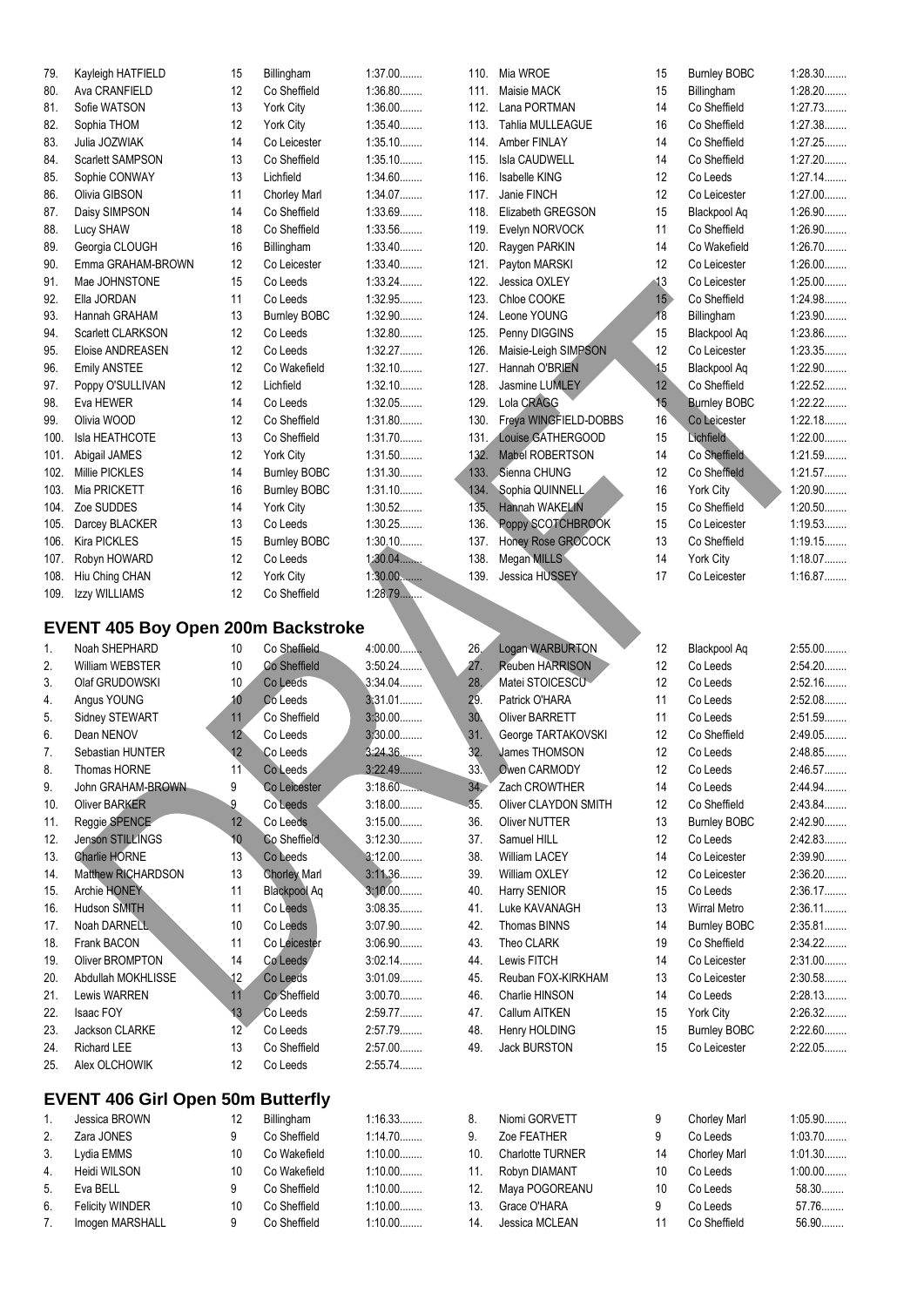| | | | | |
|---|---|---|---|---|
| 79. | Kayleigh HATFIELD | 15 | Billingham | 1:37.00........ |
| 80. | Ava CRANFIELD | 12 | Co Sheffield | 1:36.80........ |
| 81. | Sofie WATSON | 13 | York City | 1:36.00........ |
| 82. | Sophia THOM | 12 | York City | 1:35.40........ |
| 83. | Julia JOZWIAK | 14 | Co Leicester | 1:35.10........ |
| 84. | Scarlett SAMPSON | 13 | Co Sheffield | 1:35.10........ |
| 85. | Sophie CONWAY | 13 | Lichfield | 1:34.60........ |
| 86. | Olivia GIBSON | 11 | Chorley Marl | 1:34.07........ |
| 87. | Daisy SIMPSON | 14 | Co Sheffield | 1:33.69........ |
| 88. | Lucy SHAW | 18 | Co Sheffield | 1:33.56........ |
| 89. | Georgia CLOUGH | 16 | Billingham | 1:33.40........ |
| 90. | Emma GRAHAM-BROWN | 12 | Co Leicester | 1:33.40........ |
| 91. | Mae JOHNSTONE | 15 | Co Leeds | 1:33.24........ |
| 92. | Ella JORDAN | 11 | Co Leeds | 1:32.95........ |
| 93. | Hannah GRAHAM | 13 | Burnley BOBC | 1:32.90........ |
| 94. | Scarlett CLARKSON | 12 | Co Leeds | 1:32.80........ |
| 95. | Eloise ANDREASEN | 12 | Co Leeds | 1:32.27........ |
| 96. | Emily ANSTEE | 12 | Co Wakefield | 1:32.10........ |
| 97. | Poppy O'SULLIVAN | 12 | Lichfield | 1:32.10........ |
| 98. | Eva HEWER | 14 | Co Leeds | 1:32.05........ |
| 99. | Olivia WOOD | 12 | Co Sheffield | 1:31.80........ |
| 100. | Isla HEATHCOTE | 13 | Co Sheffield | 1:31.70........ |
| 101. | Abigail JAMES | 12 | York City | 1:31.50........ |
| 102. | Millie PICKLES | 14 | Burnley BOBC | 1:31.30........ |
| 103. | Mia PRICKETT | 16 | Burnley BOBC | 1:31.10........ |
| 104. | Zoe SUDDES | 14 | York City | 1:30.52........ |
| 105. | Darcey BLACKER | 13 | Co Leeds | 1:30.25........ |
| 106. | Kira PICKLES | 15 | Burnley BOBC | 1:30.10........ |
| 107. | Robyn HOWARD | 12 | Co Leeds | 1:30.04........ |
| 108. | Hiu Ching CHAN | 12 | York City | 1:30.00........ |
| 109. | Izzy WILLIAMS | 12 | Co Sheffield | 1:28.79........ |
| 110. | Mia WROE | 15 | Burnley BOBC | 1:28.30........ |
| 111. | Maisie MACK | 15 | Billingham | 1:28.20........ |
| 112. | Lana PORTMAN | 14 | Co Sheffield | 1:27.73........ |
| 113. | Tahlia MULLEAGUE | 16 | Co Sheffield | 1:27.38........ |
| 114. | Amber FINLAY | 14 | Co Sheffield | 1:27.25........ |
| 115. | Isla CAUDWELL | 14 | Co Sheffield | 1:27.20........ |
| 116. | Isabelle KING | 12 | Co Leeds | 1:27.14........ |
| 117. | Janie FINCH | 12 | Co Leicester | 1:27.00........ |
| 118. | Elizabeth GREGSON | 15 | Blackpool Aq | 1:26.90........ |
| 119. | Evelyn NORVOCK | 11 | Co Sheffield | 1:26.90........ |
| 120. | Raygen PARKIN | 14 | Co Wakefield | 1:26.70........ |
| 121. | Payton MARSKI | 12 | Co Leicester | 1:26.00........ |
| 122. | Jessica OXLEY | 13 | Co Leicester | 1:25.00........ |
| 123. | Chloe COOKE | 15 | Co Sheffield | 1:24.98........ |
| 124. | Leone YOUNG | 18 | Billingham | 1:23.90........ |
| 125. | Penny DIGGINS | 15 | Blackpool Aq | 1:23.86........ |
| 126. | Maisie-Leigh SIMPSON | 12 | Co Leicester | 1:23.35........ |
| 127. | Hannah O'BRIEN | 15 | Blackpool Aq | 1:22.90........ |
| 128. | Jasmine LUMLEY | 12 | Co Sheffield | 1:22.52........ |
| 129. | Lola CRAGG | 15 | Burnley BOBC | 1:22.22........ |
| 130. | Freya WINGFIELD-DOBBS | 16 | Co Leicester | 1:22.18........ |
| 131. | Louise GATHERGOOD | 15 | Lichfield | 1:22.00........ |
| 132. | Mabel ROBERTSON | 14 | Co Sheffield | 1:21.59........ |
| 133. | Sienna CHUNG | 12 | Co Sheffield | 1:21.57........ |
| 134. | Sophia QUINNELL | 16 | York City | 1:20.90........ |
| 135. | Hannah WAKELIN | 15 | Co Sheffield | 1:20.50........ |
| 136. | Poppy SCOTCHBROOK | 15 | Co Leicester | 1:19.53........ |
| 137. | Honey Rose GROCOCK | 13 | Co Sheffield | 1:19.15........ |
| 138. | Megan MILLS | 14 | York City | 1:18.07........ |
| 139. | Jessica HUSSEY | 17 | Co Leicester | 1:16.87........ |

## EVENT 405 Boy Open 200m Backstroke

| | | | | |
|---|---|---|---|---|
| 1. | Noah SHEPHARD | 10 | Co Sheffield | 4:00.00........ |
| 2. | William WEBSTER | 10 | Co Sheffield | 3:50.24........ |
| 3. | Olaf GRUDOWSKI | 10 | Co Leeds | 3:34.04........ |
| 4. | Angus YOUNG | 10 | Co Leeds | 3:31.01........ |
| 5. | Sidney STEWART | 11 | Co Sheffield | 3:30.00........ |
| 6. | Dean NENOV | 12 | Co Leeds | 3:30.00........ |
| 7. | Sebastian HUNTER | 12 | Co Leeds | 3:24.36........ |
| 8. | Thomas HORNE | 11 | Co Leeds | 3:22.49........ |
| 9. | John GRAHAM-BROWN | 9 | Co Leicester | 3:18.60........ |
| 10. | Oliver BARKER | 9 | Co Leeds | 3:18.00........ |
| 11. | Reggie SPENCE | 12 | Co Leeds | 3:15.00........ |
| 12. | Jenson STILLINGS | 10 | Co Sheffield | 3:12.30........ |
| 13. | Charlie HORNE | 13 | Co Leeds | 3:12.00........ |
| 14. | Matthew RICHARDSON | 13 | Chorley Marl | 3:11.36........ |
| 15. | Archie HONEY | 11 | Blackpool Aq | 3:10.00........ |
| 16. | Hudson SMITH | 11 | Co Leeds | 3:08.35........ |
| 17. | Noah DARNELL | 10 | Co Leeds | 3:07.90........ |
| 18. | Frank BACON | 11 | Co Leicester | 3:06.90........ |
| 19. | Oliver BROMPTON | 14 | Co Leeds | 3:02.14........ |
| 20. | Abdullah MOKHLISSE | 12 | Co Leeds | 3:01.09........ |
| 21. | Lewis WARREN | 11 | Co Sheffield | 3:00.70........ |
| 22. | Isaac FOY | 13 | Co Leeds | 2:59.77........ |
| 23. | Jackson CLARKE | 12 | Co Leeds | 2:57.79........ |
| 24. | Richard LEE | 13 | Co Sheffield | 2:57.00........ |
| 25. | Alex OLCHOWIK | 12 | Co Leeds | 2:55.74........ |
| 26. | Logan WARBURTON | 12 | Blackpool Aq | 2:55.00........ |
| 27. | Reuben HARRISON | 12 | Co Leeds | 2:54.20........ |
| 28. | Matei STOICESCU | 12 | Co Leeds | 2:52.16........ |
| 29. | Patrick O'HARA | 11 | Co Leeds | 2:52.08........ |
| 30. | Oliver BARRETT | 11 | Co Leeds | 2:51.59........ |
| 31. | George TARTAKOVSKI | 12 | Co Sheffield | 2:49.05........ |
| 32. | James THOMSON | 12 | Co Leeds | 2:48.85........ |
| 33. | Owen CARMODY | 12 | Co Leeds | 2:46.57........ |
| 34. | Zach CROWTHER | 14 | Co Leeds | 2:44.94........ |
| 35. | Oliver CLAYDON SMITH | 12 | Co Sheffield | 2:43.84........ |
| 36. | Oliver NUTTER | 13 | Burnley BOBC | 2:42.90........ |
| 37. | Samuel HILL | 12 | Co Leeds | 2:42.83........ |
| 38. | William LACEY | 14 | Co Leicester | 2:39.90........ |
| 39. | William OXLEY | 12 | Co Leicester | 2:36.20........ |
| 40. | Harry SENIOR | 15 | Co Leeds | 2:36.17........ |
| 41. | Luke KAVANAGH | 13 | Wirral Metro | 2:36.11........ |
| 42. | Thomas BINNS | 14 | Burnley BOBC | 2:35.81........ |
| 43. | Theo CLARK | 19 | Co Sheffield | 2:34.22........ |
| 44. | Lewis FITCH | 14 | Co Leicester | 2:31.00........ |
| 45. | Reuban FOX-KIRKHAM | 13 | Co Leicester | 2:30.58........ |
| 46. | Charlie HINSON | 14 | Co Leeds | 2:28.13........ |
| 47. | Callum AITKEN | 15 | York City | 2:26.32........ |
| 48. | Henry HOLDING | 15 | Burnley BOBC | 2:22.60........ |
| 49. | Jack BURSTON | 15 | Co Leicester | 2:22.05........ |

## EVENT 406 Girl Open 50m Butterfly

| | | | | |
|---|---|---|---|---|
| 1. | Jessica BROWN | 12 | Billingham | 1:16.33........ |
| 2. | Zara JONES | 9 | Co Sheffield | 1:14.70........ |
| 3. | Lydia EMMS | 10 | Co Wakefield | 1:10.00........ |
| 4. | Heidi WILSON | 10 | Co Wakefield | 1:10.00........ |
| 5. | Eva BELL | 9 | Co Sheffield | 1:10.00........ |
| 6. | Felicity WINDER | 10 | Co Sheffield | 1:10.00........ |
| 7. | Imogen MARSHALL | 9 | Co Sheffield | 1:10.00........ |
| 8. | Niomi GORVETT | 9 | Chorley Marl | 1:05.90........ |
| 9. | Zoe FEATHER | 9 | Co Leeds | 1:03.70........ |
| 10. | Charlotte TURNER | 14 | Chorley Marl | 1:01.30........ |
| 11. | Robyn DIAMANT | 10 | Co Leeds | 1:00.00........ |
| 12. | Maya POGOREANU | 10 | Co Leeds | 58.30........ |
| 13. | Grace O'HARA | 9 | Co Leeds | 57.76........ |
| 14. | Jessica MCLEAN | 11 | Co Sheffield | 56.90........ |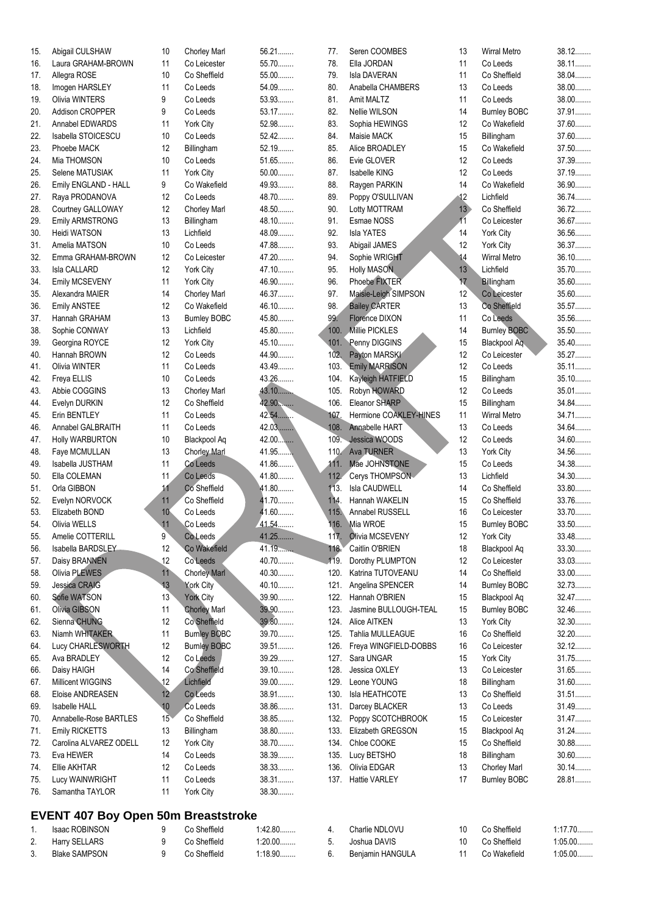| | | | | |
|---|---|---|---|---|
| 15. | Abigail CULSHAW | 10 | Chorley Marl | 56.21........ |
| 16. | Laura GRAHAM-BROWN | 11 | Co Leicester | 55.70........ |
| 17. | Allegra ROSE | 10 | Co Sheffield | 55.00........ |
| 18. | Imogen HARSLEY | 11 | Co Leeds | 54.09........ |
| 19. | Olivia WINTERS | 9 | Co Leeds | 53.93........ |
| 20. | Addison CROPPER | 9 | Co Leeds | 53.17........ |
| 21. | Annabel EDWARDS | 11 | York City | 52.98........ |
| 22. | Isabella STOICESCU | 10 | Co Leeds | 52.42........ |
| 23. | Phoebe MACK | 12 | Billingham | 52.19........ |
| 24. | Mia THOMSON | 10 | Co Leeds | 51.65........ |
| 25. | Selene MATUSIAK | 11 | York City | 50.00........ |
| 26. | Emily ENGLAND - HALL | 9 | Co Wakefield | 49.93........ |
| 27. | Raya PRODANOVA | 12 | Co Leeds | 48.70........ |
| 28. | Courtney GALLOWAY | 12 | Chorley Marl | 48.50........ |
| 29. | Emily ARMSTRONG | 13 | Billingham | 48.10........ |
| 30. | Heidi WATSON | 13 | Lichfield | 48.09........ |
| 31. | Amelia MATSON | 10 | Co Leeds | 47.88........ |
| 32. | Emma GRAHAM-BROWN | 12 | Co Leicester | 47.20........ |
| 33. | Isla CALLARD | 12 | York City | 47.10........ |
| 34. | Emily MCSEVENY | 11 | York City | 46.90........ |
| 35. | Alexandra MAIER | 14 | Chorley Marl | 46.37........ |
| 36. | Emily ANSTEE | 12 | Co Wakefield | 46.10........ |
| 37. | Hannah GRAHAM | 13 | Burnley BOBC | 45.80........ |
| 38. | Sophie CONWAY | 13 | Lichfield | 45.80........ |
| 39. | Georgina ROYCE | 12 | York City | 45.10........ |
| 40. | Hannah BROWN | 12 | Co Leeds | 44.90........ |
| 41. | Olivia WINTER | 11 | Co Leeds | 43.49........ |
| 42. | Freya ELLIS | 10 | Co Leeds | 43.26........ |
| 43. | Abbie COGGINS | 13 | Chorley Marl | 43.10........ |
| 44. | Evelyn DURKIN | 12 | Co Sheffield | 42.90........ |
| 45. | Erin BENTLEY | 11 | Co Leeds | 42.54........ |
| 46. | Annabel GALBRAITH | 11 | Co Leeds | 42.03........ |
| 47. | Holly WARBURTON | 10 | Blackpool Aq | 42.00........ |
| 48. | Faye MCMULLAN | 13 | Chorley Marl | 41.95........ |
| 49. | Isabella JUSTHAM | 11 | Co Leeds | 41.86........ |
| 50. | Ella COLEMAN | 11 | Co Leeds | 41.80........ |
| 51. | Orla GIBBON | 11 | Co Sheffield | 41.80........ |
| 52. | Evelyn NORVOCK | 11 | Co Sheffield | 41.70........ |
| 53. | Elizabeth BOND | 10 | Co Leeds | 41.60........ |
| 54. | Olivia WELLS | 11 | Co Leeds | 41.54........ |
| 55. | Amelie COTTERILL | 9 | Co Leeds | 41.25........ |
| 56. | Isabella BARDSLEY | 12 | Co Wakefield | 41.19........ |
| 57. | Daisy BRANNEN | 12 | Co Leeds | 40.70........ |
| 58. | Olivia PLEWES | 11 | Chorley Marl | 40.30........ |
| 59. | Jessica CRAIG | 13 | York City | 40.10........ |
| 60. | Sofie WATSON | 13 | York City | 39.90........ |
| 61. | Olivia GIBSON | 11 | Chorley Marl | 39.90........ |
| 62. | Sienna CHUNG | 12 | Co Sheffield | 39.80........ |
| 63. | Niamh WHITAKER | 11 | Burnley BOBC | 39.70........ |
| 64. | Lucy CHARLESWORTH | 12 | Burnley BOBC | 39.51........ |
| 65. | Ava BRADLEY | 12 | Co Leeds | 39.29........ |
| 66. | Daisy HAIGH | 14 | Co Sheffield | 39.10........ |
| 67. | Millicent WIGGINS | 12 | Lichfield | 39.00........ |
| 68. | Eloise ANDREASEN | 12 | Co Leeds | 38.91........ |
| 69. | Isabelle HALL | 10 | Co Leeds | 38.86........ |
| 70. | Annabelle-Rose BARTLES | 15 | Co Sheffield | 38.85........ |
| 71. | Emily RICKETTS | 13 | Billingham | 38.80........ |
| 72. | Carolina ALVAREZ ODELL | 12 | York City | 38.70........ |
| 73. | Eva HEWER | 14 | Co Leeds | 38.39........ |
| 74. | Ellie AKHTAR | 12 | Co Leeds | 38.33........ |
| 75. | Lucy WAINWRIGHT | 11 | Co Leeds | 38.31........ |
| 76. | Samantha TAYLOR | 11 | York City | 38.30........ |
| 77. | Seren COOMBES | 13 | Wirral Metro | 38.12........ |
| 78. | Ella JORDAN | 11 | Co Leeds | 38.11........ |
| 79. | Isla DAVERAN | 11 | Co Sheffield | 38.04........ |
| 80. | Anabella CHAMBERS | 13 | Co Leeds | 38.00........ |
| 81. | Amit MALTZ | 11 | Co Leeds | 38.00........ |
| 82. | Nellie WILSON | 14 | Burnley BOBC | 37.91........ |
| 83. | Sophia HEWINGS | 12 | Co Wakefield | 37.60........ |
| 84. | Maisie MACK | 15 | Billingham | 37.60........ |
| 85. | Alice BROADLEY | 15 | Co Wakefield | 37.50........ |
| 86. | Evie GLOVER | 12 | Co Leeds | 37.39........ |
| 87. | Isabelle KING | 12 | Co Leeds | 37.19........ |
| 88. | Raygen PARKIN | 14 | Co Wakefield | 36.90........ |
| 89. | Poppy O'SULLIVAN | 12 | Lichfield | 36.74........ |
| 90. | Lotty MOTTRAM | 13 | Co Sheffield | 36.72........ |
| 91. | Esmae NOSS | 11 | Co Leicester | 36.67........ |
| 92. | Isla YATES | 14 | York City | 36.56........ |
| 93. | Abigail JAMES | 12 | York City | 36.37........ |
| 94. | Sophie WRIGHT | 14 | Wirral Metro | 36.10........ |
| 95. | Holly MASON | 13 | Lichfield | 35.70........ |
| 96. | Phoebe FIXTER | 17 | Billingham | 35.60........ |
| 97. | Maisie-Leigh SIMPSON | 12 | Co Leicester | 35.60........ |
| 98. | Bailey CARTER | 13 | Co Sheffield | 35.57........ |
| 99. | Florence DIXON | 11 | Co Leeds | 35.56........ |
| 100. | Millie PICKLES | 14 | Burnley BOBC | 35.50........ |
| 101. | Penny DIGGINS | 15 | Blackpool Aq | 35.40........ |
| 102. | Payton MARSKI | 12 | Co Leicester | 35.27........ |
| 103. | Emily MARRISON | 12 | Co Leeds | 35.11........ |
| 104. | Kayleigh HATFIELD | 15 | Billingham | 35.10........ |
| 105. | Robyn HOWARD | 12 | Co Leeds | 35.01........ |
| 106. | Eleanor SHARP | 15 | Billingham | 34.84........ |
| 107. | Hermione COAKLEY-HINES | 11 | Wirral Metro | 34.71........ |
| 108. | Annabelle HART | 13 | Co Leeds | 34.64........ |
| 109. | Jessica WOODS | 12 | Co Leeds | 34.60........ |
| 110. | Ava TURNER | 13 | York City | 34.56........ |
| 111. | Mae JOHNSTONE | 15 | Co Leeds | 34.38........ |
| 112. | Cerys THOMPSON | 13 | Lichfield | 34.30........ |
| 113. | Isla CAUDWELL | 14 | Co Sheffield | 33.80........ |
| 114. | Hannah WAKELIN | 15 | Co Sheffield | 33.76........ |
| 115. | Annabel RUSSELL | 16 | Co Leicester | 33.70........ |
| 116. | Mia WROE | 15 | Burnley BOBC | 33.50........ |
| 117. | Olivia MCSEVENY | 12 | York City | 33.48........ |
| 118. | Caitlin O'BRIEN | 18 | Blackpool Aq | 33.30........ |
| 119. | Dorothy PLUMPTON | 12 | Co Leicester | 33.03........ |
| 120. | Katrina TUTOVEANU | 14 | Co Sheffield | 33.00........ |
| 121. | Angelina SPENCER | 14 | Burnley BOBC | 32.73........ |
| 122. | Hannah O'BRIEN | 15 | Blackpool Aq | 32.47........ |
| 123. | Jasmine BULLOUGH-TEAL | 15 | Burnley BOBC | 32.46........ |
| 124. | Alice AITKEN | 13 | York City | 32.30........ |
| 125. | Tahlia MULLEAGUE | 16 | Co Sheffield | 32.20........ |
| 126. | Freya WINGFIELD-DOBBS | 16 | Co Leicester | 32.12........ |
| 127. | Sara UNGAR | 15 | York City | 31.75........ |
| 128. | Jessica OXLEY | 13 | Co Leicester | 31.65........ |
| 129. | Leone YOUNG | 18 | Billingham | 31.60........ |
| 130. | Isla HEATHCOTE | 13 | Co Sheffield | 31.51........ |
| 131. | Darcey BLACKER | 13 | Co Leeds | 31.49........ |
| 132. | Poppy SCOTCHBROOK | 15 | Co Leicester | 31.47........ |
| 133. | Elizabeth GREGSON | 15 | Blackpool Aq | 31.24........ |
| 134. | Chloe COOKE | 15 | Co Sheffield | 30.88........ |
| 135. | Lucy BETSHO | 18 | Billingham | 30.60........ |
| 136. | Olivia EDGAR | 13 | Chorley Marl | 30.14........ |
| 137. | Hattie VARLEY | 17 | Burnley BOBC | 28.81........ |

## EVENT 407 Boy Open 50m Breaststroke

| | | | | |
|---|---|---|---|---|
| 1. | Isaac ROBINSON | 9 | Co Sheffield | 1:42.80........ |
| 2. | Harry SELLARS | 9 | Co Sheffield | 1:20.00........ |
| 3. | Blake SAMPSON | 9 | Co Sheffield | 1:18.90........ |
| 4. | Charlie NDLOVU | 10 | Co Sheffield | 1:17.70........ |
| 5. | Joshua DAVIS | 10 | Co Sheffield | 1:05.00........ |
| 6. | Benjamin HANGULA | 11 | Co Wakefield | 1:05.00........ |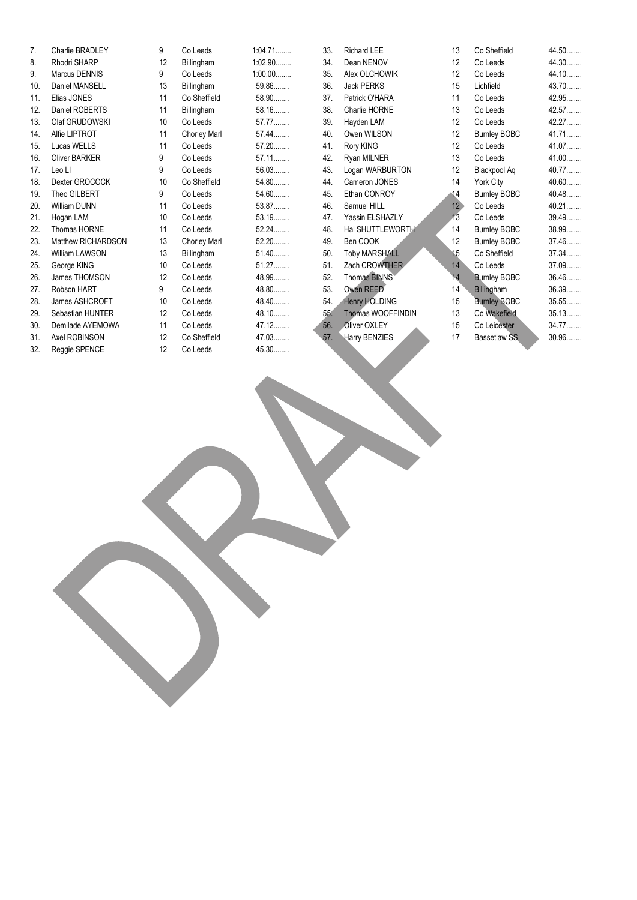| | | | | |
|---|---|---|---|---|
| 7. | Charlie BRADLEY | 9 | Co Leeds | 1:04.71........ |
| 8. | Rhodri SHARP | 12 | Billingham | 1:02.90........ |
| 9. | Marcus DENNIS | 9 | Co Leeds | 1:00.00........ |
| 10. | Daniel MANSELL | 13 | Billingham | 59.86........ |
| 11. | Elias JONES | 11 | Co Sheffield | 58.90........ |
| 12. | Daniel ROBERTS | 11 | Billingham | 58.16........ |
| 13. | Olaf GRUDOWSKI | 10 | Co Leeds | 57.77........ |
| 14. | Alfie LIPTROT | 11 | Chorley Marl | 57.44........ |
| 15. | Lucas WELLS | 11 | Co Leeds | 57.20........ |
| 16. | Oliver BARKER | 9 | Co Leeds | 57.11........ |
| 17. | Leo LI | 9 | Co Leeds | 56.03........ |
| 18. | Dexter GROCOCK | 10 | Co Sheffield | 54.80........ |
| 19. | Theo GILBERT | 9 | Co Leeds | 54.60........ |
| 20. | William DUNN | 11 | Co Leeds | 53.87........ |
| 21. | Hogan LAM | 10 | Co Leeds | 53.19........ |
| 22. | Thomas HORNE | 11 | Co Leeds | 52.24........ |
| 23. | Matthew RICHARDSON | 13 | Chorley Marl | 52.20........ |
| 24. | William LAWSON | 13 | Billingham | 51.40........ |
| 25. | George KING | 10 | Co Leeds | 51.27........ |
| 26. | James THOMSON | 12 | Co Leeds | 48.99........ |
| 27. | Robson HART | 9 | Co Leeds | 48.80........ |
| 28. | James ASHCROFT | 10 | Co Leeds | 48.40........ |
| 29. | Sebastian HUNTER | 12 | Co Leeds | 48.10........ |
| 30. | Demilade AYEMOWA | 11 | Co Leeds | 47.12........ |
| 31. | Axel ROBINSON | 12 | Co Sheffield | 47.03........ |
| 32. | Reggie SPENCE | 12 | Co Leeds | 45.30........ |
| 33. | Richard LEE | 13 | Co Sheffield | 44.50........ |
| 34. | Dean NENOV | 12 | Co Leeds | 44.30........ |
| 35. | Alex OLCHOWIK | 12 | Co Leeds | 44.10........ |
| 36. | Jack PERKS | 15 | Lichfield | 43.70........ |
| 37. | Patrick O'HARA | 11 | Co Leeds | 42.95........ |
| 38. | Charlie HORNE | 13 | Co Leeds | 42.57........ |
| 39. | Hayden LAM | 12 | Co Leeds | 42.27........ |
| 40. | Owen WILSON | 12 | Burnley BOBC | 41.71........ |
| 41. | Rory KING | 12 | Co Leeds | 41.07........ |
| 42. | Ryan MILNER | 13 | Co Leeds | 41.00........ |
| 43. | Logan WARBURTON | 12 | Blackpool Aq | 40.77........ |
| 44. | Cameron JONES | 14 | York City | 40.60........ |
| 45. | Ethan CONROY | 14 | Burnley BOBC | 40.48........ |
| 46. | Samuel HILL | 12 | Co Leeds | 40.21........ |
| 47. | Yassin ELSHAZLY | 13 | Co Leeds | 39.49........ |
| 48. | Hal SHUTTLEWORTH | 14 | Burnley BOBC | 38.99........ |
| 49. | Ben COOK | 12 | Burnley BOBC | 37.46........ |
| 50. | Toby MARSHALL | 15 | Co Sheffield | 37.34........ |
| 51. | Zach CROWTHER | 14 | Co Leeds | 37.09........ |
| 52. | Thomas BINNS | 14 | Burnley BOBC | 36.46........ |
| 53. | Owen REED | 14 | Billingham | 36.39........ |
| 54. | Henry HOLDING | 15 | Burnley BOBC | 35.55........ |
| 55. | Thomas WOOFFINDIN | 13 | Co Wakefield | 35.13........ |
| 56. | Oliver OXLEY | 15 | Co Leicester | 34.77........ |
| 57. | Harry BENZIES | 17 | Bassetlaw SS | 30.96........ |